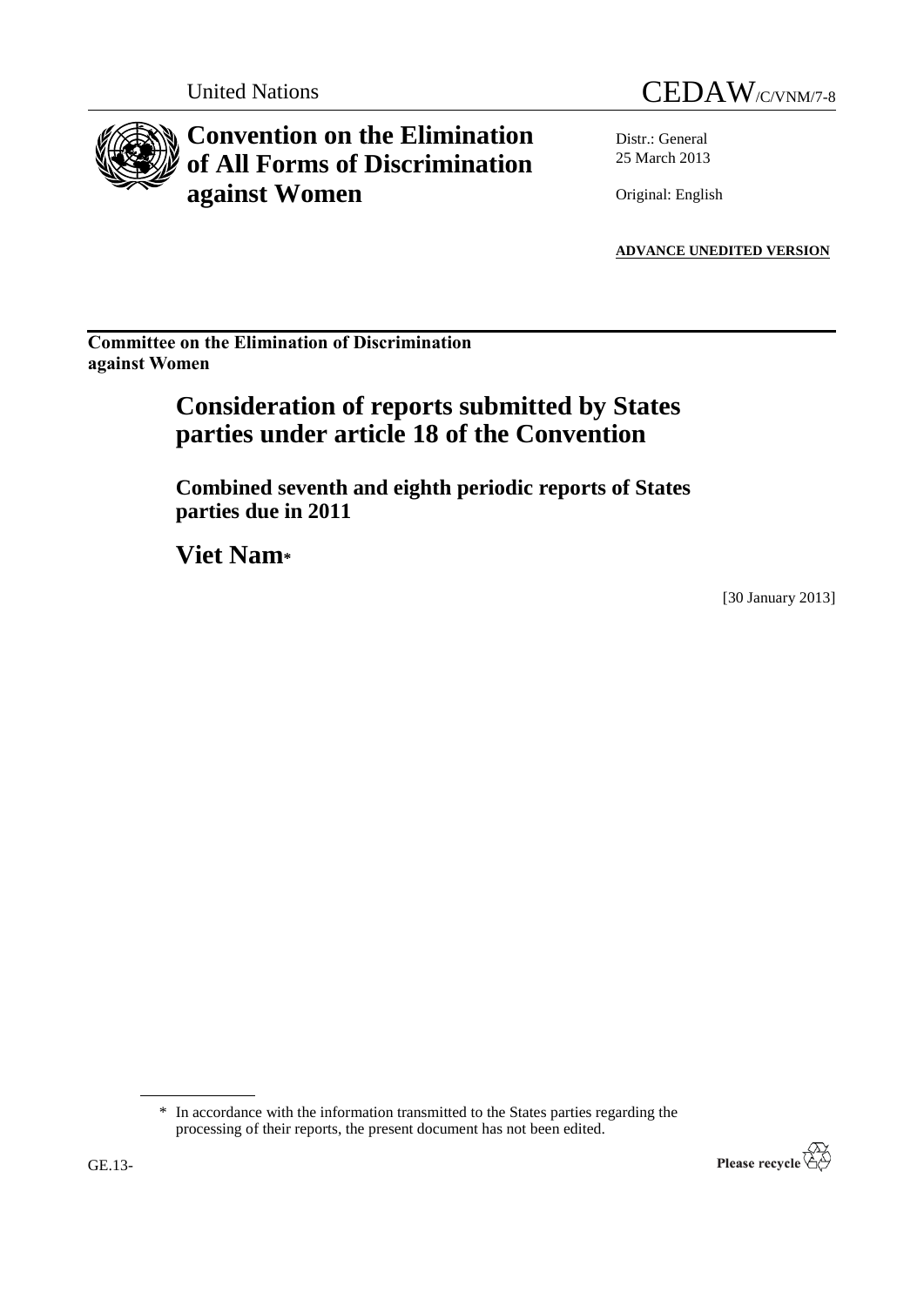United Nations

CEDAW/C/VNM/7-8

# Convention on the Elimination of All Forms of Discrimination against Women

Distr.: General
25 March 2013

Original: English

**ADVANCE UNEDITED VERSION**

**Committee on the Elimination of Discrimination against Women**

## Consideration of reports submitted by States parties under article 18 of the Convention

### Combined seventh and eighth periodic reports of States parties due in 2011

## Viet Nam*

[30 January 2013]

\* In accordance with the information transmitted to the States parties regarding the processing of their reports, the present document has not been edited.

GE.13-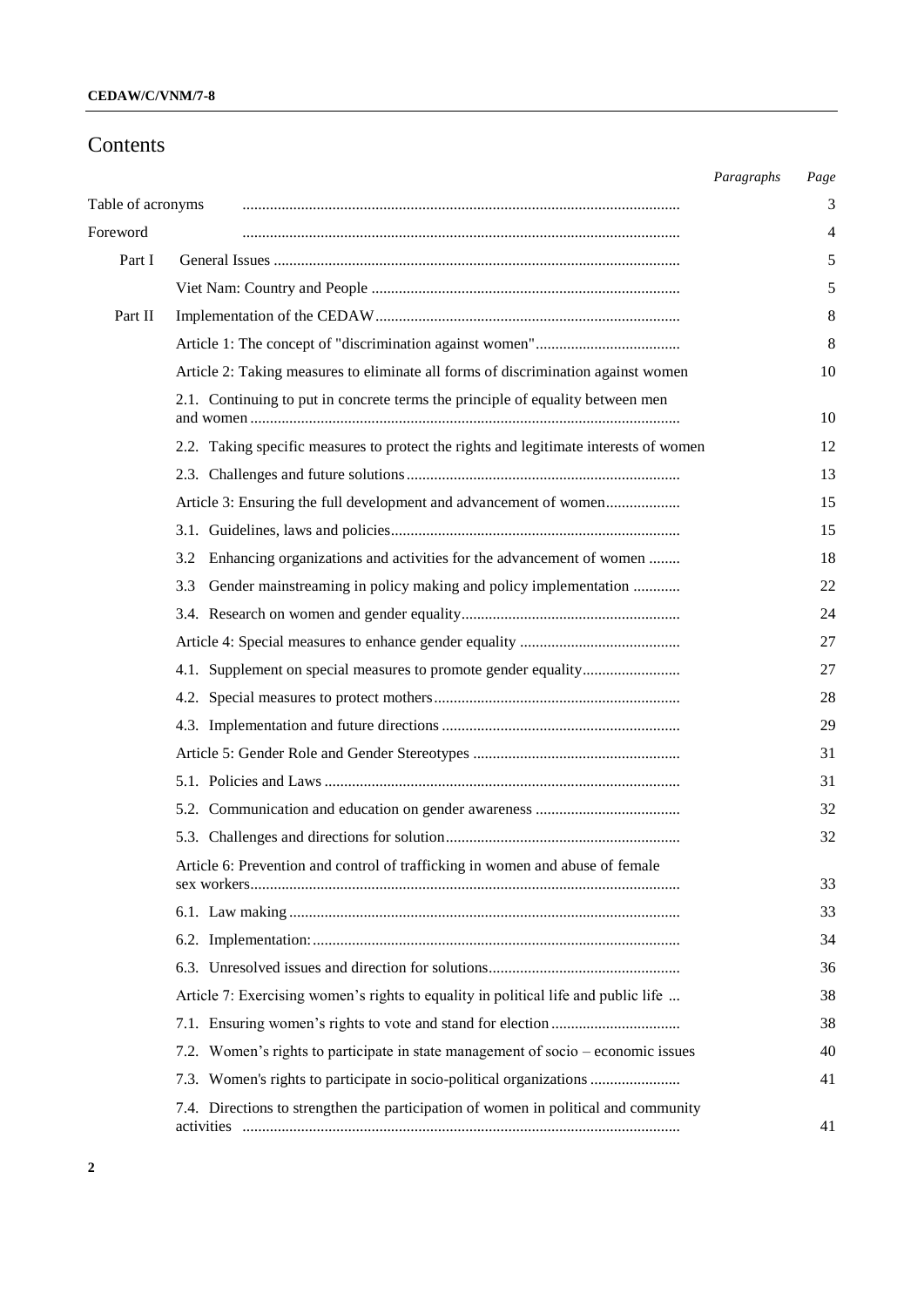# Contents

| | | *Paragraphs* | *Page* |
|---|---|---|---|
| Table of acronyms | | | 3 |
| Foreword | | | 4 |
| Part I | General Issues | | 5 |
| | Viet Nam: Country and People | | 5 |
| Part II | Implementation of the CEDAW | | 8 |
| | Article 1: The concept of "discrimination against women" | | 8 |
| | Article 2: Taking measures to eliminate all forms of discrimination against women | | 10 |
| | 2.1. Continuing to put in concrete terms the principle of equality between men and women | | 10 |
| | 2.2. Taking specific measures to protect the rights and legitimate interests of women | | 12 |
| | 2.3. Challenges and future solutions | | 13 |
| | Article 3: Ensuring the full development and advancement of women | | 15 |
| | 3.1. Guidelines, laws and policies | | 15 |
| | 3.2 Enhancing organizations and activities for the advancement of women | | 18 |
| | 3.3 Gender mainstreaming in policy making and policy implementation | | 22 |
| | 3.4. Research on women and gender equality | | 24 |
| | Article 4: Special measures to enhance gender equality | | 27 |
| | 4.1. Supplement on special measures to promote gender equality | | 27 |
| | 4.2. Special measures to protect mothers | | 28 |
| | 4.3. Implementation and future directions | | 29 |
| | Article 5: Gender Role and Gender Stereotypes | | 31 |
| | 5.1. Policies and Laws | | 31 |
| | 5.2. Communication and education on gender awareness | | 32 |
| | 5.3. Challenges and directions for solution | | 32 |
| | Article 6: Prevention and control of trafficking in women and abuse of female sex workers | | 33 |
| | 6.1. Law making | | 33 |
| | 6.2. Implementation: | | 34 |
| | 6.3. Unresolved issues and direction for solutions | | 36 |
| | Article 7: Exercising women's rights to equality in political life and public life | | 38 |
| | 7.1. Ensuring women's rights to vote and stand for election | | 38 |
| | 7.2. Women's rights to participate in state management of socio – economic issues | | 40 |
| | 7.3. Women's rights to participate in socio-political organizations | | 41 |
| | 7.4. Directions to strengthen the participation of women in political and community activities | | 41 |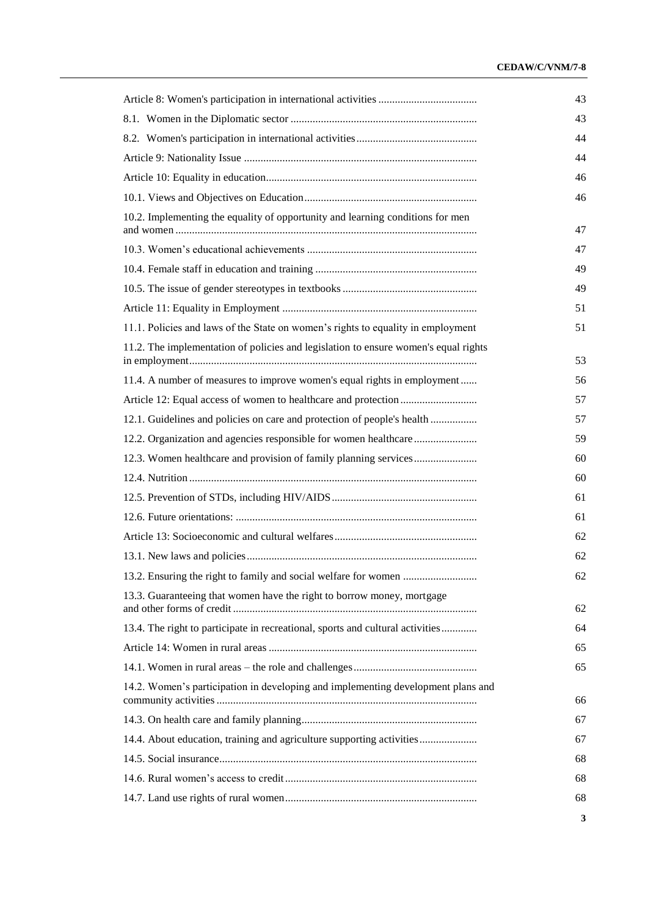| | |
|---|---|
| Article 8: Women's participation in international activities | 43 |
| 8.1. Women in the Diplomatic sector | 43 |
| 8.2. Women's participation in international activities | 44 |
| Article 9: Nationality Issue | 44 |
| Article 10: Equality in education | 46 |
| 10.1. Views and Objectives on Education | 46 |
| 10.2. Implementing the equality of opportunity and learning conditions for men and women | 47 |
| 10.3. Women's educational achievements | 47 |
| 10.4. Female staff in education and training | 49 |
| 10.5. The issue of gender stereotypes in textbooks | 49 |
| Article 11: Equality in Employment | 51 |
| 11.1. Policies and laws of the State on women's rights to equality in employment | 51 |
| 11.2. The implementation of policies and legislation to ensure women's equal rights in employment | 53 |
| 11.4. A number of measures to improve women's equal rights in employment | 56 |
| Article 12: Equal access of women to healthcare and protection | 57 |
| 12.1. Guidelines and policies on care and protection of people's health | 57 |
| 12.2. Organization and agencies responsible for women healthcare | 59 |
| 12.3. Women healthcare and provision of family planning services | 60 |
| 12.4. Nutrition | 60 |
| 12.5. Prevention of STDs, including HIV/AIDS | 61 |
| 12.6. Future orientations: | 61 |
| Article 13: Socioeconomic and cultural welfares | 62 |
| 13.1. New laws and policies | 62 |
| 13.2. Ensuring the right to family and social welfare for women | 62 |
| 13.3. Guaranteeing that women have the right to borrow money, mortgage and other forms of credit | 62 |
| 13.4. The right to participate in recreational, sports and cultural activities | 64 |
| Article 14: Women in rural areas | 65 |
| 14.1. Women in rural areas – the role and challenges | 65 |
| 14.2. Women's participation in developing and implementing development plans and community activities | 66 |
| 14.3. On health care and family planning | 67 |
| 14.4. About education, training and agriculture supporting activities | 67 |
| 14.5. Social insurance | 68 |
| 14.6. Rural women's access to credit | 68 |
| 14.7. Land use rights of rural women | 68 |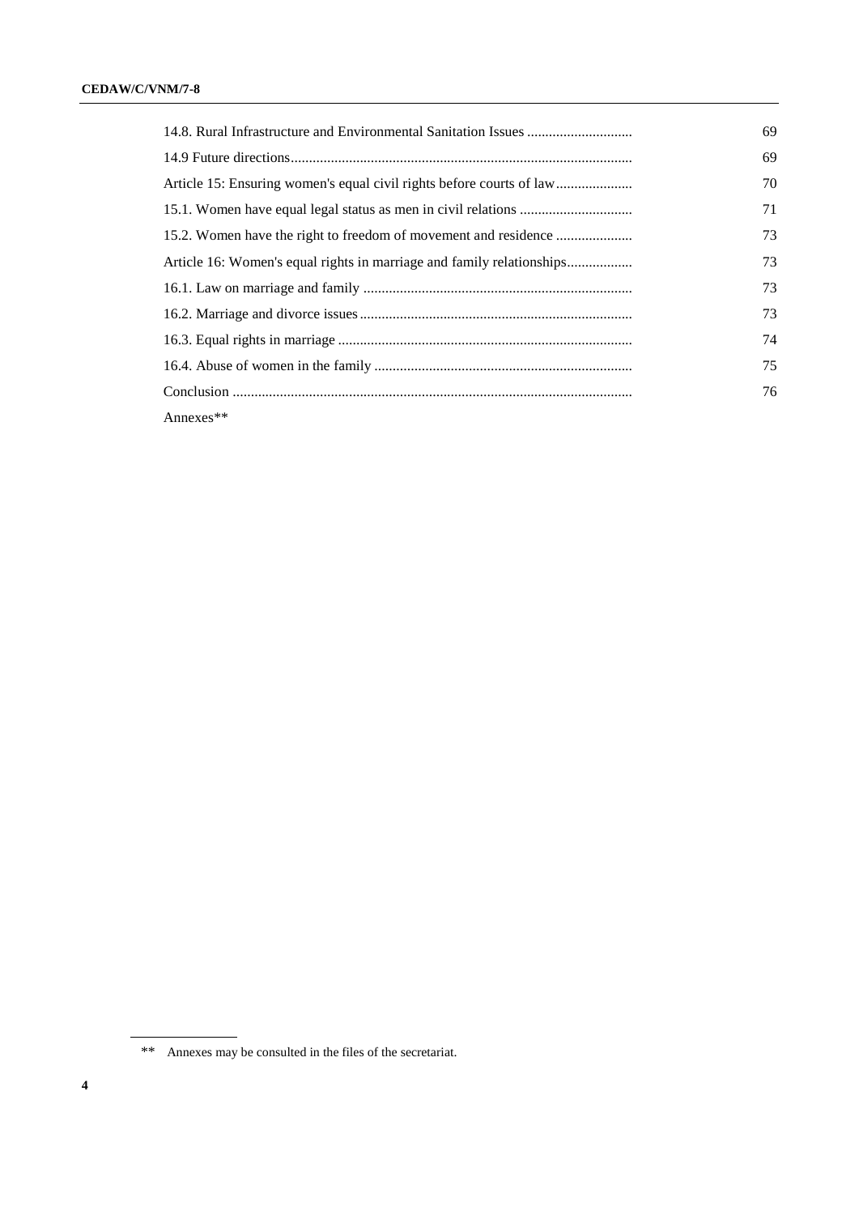| | |
|---|---|
| 14.8. Rural Infrastructure and Environmental Sanitation Issues | 69 |
| 14.9 Future directions | 69 |
| Article 15: Ensuring women's equal civil rights before courts of law | 70 |
| 15.1. Women have equal legal status as men in civil relations | 71 |
| 15.2. Women have the right to freedom of movement and residence | 73 |
| Article 16: Women's equal rights in marriage and family relationships | 73 |
| 16.1. Law on marriage and family | 73 |
| 16.2. Marriage and divorce issues | 73 |
| 16.3. Equal rights in marriage | 74 |
| 16.4. Abuse of women in the family | 75 |
| Conclusion | 76 |
| Annexes** | |

** Annexes may be consulted in the files of the secretariat.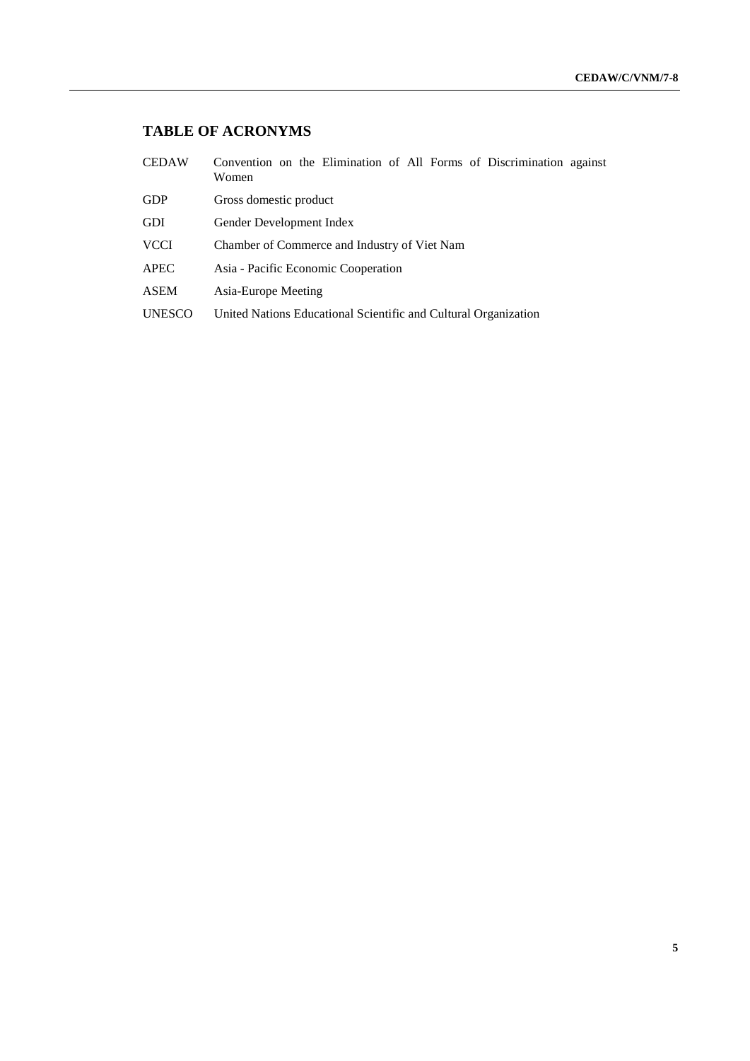## TABLE OF ACRONYMS

| | |
|---|---|
| CEDAW | Convention on the Elimination of All Forms of Discrimination against Women |
| GDP | Gross domestic product |
| GDI | Gender Development Index |
| VCCI | Chamber of Commerce and Industry of Viet Nam |
| APEC | Asia - Pacific Economic Cooperation |
| ASEM | Asia-Europe Meeting |
| UNESCO | United Nations Educational Scientific and Cultural Organization |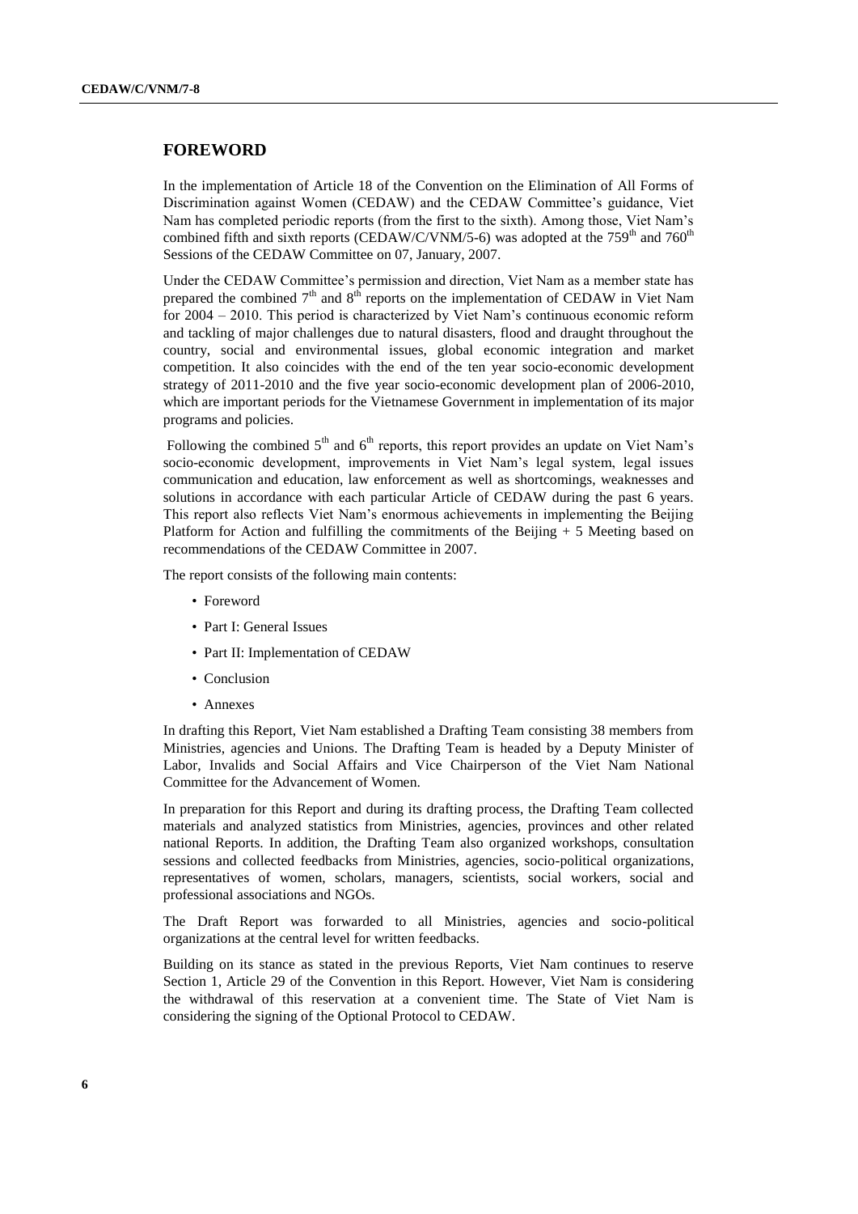# FOREWORD

In the implementation of Article 18 of the Convention on the Elimination of All Forms of Discrimination against Women (CEDAW) and the CEDAW Committee's guidance, Viet Nam has completed periodic reports (from the first to the sixth). Among those, Viet Nam's combined fifth and sixth reports (CEDAW/C/VNM/5-6) was adopted at the 759th and 760th Sessions of the CEDAW Committee on 07, January, 2007.

Under the CEDAW Committee's permission and direction, Viet Nam as a member state has prepared the combined 7th and 8th reports on the implementation of CEDAW in Viet Nam for 2004 – 2010. This period is characterized by Viet Nam's continuous economic reform and tackling of major challenges due to natural disasters, flood and draught throughout the country, social and environmental issues, global economic integration and market competition. It also coincides with the end of the ten year socio-economic development strategy of 2011-2010 and the five year socio-economic development plan of 2006-2010, which are important periods for the Vietnamese Government in implementation of its major programs and policies.

Following the combined 5th and 6th reports, this report provides an update on Viet Nam's socio-economic development, improvements in Viet Nam's legal system, legal issues communication and education, law enforcement as well as shortcomings, weaknesses and solutions in accordance with each particular Article of CEDAW during the past 6 years. This report also reflects Viet Nam's enormous achievements in implementing the Beijing Platform for Action and fulfilling the commitments of the Beijing + 5 Meeting based on recommendations of the CEDAW Committee in 2007.

The report consists of the following main contents:

- Foreword
- Part I: General Issues
- Part II: Implementation of CEDAW
- Conclusion
- Annexes

In drafting this Report, Viet Nam established a Drafting Team consisting 38 members from Ministries, agencies and Unions. The Drafting Team is headed by a Deputy Minister of Labor, Invalids and Social Affairs and Vice Chairperson of the Viet Nam National Committee for the Advancement of Women.

In preparation for this Report and during its drafting process, the Drafting Team collected materials and analyzed statistics from Ministries, agencies, provinces and other related national Reports. In addition, the Drafting Team also organized workshops, consultation sessions and collected feedbacks from Ministries, agencies, socio-political organizations, representatives of women, scholars, managers, scientists, social workers, social and professional associations and NGOs.

The Draft Report was forwarded to all Ministries, agencies and socio-political organizations at the central level for written feedbacks.

Building on its stance as stated in the previous Reports, Viet Nam continues to reserve Section 1, Article 29 of the Convention in this Report. However, Viet Nam is considering the withdrawal of this reservation at a convenient time. The State of Viet Nam is considering the signing of the Optional Protocol to CEDAW.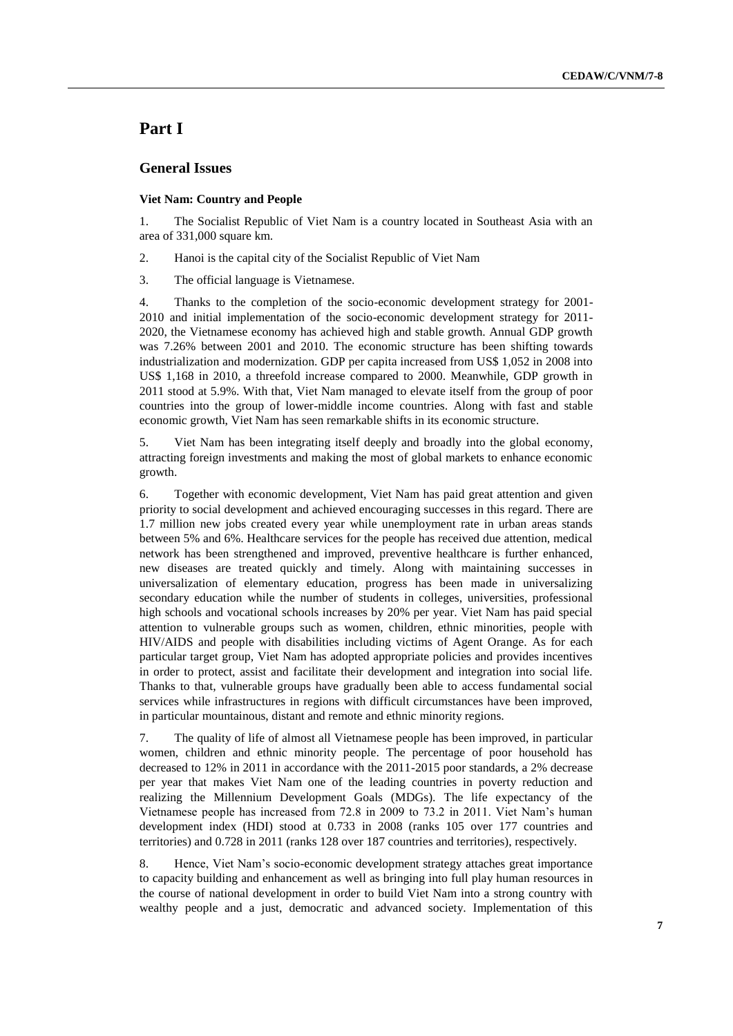# Part I

## General Issues

### Viet Nam: Country and People

1. The Socialist Republic of Viet Nam is a country located in Southeast Asia with an area of 331,000 square km.

2. Hanoi is the capital city of the Socialist Republic of Viet Nam

3. The official language is Vietnamese.

4. Thanks to the completion of the socio-economic development strategy for 2001-2010 and initial implementation of the socio-economic development strategy for 2011-2020, the Vietnamese economy has achieved high and stable growth. Annual GDP growth was 7.26% between 2001 and 2010. The economic structure has been shifting towards industrialization and modernization. GDP per capita increased from US$ 1,052 in 2008 into US$ 1,168 in 2010, a threefold increase compared to 2000. Meanwhile, GDP growth in 2011 stood at 5.9%. With that, Viet Nam managed to elevate itself from the group of poor countries into the group of lower-middle income countries. Along with fast and stable economic growth, Viet Nam has seen remarkable shifts in its economic structure.

5. Viet Nam has been integrating itself deeply and broadly into the global economy, attracting foreign investments and making the most of global markets to enhance economic growth.

6. Together with economic development, Viet Nam has paid great attention and given priority to social development and achieved encouraging successes in this regard. There are 1.7 million new jobs created every year while unemployment rate in urban areas stands between 5% and 6%. Healthcare services for the people has received due attention, medical network has been strengthened and improved, preventive healthcare is further enhanced, new diseases are treated quickly and timely. Along with maintaining successes in universalization of elementary education, progress has been made in universalizing secondary education while the number of students in colleges, universities, professional high schools and vocational schools increases by 20% per year. Viet Nam has paid special attention to vulnerable groups such as women, children, ethnic minorities, people with HIV/AIDS and people with disabilities including victims of Agent Orange. As for each particular target group, Viet Nam has adopted appropriate policies and provides incentives in order to protect, assist and facilitate their development and integration into social life. Thanks to that, vulnerable groups have gradually been able to access fundamental social services while infrastructures in regions with difficult circumstances have been improved, in particular mountainous, distant and remote and ethnic minority regions.

7. The quality of life of almost all Vietnamese people has been improved, in particular women, children and ethnic minority people. The percentage of poor household has decreased to 12% in 2011 in accordance with the 2011-2015 poor standards, a 2% decrease per year that makes Viet Nam one of the leading countries in poverty reduction and realizing the Millennium Development Goals (MDGs). The life expectancy of the Vietnamese people has increased from 72.8 in 2009 to 73.2 in 2011. Viet Nam's human development index (HDI) stood at 0.733 in 2008 (ranks 105 over 177 countries and territories) and 0.728 in 2011 (ranks 128 over 187 countries and territories), respectively.

8. Hence, Viet Nam's socio-economic development strategy attaches great importance to capacity building and enhancement as well as bringing into full play human resources in the course of national development in order to build Viet Nam into a strong country with wealthy people and a just, democratic and advanced society. Implementation of this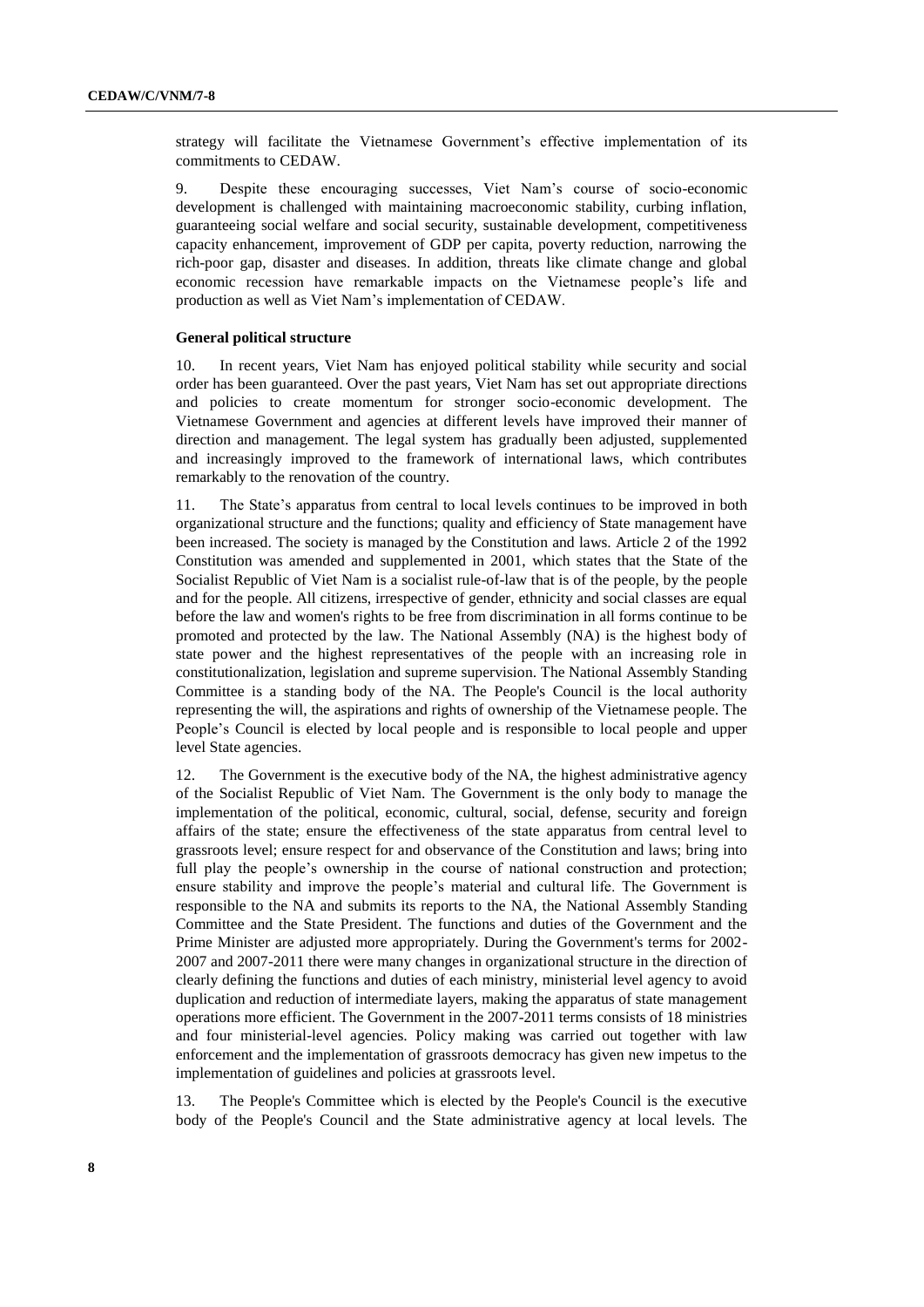strategy will facilitate the Vietnamese Government's effective implementation of its commitments to CEDAW.

9. Despite these encouraging successes, Viet Nam's course of socio-economic development is challenged with maintaining macroeconomic stability, curbing inflation, guaranteeing social welfare and social security, sustainable development, competitiveness capacity enhancement, improvement of GDP per capita, poverty reduction, narrowing the rich-poor gap, disaster and diseases. In addition, threats like climate change and global economic recession have remarkable impacts on the Vietnamese people's life and production as well as Viet Nam's implementation of CEDAW.

**General political structure**

10. In recent years, Viet Nam has enjoyed political stability while security and social order has been guaranteed. Over the past years, Viet Nam has set out appropriate directions and policies to create momentum for stronger socio-economic development. The Vietnamese Government and agencies at different levels have improved their manner of direction and management. The legal system has gradually been adjusted, supplemented and increasingly improved to the framework of international laws, which contributes remarkably to the renovation of the country.

11. The State's apparatus from central to local levels continues to be improved in both organizational structure and the functions; quality and efficiency of State management have been increased. The society is managed by the Constitution and laws. Article 2 of the 1992 Constitution was amended and supplemented in 2001, which states that the State of the Socialist Republic of Viet Nam is a socialist rule-of-law that is of the people, by the people and for the people. All citizens, irrespective of gender, ethnicity and social classes are equal before the law and women's rights to be free from discrimination in all forms continue to be promoted and protected by the law. The National Assembly (NA) is the highest body of state power and the highest representatives of the people with an increasing role in constitutionalization, legislation and supreme supervision. The National Assembly Standing Committee is a standing body of the NA. The People's Council is the local authority representing the will, the aspirations and rights of ownership of the Vietnamese people. The People's Council is elected by local people and is responsible to local people and upper level State agencies.

12. The Government is the executive body of the NA, the highest administrative agency of the Socialist Republic of Viet Nam. The Government is the only body to manage the implementation of the political, economic, cultural, social, defense, security and foreign affairs of the state; ensure the effectiveness of the state apparatus from central level to grassroots level; ensure respect for and observance of the Constitution and laws; bring into full play the people's ownership in the course of national construction and protection; ensure stability and improve the people's material and cultural life. The Government is responsible to the NA and submits its reports to the NA, the National Assembly Standing Committee and the State President. The functions and duties of the Government and the Prime Minister are adjusted more appropriately. During the Government's terms for 2002-2007 and 2007-2011 there were many changes in organizational structure in the direction of clearly defining the functions and duties of each ministry, ministerial level agency to avoid duplication and reduction of intermediate layers, making the apparatus of state management operations more efficient. The Government in the 2007-2011 terms consists of 18 ministries and four ministerial-level agencies. Policy making was carried out together with law enforcement and the implementation of grassroots democracy has given new impetus to the implementation of guidelines and policies at grassroots level.

13. The People's Committee which is elected by the People's Council is the executive body of the People's Council and the State administrative agency at local levels. The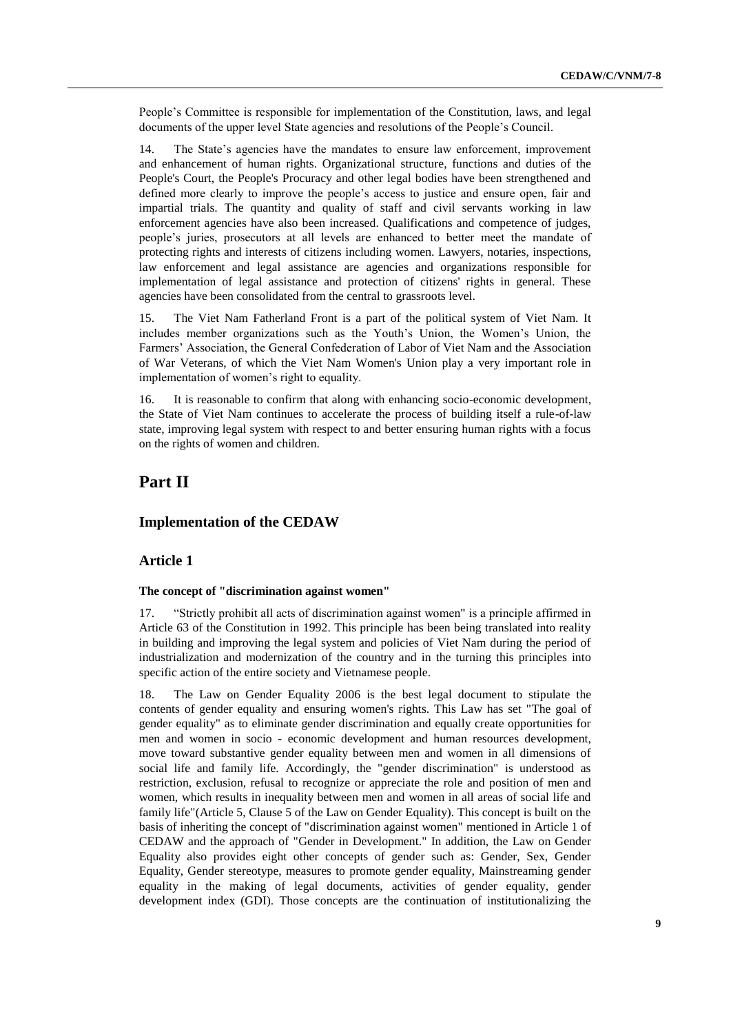People's Committee is responsible for implementation of the Constitution, laws, and legal documents of the upper level State agencies and resolutions of the People's Council.

14. The State's agencies have the mandates to ensure law enforcement, improvement and enhancement of human rights. Organizational structure, functions and duties of the People's Court, the People's Procuracy and other legal bodies have been strengthened and defined more clearly to improve the people's access to justice and ensure open, fair and impartial trials. The quantity and quality of staff and civil servants working in law enforcement agencies have also been increased. Qualifications and competence of judges, people's juries, prosecutors at all levels are enhanced to better meet the mandate of protecting rights and interests of citizens including women. Lawyers, notaries, inspections, law enforcement and legal assistance are agencies and organizations responsible for implementation of legal assistance and protection of citizens' rights in general. These agencies have been consolidated from the central to grassroots level.

15. The Viet Nam Fatherland Front is a part of the political system of Viet Nam. It includes member organizations such as the Youth's Union, the Women's Union, the Farmers' Association, the General Confederation of Labor of Viet Nam and the Association of War Veterans, of which the Viet Nam Women's Union play a very important role in implementation of women's right to equality.

16. It is reasonable to confirm that along with enhancing socio-economic development, the State of Viet Nam continues to accelerate the process of building itself a rule-of-law state, improving legal system with respect to and better ensuring human rights with a focus on the rights of women and children.

# Part II

## Implementation of the CEDAW

## Article 1

**The concept of "discrimination against women"**

17. "Strictly prohibit all acts of discrimination against women" is a principle affirmed in Article 63 of the Constitution in 1992. This principle has been being translated into reality in building and improving the legal system and policies of Viet Nam during the period of industrialization and modernization of the country and in the turning this principles into specific action of the entire society and Vietnamese people.

18. The Law on Gender Equality 2006 is the best legal document to stipulate the contents of gender equality and ensuring women's rights. This Law has set "The goal of gender equality" as to eliminate gender discrimination and equally create opportunities for men and women in socio - economic development and human resources development, move toward substantive gender equality between men and women in all dimensions of social life and family life. Accordingly, the "gender discrimination" is understood as restriction, exclusion, refusal to recognize or appreciate the role and position of men and women, which results in inequality between men and women in all areas of social life and family life"(Article 5, Clause 5 of the Law on Gender Equality). This concept is built on the basis of inheriting the concept of "discrimination against women" mentioned in Article 1 of CEDAW and the approach of "Gender in Development." In addition, the Law on Gender Equality also provides eight other concepts of gender such as: Gender, Sex, Gender Equality, Gender stereotype, measures to promote gender equality, Mainstreaming gender equality in the making of legal documents, activities of gender equality, gender development index (GDI). Those concepts are the continuation of institutionalizing the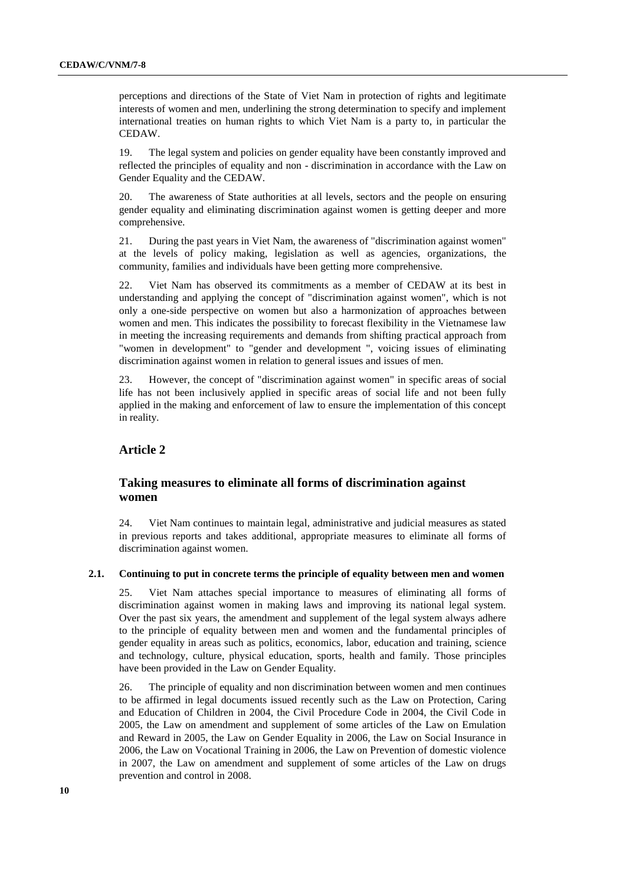perceptions and directions of the State of Viet Nam in protection of rights and legitimate interests of women and men, underlining the strong determination to specify and implement international treaties on human rights to which Viet Nam is a party to, in particular the CEDAW.

19. The legal system and policies on gender equality have been constantly improved and reflected the principles of equality and non - discrimination in accordance with the Law on Gender Equality and the CEDAW.

20. The awareness of State authorities at all levels, sectors and the people on ensuring gender equality and eliminating discrimination against women is getting deeper and more comprehensive.

21. During the past years in Viet Nam, the awareness of "discrimination against women" at the levels of policy making, legislation as well as agencies, organizations, the community, families and individuals have been getting more comprehensive.

22. Viet Nam has observed its commitments as a member of CEDAW at its best in understanding and applying the concept of "discrimination against women", which is not only a one-side perspective on women but also a harmonization of approaches between women and men. This indicates the possibility to forecast flexibility in the Vietnamese law in meeting the increasing requirements and demands from shifting practical approach from "women in development" to "gender and development ", voicing issues of eliminating discrimination against women in relation to general issues and issues of men.

23. However, the concept of "discrimination against women" in specific areas of social life has not been inclusively applied in specific areas of social life and not been fully applied in the making and enforcement of law to ensure the implementation of this concept in reality.

## Article 2

## Taking measures to eliminate all forms of discrimination against women

24. Viet Nam continues to maintain legal, administrative and judicial measures as stated in previous reports and takes additional, appropriate measures to eliminate all forms of discrimination against women.

### 2.1. Continuing to put in concrete terms the principle of equality between men and women

25. Viet Nam attaches special importance to measures of eliminating all forms of discrimination against women in making laws and improving its national legal system. Over the past six years, the amendment and supplement of the legal system always adhere to the principle of equality between men and women and the fundamental principles of gender equality in areas such as politics, economics, labor, education and training, science and technology, culture, physical education, sports, health and family. Those principles have been provided in the Law on Gender Equality.

26. The principle of equality and non discrimination between women and men continues to be affirmed in legal documents issued recently such as the Law on Protection, Caring and Education of Children in 2004, the Civil Procedure Code in 2004, the Civil Code in 2005, the Law on amendment and supplement of some articles of the Law on Emulation and Reward in 2005, the Law on Gender Equality in 2006, the Law on Social Insurance in 2006, the Law on Vocational Training in 2006, the Law on Prevention of domestic violence in 2007, the Law on amendment and supplement of some articles of the Law on drugs prevention and control in 2008.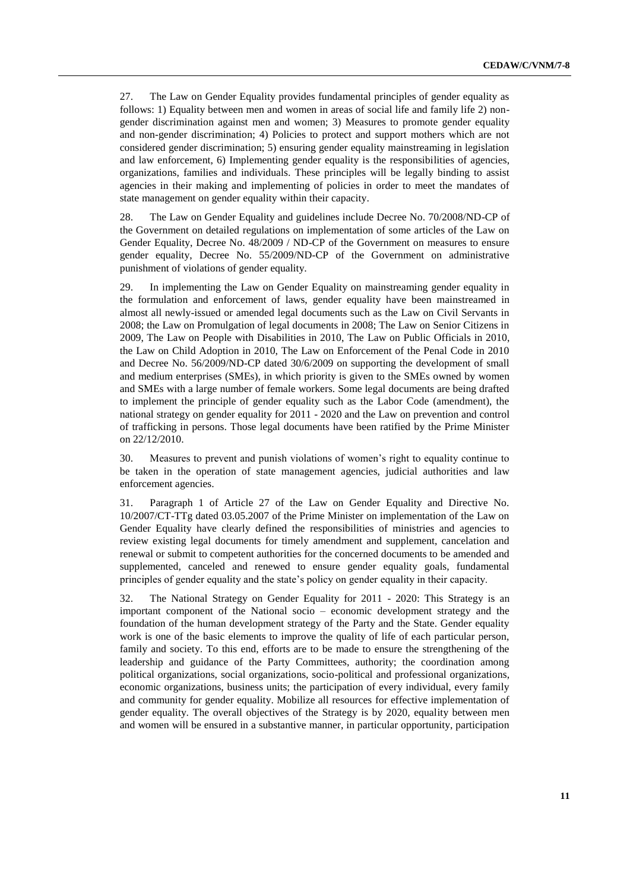27. The Law on Gender Equality provides fundamental principles of gender equality as follows: 1) Equality between men and women in areas of social life and family life 2) non-gender discrimination against men and women; 3) Measures to promote gender equality and non-gender discrimination; 4) Policies to protect and support mothers which are not considered gender discrimination; 5) ensuring gender equality mainstreaming in legislation and law enforcement, 6) Implementing gender equality is the responsibilities of agencies, organizations, families and individuals. These principles will be legally binding to assist agencies in their making and implementing of policies in order to meet the mandates of state management on gender equality within their capacity.

28. The Law on Gender Equality and guidelines include Decree No. 70/2008/ND-CP of the Government on detailed regulations on implementation of some articles of the Law on Gender Equality, Decree No. 48/2009 / ND-CP of the Government on measures to ensure gender equality, Decree No. 55/2009/ND-CP of the Government on administrative punishment of violations of gender equality.

29. In implementing the Law on Gender Equality on mainstreaming gender equality in the formulation and enforcement of laws, gender equality have been mainstreamed in almost all newly-issued or amended legal documents such as the Law on Civil Servants in 2008; the Law on Promulgation of legal documents in 2008; The Law on Senior Citizens in 2009, The Law on People with Disabilities in 2010, The Law on Public Officials in 2010, the Law on Child Adoption in 2010, The Law on Enforcement of the Penal Code in 2010 and Decree No. 56/2009/ND-CP dated 30/6/2009 on supporting the development of small and medium enterprises (SMEs), in which priority is given to the SMEs owned by women and SMEs with a large number of female workers. Some legal documents are being drafted to implement the principle of gender equality such as the Labor Code (amendment), the national strategy on gender equality for 2011 - 2020 and the Law on prevention and control of trafficking in persons. Those legal documents have been ratified by the Prime Minister on 22/12/2010.

30. Measures to prevent and punish violations of women's right to equality continue to be taken in the operation of state management agencies, judicial authorities and law enforcement agencies.

31. Paragraph 1 of Article 27 of the Law on Gender Equality and Directive No. 10/2007/CT-TTg dated 03.05.2007 of the Prime Minister on implementation of the Law on Gender Equality have clearly defined the responsibilities of ministries and agencies to review existing legal documents for timely amendment and supplement, cancelation and renewal or submit to competent authorities for the concerned documents to be amended and supplemented, canceled and renewed to ensure gender equality goals, fundamental principles of gender equality and the state's policy on gender equality in their capacity.

32. The National Strategy on Gender Equality for 2011 - 2020: This Strategy is an important component of the National socio – economic development strategy and the foundation of the human development strategy of the Party and the State. Gender equality work is one of the basic elements to improve the quality of life of each particular person, family and society. To this end, efforts are to be made to ensure the strengthening of the leadership and guidance of the Party Committees, authority; the coordination among political organizations, social organizations, socio-political and professional organizations, economic organizations, business units; the participation of every individual, every family and community for gender equality. Mobilize all resources for effective implementation of gender equality. The overall objectives of the Strategy is by 2020, equality between men and women will be ensured in a substantive manner, in particular opportunity, participation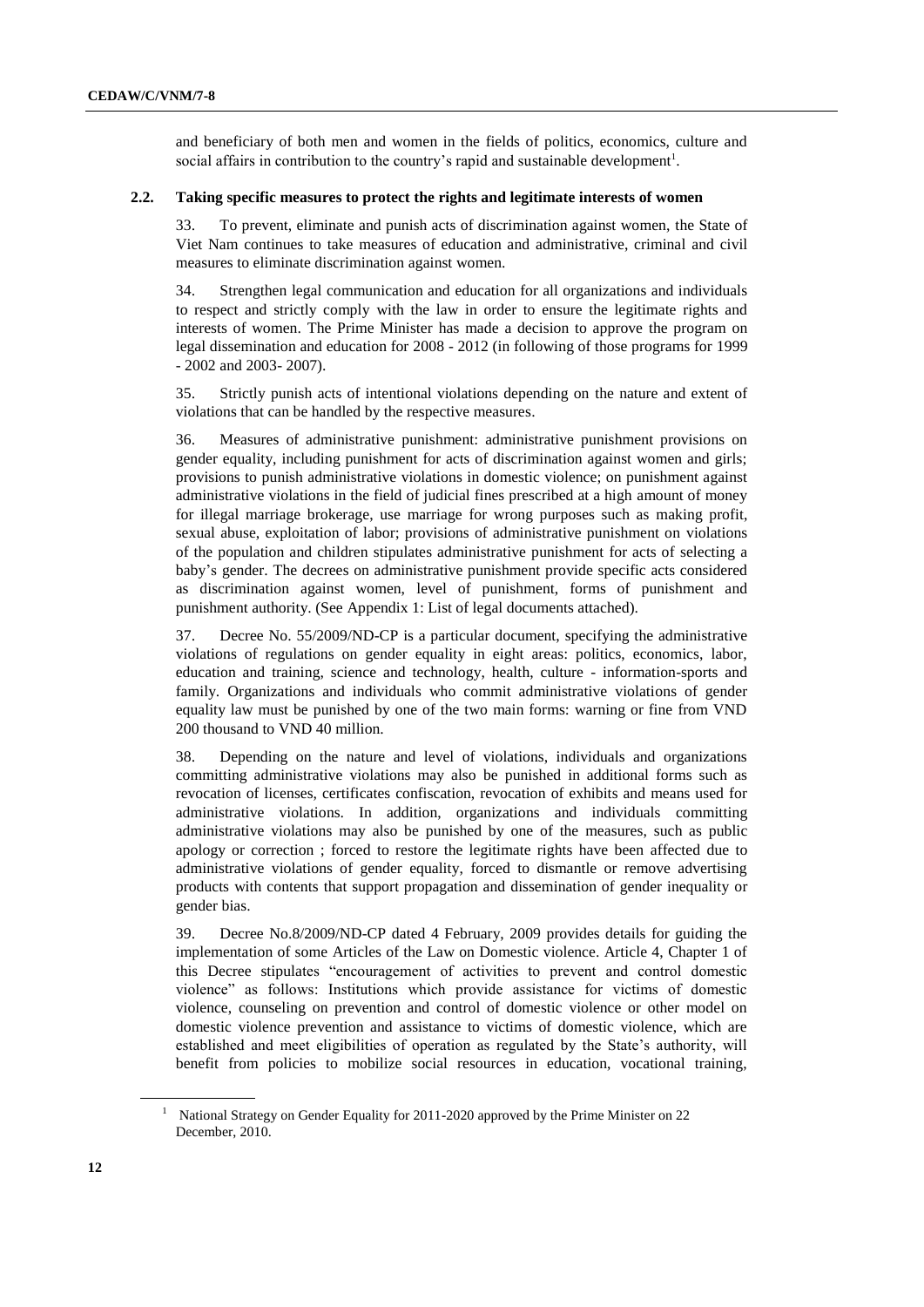and beneficiary of both men and women in the fields of politics, economics, culture and social affairs in contribution to the country's rapid and sustainable development[1].

### 2.2. Taking specific measures to protect the rights and legitimate interests of women

33. To prevent, eliminate and punish acts of discrimination against women, the State of Viet Nam continues to take measures of education and administrative, criminal and civil measures to eliminate discrimination against women.

34. Strengthen legal communication and education for all organizations and individuals to respect and strictly comply with the law in order to ensure the legitimate rights and interests of women. The Prime Minister has made a decision to approve the program on legal dissemination and education for 2008 - 2012 (in following of those programs for 1999 - 2002 and 2003- 2007).

35. Strictly punish acts of intentional violations depending on the nature and extent of violations that can be handled by the respective measures.

36. Measures of administrative punishment: administrative punishment provisions on gender equality, including punishment for acts of discrimination against women and girls; provisions to punish administrative violations in domestic violence; on punishment against administrative violations in the field of judicial fines prescribed at a high amount of money for illegal marriage brokerage, use marriage for wrong purposes such as making profit, sexual abuse, exploitation of labor; provisions of administrative punishment on violations of the population and children stipulates administrative punishment for acts of selecting a baby's gender. The decrees on administrative punishment provide specific acts considered as discrimination against women, level of punishment, forms of punishment and punishment authority. (See Appendix 1: List of legal documents attached).

37. Decree No. 55/2009/ND-CP is a particular document, specifying the administrative violations of regulations on gender equality in eight areas: politics, economics, labor, education and training, science and technology, health, culture - information-sports and family. Organizations and individuals who commit administrative violations of gender equality law must be punished by one of the two main forms: warning or fine from VND 200 thousand to VND 40 million.

38. Depending on the nature and level of violations, individuals and organizations committing administrative violations may also be punished in additional forms such as revocation of licenses, certificates confiscation, revocation of exhibits and means used for administrative violations. In addition, organizations and individuals committing administrative violations may also be punished by one of the measures, such as public apology or correction ; forced to restore the legitimate rights have been affected due to administrative violations of gender equality, forced to dismantle or remove advertising products with contents that support propagation and dissemination of gender inequality or gender bias.

39. Decree No.8/2009/ND-CP dated 4 February, 2009 provides details for guiding the implementation of some Articles of the Law on Domestic violence. Article 4, Chapter 1 of this Decree stipulates "encouragement of activities to prevent and control domestic violence" as follows: Institutions which provide assistance for victims of domestic violence, counseling on prevention and control of domestic violence or other model on domestic violence prevention and assistance to victims of domestic violence, which are established and meet eligibilities of operation as regulated by the State's authority, will benefit from policies to mobilize social resources in education, vocational training,

---

[1] National Strategy on Gender Equality for 2011-2020 approved by the Prime Minister on 22 December, 2010.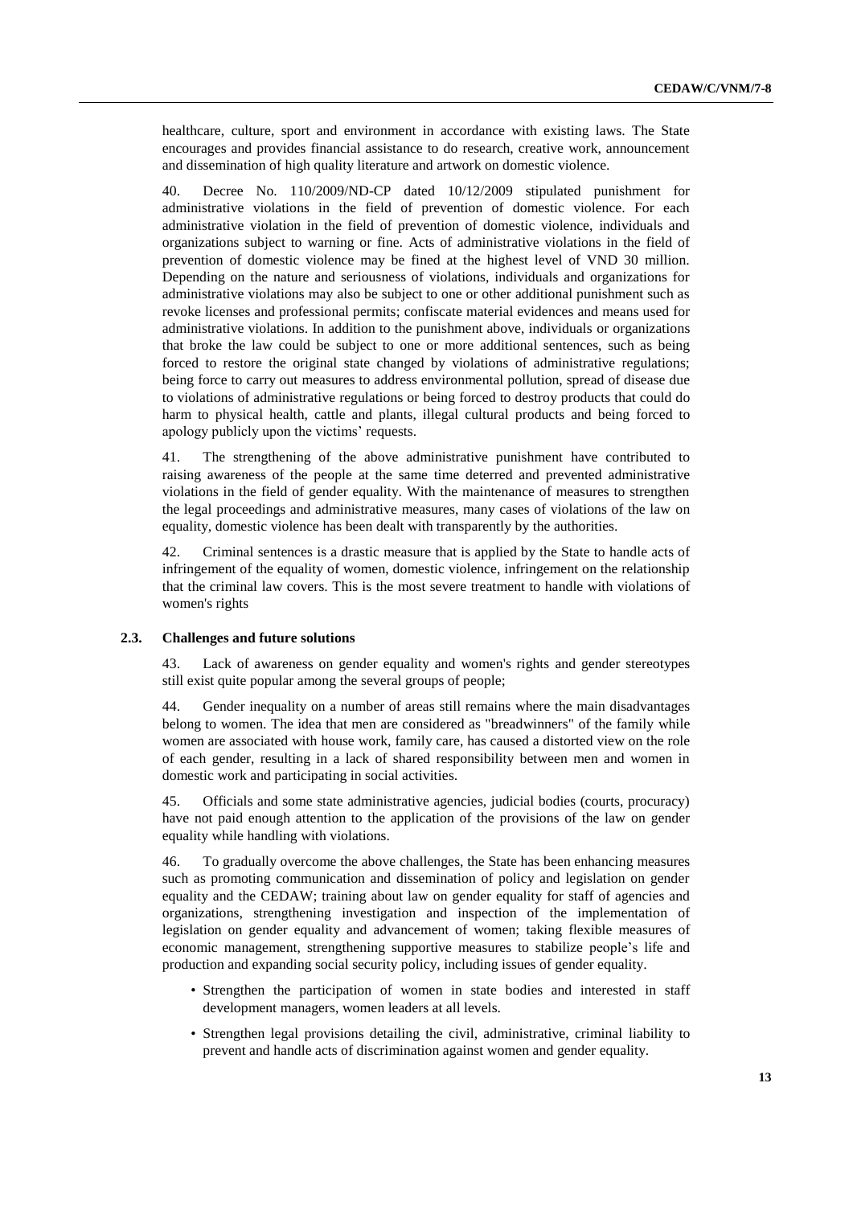healthcare, culture, sport and environment in accordance with existing laws. The State encourages and provides financial assistance to do research, creative work, announcement and dissemination of high quality literature and artwork on domestic violence.

40. Decree No. 110/2009/ND-CP dated 10/12/2009 stipulated punishment for administrative violations in the field of prevention of domestic violence. For each administrative violation in the field of prevention of domestic violence, individuals and organizations subject to warning or fine. Acts of administrative violations in the field of prevention of domestic violence may be fined at the highest level of VND 30 million. Depending on the nature and seriousness of violations, individuals and organizations for administrative violations may also be subject to one or other additional punishment such as revoke licenses and professional permits; confiscate material evidences and means used for administrative violations. In addition to the punishment above, individuals or organizations that broke the law could be subject to one or more additional sentences, such as being forced to restore the original state changed by violations of administrative regulations; being force to carry out measures to address environmental pollution, spread of disease due to violations of administrative regulations or being forced to destroy products that could do harm to physical health, cattle and plants, illegal cultural products and being forced to apology publicly upon the victims' requests.

41. The strengthening of the above administrative punishment have contributed to raising awareness of the people at the same time deterred and prevented administrative violations in the field of gender equality. With the maintenance of measures to strengthen the legal proceedings and administrative measures, many cases of violations of the law on equality, domestic violence has been dealt with transparently by the authorities.

42. Criminal sentences is a drastic measure that is applied by the State to handle acts of infringement of the equality of women, domestic violence, infringement on the relationship that the criminal law covers. This is the most severe treatment to handle with violations of women's rights

### 2.3. Challenges and future solutions

43. Lack of awareness on gender equality and women's rights and gender stereotypes still exist quite popular among the several groups of people;

44. Gender inequality on a number of areas still remains where the main disadvantages belong to women. The idea that men are considered as "breadwinners" of the family while women are associated with house work, family care, has caused a distorted view on the role of each gender, resulting in a lack of shared responsibility between men and women in domestic work and participating in social activities.

45. Officials and some state administrative agencies, judicial bodies (courts, procuracy) have not paid enough attention to the application of the provisions of the law on gender equality while handling with violations.

46. To gradually overcome the above challenges, the State has been enhancing measures such as promoting communication and dissemination of policy and legislation on gender equality and the CEDAW; training about law on gender equality for staff of agencies and organizations, strengthening investigation and inspection of the implementation of legislation on gender equality and advancement of women; taking flexible measures of economic management, strengthening supportive measures to stabilize people's life and production and expanding social security policy, including issues of gender equality.

- Strengthen the participation of women in state bodies and interested in staff development managers, women leaders at all levels.
- Strengthen legal provisions detailing the civil, administrative, criminal liability to prevent and handle acts of discrimination against women and gender equality.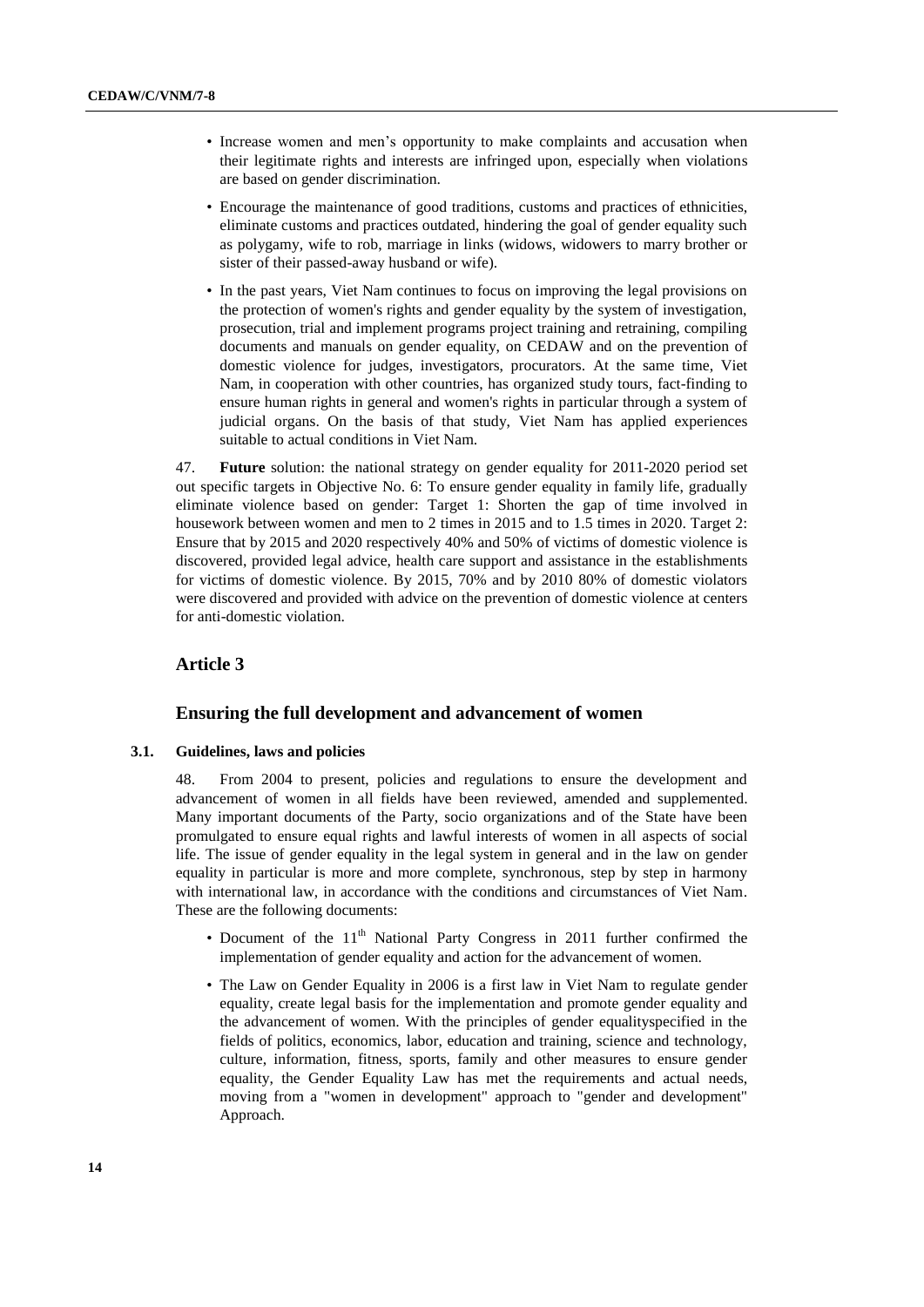- Increase women and men's opportunity to make complaints and accusation when their legitimate rights and interests are infringed upon, especially when violations are based on gender discrimination.
- Encourage the maintenance of good traditions, customs and practices of ethnicities, eliminate customs and practices outdated, hindering the goal of gender equality such as polygamy, wife to rob, marriage in links (widows, widowers to marry brother or sister of their passed-away husband or wife).
- In the past years, Viet Nam continues to focus on improving the legal provisions on the protection of women's rights and gender equality by the system of investigation, prosecution, trial and implement programs project training and retraining, compiling documents and manuals on gender equality, on CEDAW and on the prevention of domestic violence for judges, investigators, procurators. At the same time, Viet Nam, in cooperation with other countries, has organized study tours, fact-finding to ensure human rights in general and women's rights in particular through a system of judicial organs. On the basis of that study, Viet Nam has applied experiences suitable to actual conditions in Viet Nam.

47. **Future** solution: the national strategy on gender equality for 2011-2020 period set out specific targets in Objective No. 6: To ensure gender equality in family life, gradually eliminate violence based on gender: Target 1: Shorten the gap of time involved in housework between women and men to 2 times in 2015 and to 1.5 times in 2020. Target 2: Ensure that by 2015 and 2020 respectively 40% and 50% of victims of domestic violence is discovered, provided legal advice, health care support and assistance in the establishments for victims of domestic violence. By 2015, 70% and by 2010 80% of domestic violators were discovered and provided with advice on the prevention of domestic violence at centers for anti-domestic violation.

## Article 3

### Ensuring the full development and advancement of women

#### 3.1. Guidelines, laws and policies

48. From 2004 to present, policies and regulations to ensure the development and advancement of women in all fields have been reviewed, amended and supplemented. Many important documents of the Party, socio organizations and of the State have been promulgated to ensure equal rights and lawful interests of women in all aspects of social life. The issue of gender equality in the legal system in general and in the law on gender equality in particular is more and more complete, synchronous, step by step in harmony with international law, in accordance with the conditions and circumstances of Viet Nam. These are the following documents:

- Document of the 11th National Party Congress in 2011 further confirmed the implementation of gender equality and action for the advancement of women.
- The Law on Gender Equality in 2006 is a first law in Viet Nam to regulate gender equality, create legal basis for the implementation and promote gender equality and the advancement of women. With the principles of gender equalityspecified in the fields of politics, economics, labor, education and training, science and technology, culture, information, fitness, sports, family and other measures to ensure gender equality, the Gender Equality Law has met the requirements and actual needs, moving from a "women in development" approach to "gender and development" Approach.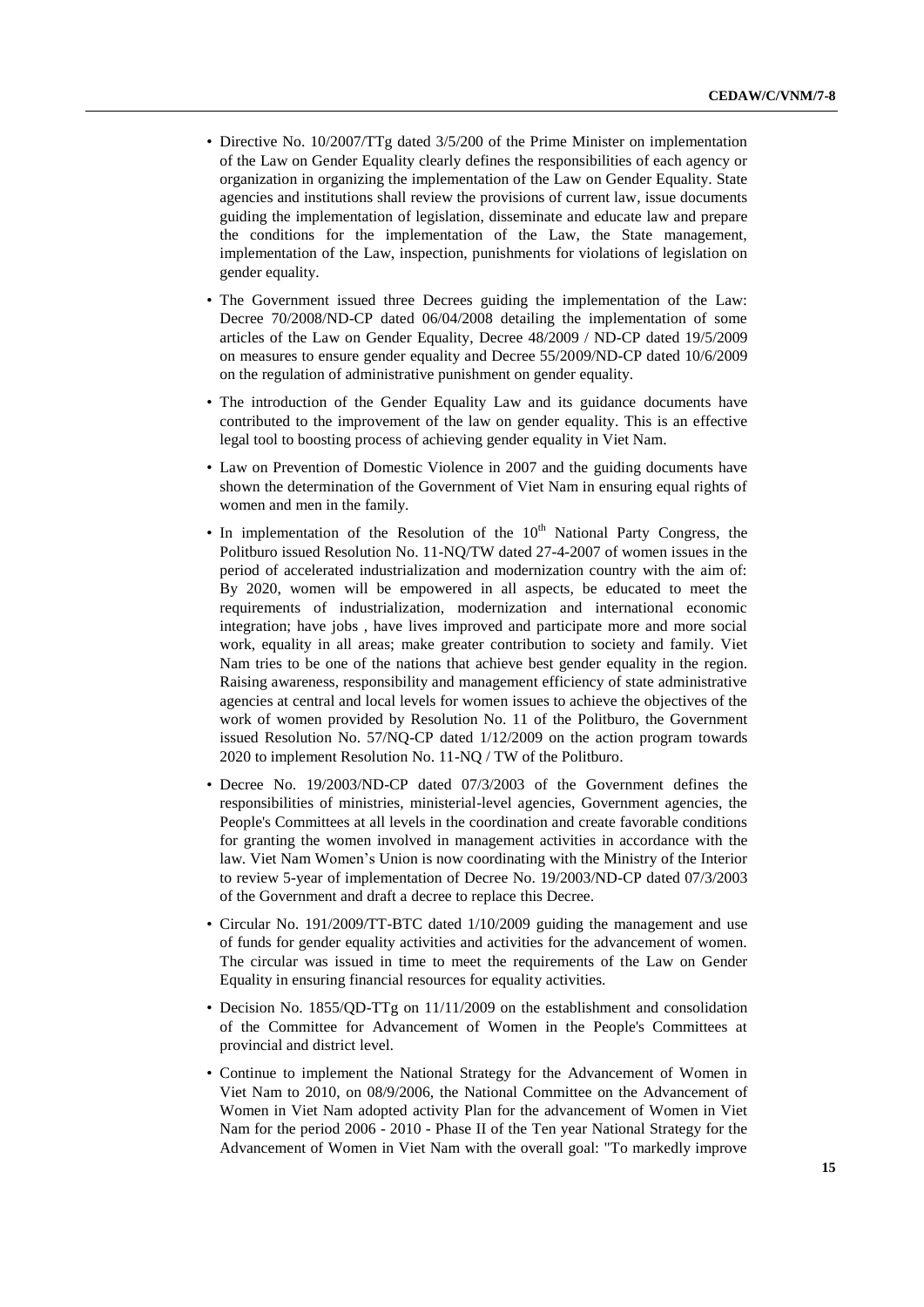- Directive No. 10/2007/TTg dated 3/5/200 of the Prime Minister on implementation of the Law on Gender Equality clearly defines the responsibilities of each agency or organization in organizing the implementation of the Law on Gender Equality. State agencies and institutions shall review the provisions of current law, issue documents guiding the implementation of legislation, disseminate and educate law and prepare the conditions for the implementation of the Law, the State management, implementation of the Law, inspection, punishments for violations of legislation on gender equality.

- The Government issued three Decrees guiding the implementation of the Law: Decree 70/2008/ND-CP dated 06/04/2008 detailing the implementation of some articles of the Law on Gender Equality, Decree 48/2009 / ND-CP dated 19/5/2009 on measures to ensure gender equality and Decree 55/2009/ND-CP dated 10/6/2009 on the regulation of administrative punishment on gender equality.

- The introduction of the Gender Equality Law and its guidance documents have contributed to the improvement of the law on gender equality. This is an effective legal tool to boosting process of achieving gender equality in Viet Nam.

- Law on Prevention of Domestic Violence in 2007 and the guiding documents have shown the determination of the Government of Viet Nam in ensuring equal rights of women and men in the family.

- In implementation of the Resolution of the 10th National Party Congress, the Politburo issued Resolution No. 11-NQ/TW dated 27-4-2007 of women issues in the period of accelerated industrialization and modernization country with the aim of: By 2020, women will be empowered in all aspects, be educated to meet the requirements of industrialization, modernization and international economic integration; have jobs , have lives improved and participate more and more social work, equality in all areas; make greater contribution to society and family. Viet Nam tries to be one of the nations that achieve best gender equality in the region. Raising awareness, responsibility and management efficiency of state administrative agencies at central and local levels for women issues to achieve the objectives of the work of women provided by Resolution No. 11 of the Politburo, the Government issued Resolution No. 57/NQ-CP dated 1/12/2009 on the action program towards 2020 to implement Resolution No. 11-NQ / TW of the Politburo.

- Decree No. 19/2003/ND-CP dated 07/3/2003 of the Government defines the responsibilities of ministries, ministerial-level agencies, Government agencies, the People's Committees at all levels in the coordination and create favorable conditions for granting the women involved in management activities in accordance with the law. Viet Nam Women's Union is now coordinating with the Ministry of the Interior to review 5-year of implementation of Decree No. 19/2003/ND-CP dated 07/3/2003 of the Government and draft a decree to replace this Decree.

- Circular No. 191/2009/TT-BTC dated 1/10/2009 guiding the management and use of funds for gender equality activities and activities for the advancement of women. The circular was issued in time to meet the requirements of the Law on Gender Equality in ensuring financial resources for equality activities.

- Decision No. 1855/QD-TTg on 11/11/2009 on the establishment and consolidation of the Committee for Advancement of Women in the People's Committees at provincial and district level.

- Continue to implement the National Strategy for the Advancement of Women in Viet Nam to 2010, on 08/9/2006, the National Committee on the Advancement of Women in Viet Nam adopted activity Plan for the advancement of Women in Viet Nam for the period 2006 - 2010 - Phase II of the Ten year National Strategy for the Advancement of Women in Viet Nam with the overall goal: "To markedly improve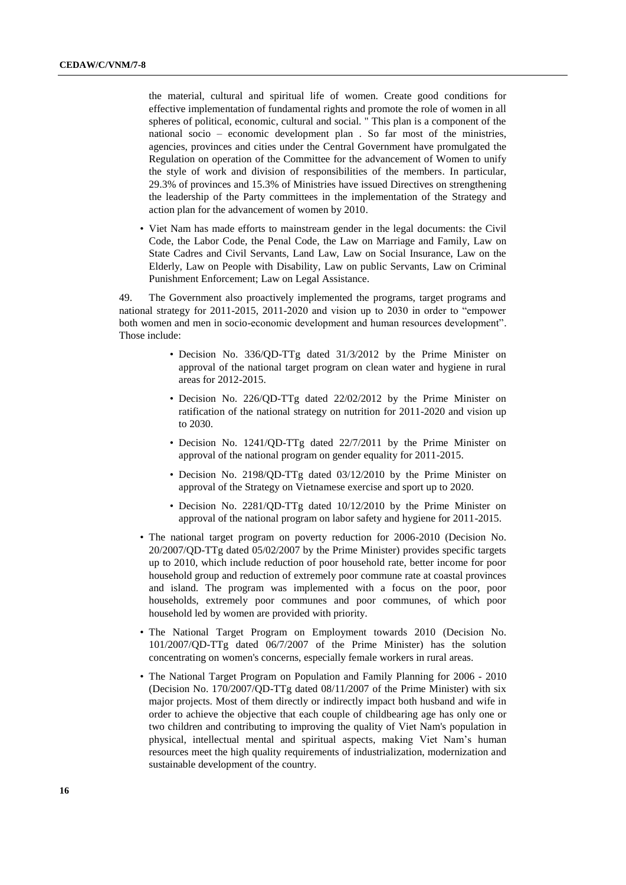the material, cultural and spiritual life of women. Create good conditions for effective implementation of fundamental rights and promote the role of women in all spheres of political, economic, cultural and social. " This plan is a component of the national socio – economic development plan . So far most of the ministries, agencies, provinces and cities under the Central Government have promulgated the Regulation on operation of the Committee for the advancement of Women to unify the style of work and division of responsibilities of the members. In particular, 29.3% of provinces and 15.3% of Ministries have issued Directives on strengthening the leadership of the Party committees in the implementation of the Strategy and action plan for the advancement of women by 2010.

- Viet Nam has made efforts to mainstream gender in the legal documents: the Civil Code, the Labor Code, the Penal Code, the Law on Marriage and Family, Law on State Cadres and Civil Servants, Land Law, Law on Social Insurance, Law on the Elderly, Law on People with Disability, Law on public Servants, Law on Criminal Punishment Enforcement; Law on Legal Assistance.

49. The Government also proactively implemented the programs, target programs and national strategy for 2011-2015, 2011-2020 and vision up to 2030 in order to "empower both women and men in socio-economic development and human resources development". Those include:

- Decision No. 336/QD-TTg dated 31/3/2012 by the Prime Minister on approval of the national target program on clean water and hygiene in rural areas for 2012-2015.
- Decision No. 226/QD-TTg dated 22/02/2012 by the Prime Minister on ratification of the national strategy on nutrition for 2011-2020 and vision up to 2030.
- Decision No. 1241/QD-TTg dated 22/7/2011 by the Prime Minister on approval of the national program on gender equality for 2011-2015.
- Decision No. 2198/QD-TTg dated 03/12/2010 by the Prime Minister on approval of the Strategy on Vietnamese exercise and sport up to 2020.
- Decision No. 2281/QD-TTg dated 10/12/2010 by the Prime Minister on approval of the national program on labor safety and hygiene for 2011-2015.

- The national target program on poverty reduction for 2006-2010 (Decision No. 20/2007/QD-TTg dated 05/02/2007 by the Prime Minister) provides specific targets up to 2010, which include reduction of poor household rate, better income for poor household group and reduction of extremely poor commune rate at coastal provinces and island. The program was implemented with a focus on the poor, poor households, extremely poor communes and poor communes, of which poor household led by women are provided with priority.
- The National Target Program on Employment towards 2010 (Decision No. 101/2007/QD-TTg dated 06/7/2007 of the Prime Minister) has the solution concentrating on women's concerns, especially female workers in rural areas.
- The National Target Program on Population and Family Planning for 2006 - 2010 (Decision No. 170/2007/QD-TTg dated 08/11/2007 of the Prime Minister) with six major projects. Most of them directly or indirectly impact both husband and wife in order to achieve the objective that each couple of childbearing age has only one or two children and contributing to improving the quality of Viet Nam's population in physical, intellectual mental and spiritual aspects, making Viet Nam's human resources meet the high quality requirements of industrialization, modernization and sustainable development of the country.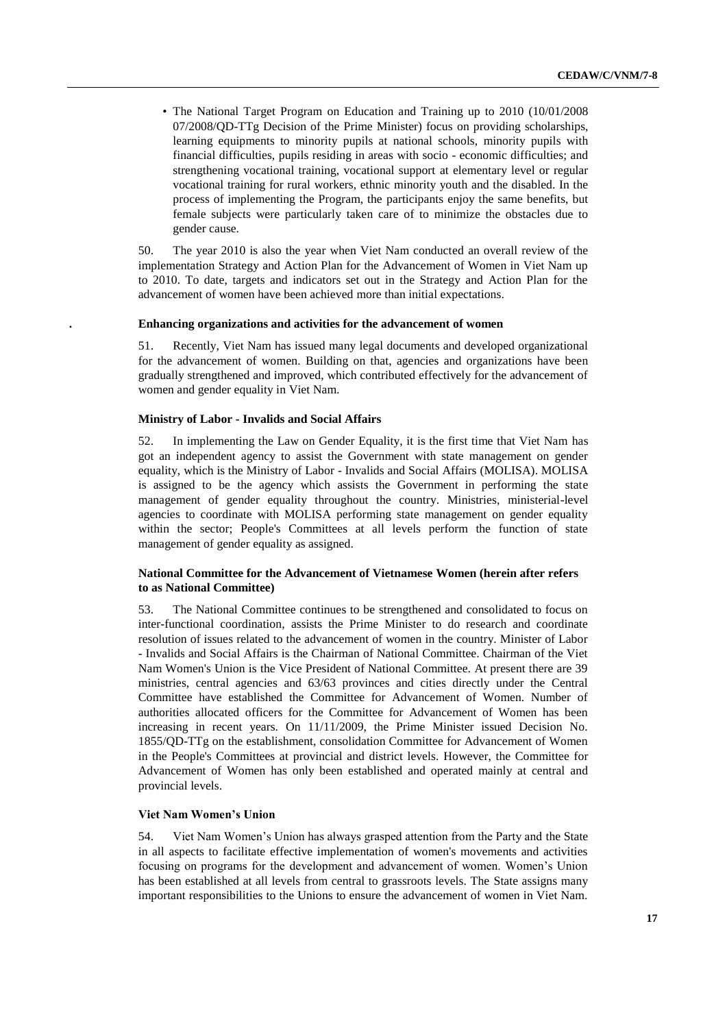- The National Target Program on Education and Training up to 2010 (10/01/2008 07/2008/QD-TTg Decision of the Prime Minister) focus on providing scholarships, learning equipments to minority pupils at national schools, minority pupils with financial difficulties, pupils residing in areas with socio - economic difficulties; and strengthening vocational training, vocational support at elementary level or regular vocational training for rural workers, ethnic minority youth and the disabled. In the process of implementing the Program, the participants enjoy the same benefits, but female subjects were particularly taken care of to minimize the obstacles due to gender cause.

50. The year 2010 is also the year when Viet Nam conducted an overall review of the implementation Strategy and Action Plan for the Advancement of Women in Viet Nam up to 2010. To date, targets and indicators set out in the Strategy and Action Plan for the advancement of women have been achieved more than initial expectations.

### . Enhancing organizations and activities for the advancement of women

51. Recently, Viet Nam has issued many legal documents and developed organizational for the advancement of women. Building on that, agencies and organizations have been gradually strengthened and improved, which contributed effectively for the advancement of women and gender equality in Viet Nam.

#### Ministry of Labor - Invalids and Social Affairs

52. In implementing the Law on Gender Equality, it is the first time that Viet Nam has got an independent agency to assist the Government with state management on gender equality, which is the Ministry of Labor - Invalids and Social Affairs (MOLISA). MOLISA is assigned to be the agency which assists the Government in performing the state management of gender equality throughout the country. Ministries, ministerial-level agencies to coordinate with MOLISA performing state management on gender equality within the sector; People's Committees at all levels perform the function of state management of gender equality as assigned.

#### National Committee for the Advancement of Vietnamese Women (herein after refers to as National Committee)

53. The National Committee continues to be strengthened and consolidated to focus on inter-functional coordination, assists the Prime Minister to do research and coordinate resolution of issues related to the advancement of women in the country. Minister of Labor - Invalids and Social Affairs is the Chairman of National Committee. Chairman of the Viet Nam Women's Union is the Vice President of National Committee. At present there are 39 ministries, central agencies and 63/63 provinces and cities directly under the Central Committee have established the Committee for Advancement of Women. Number of authorities allocated officers for the Committee for Advancement of Women has been increasing in recent years. On 11/11/2009, the Prime Minister issued Decision No. 1855/QD-TTg on the establishment, consolidation Committee for Advancement of Women in the People's Committees at provincial and district levels. However, the Committee for Advancement of Women has only been established and operated mainly at central and provincial levels.

#### Viet Nam Women's Union

54. Viet Nam Women's Union has always grasped attention from the Party and the State in all aspects to facilitate effective implementation of women's movements and activities focusing on programs for the development and advancement of women. Women's Union has been established at all levels from central to grassroots levels. The State assigns many important responsibilities to the Unions to ensure the advancement of women in Viet Nam.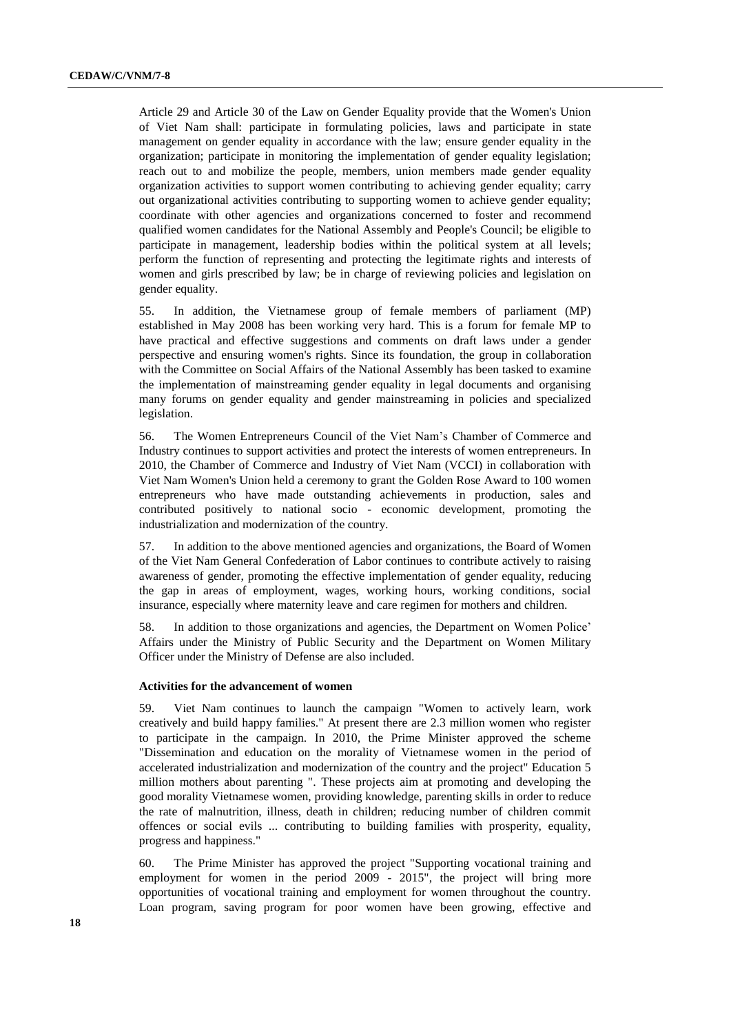Article 29 and Article 30 of the Law on Gender Equality provide that the Women's Union of Viet Nam shall: participate in formulating policies, laws and participate in state management on gender equality in accordance with the law; ensure gender equality in the organization; participate in monitoring the implementation of gender equality legislation; reach out to and mobilize the people, members, union members made gender equality organization activities to support women contributing to achieving gender equality; carry out organizational activities contributing to supporting women to achieve gender equality; coordinate with other agencies and organizations concerned to foster and recommend qualified women candidates for the National Assembly and People's Council; be eligible to participate in management, leadership bodies within the political system at all levels; perform the function of representing and protecting the legitimate rights and interests of women and girls prescribed by law; be in charge of reviewing policies and legislation on gender equality.

55. In addition, the Vietnamese group of female members of parliament (MP) established in May 2008 has been working very hard. This is a forum for female MP to have practical and effective suggestions and comments on draft laws under a gender perspective and ensuring women's rights. Since its foundation, the group in collaboration with the Committee on Social Affairs of the National Assembly has been tasked to examine the implementation of mainstreaming gender equality in legal documents and organising many forums on gender equality and gender mainstreaming in policies and specialized legislation.

56. The Women Entrepreneurs Council of the Viet Nam's Chamber of Commerce and Industry continues to support activities and protect the interests of women entrepreneurs. In 2010, the Chamber of Commerce and Industry of Viet Nam (VCCI) in collaboration with Viet Nam Women's Union held a ceremony to grant the Golden Rose Award to 100 women entrepreneurs who have made outstanding achievements in production, sales and contributed positively to national socio - economic development, promoting the industrialization and modernization of the country.

57. In addition to the above mentioned agencies and organizations, the Board of Women of the Viet Nam General Confederation of Labor continues to contribute actively to raising awareness of gender, promoting the effective implementation of gender equality, reducing the gap in areas of employment, wages, working hours, working conditions, social insurance, especially where maternity leave and care regimen for mothers and children.

58. In addition to those organizations and agencies, the Department on Women Police' Affairs under the Ministry of Public Security and the Department on Women Military Officer under the Ministry of Defense are also included.

**Activities for the advancement of women**

59. Viet Nam continues to launch the campaign "Women to actively learn, work creatively and build happy families." At present there are 2.3 million women who register to participate in the campaign. In 2010, the Prime Minister approved the scheme "Dissemination and education on the morality of Vietnamese women in the period of accelerated industrialization and modernization of the country and the project" Education 5 million mothers about parenting ". These projects aim at promoting and developing the good morality Vietnamese women, providing knowledge, parenting skills in order to reduce the rate of malnutrition, illness, death in children; reducing number of children commit offences or social evils ... contributing to building families with prosperity, equality, progress and happiness."

60. The Prime Minister has approved the project "Supporting vocational training and employment for women in the period 2009 - 2015", the project will bring more opportunities of vocational training and employment for women throughout the country. Loan program, saving program for poor women have been growing, effective and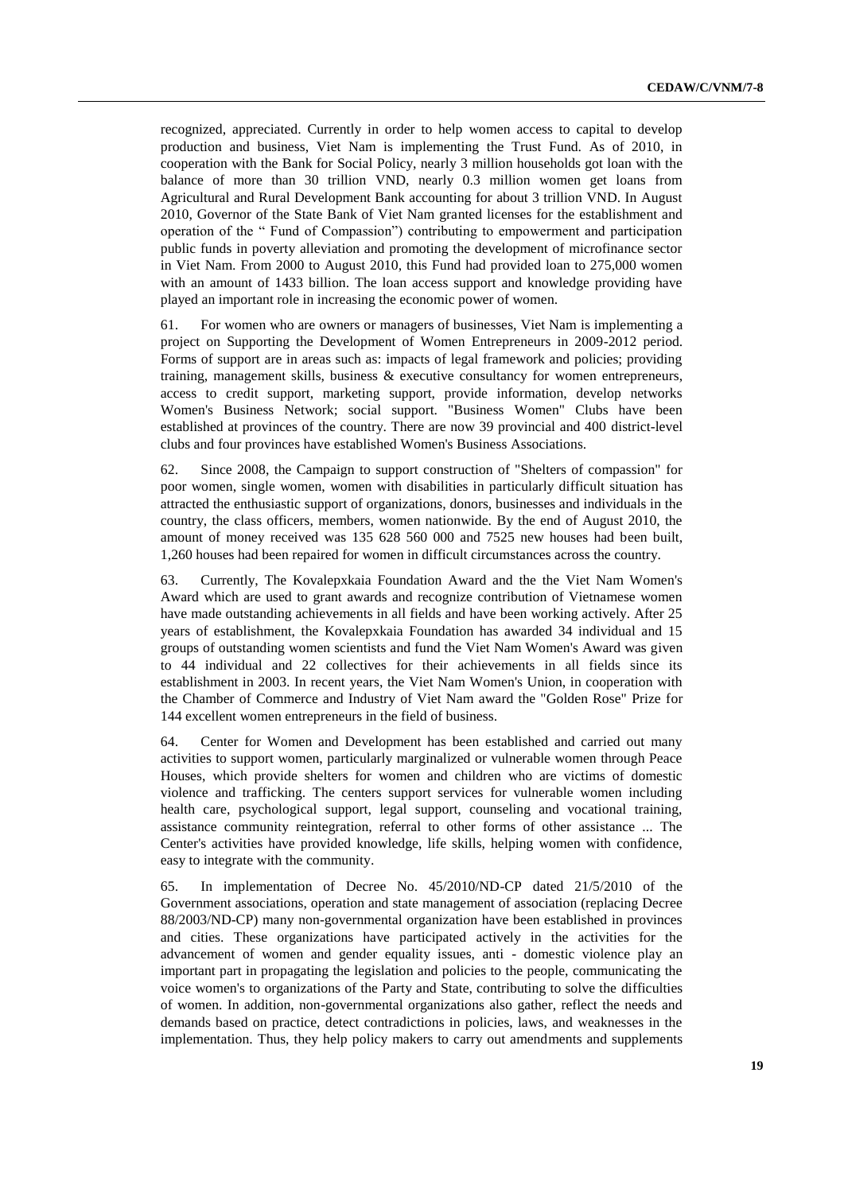recognized, appreciated. Currently in order to help women access to capital to develop production and business, Viet Nam is implementing the Trust Fund. As of 2010, in cooperation with the Bank for Social Policy, nearly 3 million households got loan with the balance of more than 30 trillion VND, nearly 0.3 million women get loans from Agricultural and Rural Development Bank accounting for about 3 trillion VND. In August 2010, Governor of the State Bank of Viet Nam granted licenses for the establishment and operation of the " Fund of Compassion") contributing to empowerment and participation public funds in poverty alleviation and promoting the development of microfinance sector in Viet Nam. From 2000 to August 2010, this Fund had provided loan to 275,000 women with an amount of 1433 billion. The loan access support and knowledge providing have played an important role in increasing the economic power of women.

61. For women who are owners or managers of businesses, Viet Nam is implementing a project on Supporting the Development of Women Entrepreneurs in 2009-2012 period. Forms of support are in areas such as: impacts of legal framework and policies; providing training, management skills, business & executive consultancy for women entrepreneurs, access to credit support, marketing support, provide information, develop networks Women's Business Network; social support. "Business Women" Clubs have been established at provinces of the country. There are now 39 provincial and 400 district-level clubs and four provinces have established Women's Business Associations.

62. Since 2008, the Campaign to support construction of "Shelters of compassion" for poor women, single women, women with disabilities in particularly difficult situation has attracted the enthusiastic support of organizations, donors, businesses and individuals in the country, the class officers, members, women nationwide. By the end of August 2010, the amount of money received was 135 628 560 000 and 7525 new houses had been built, 1,260 houses had been repaired for women in difficult circumstances across the country.

63. Currently, The Kovalepxkaia Foundation Award and the the Viet Nam Women's Award which are used to grant awards and recognize contribution of Vietnamese women have made outstanding achievements in all fields and have been working actively. After 25 years of establishment, the Kovalepxkaia Foundation has awarded 34 individual and 15 groups of outstanding women scientists and fund the Viet Nam Women's Award was given to 44 individual and 22 collectives for their achievements in all fields since its establishment in 2003. In recent years, the Viet Nam Women's Union, in cooperation with the Chamber of Commerce and Industry of Viet Nam award the "Golden Rose" Prize for 144 excellent women entrepreneurs in the field of business.

64. Center for Women and Development has been established and carried out many activities to support women, particularly marginalized or vulnerable women through Peace Houses, which provide shelters for women and children who are victims of domestic violence and trafficking. The centers support services for vulnerable women including health care, psychological support, legal support, counseling and vocational training, assistance community reintegration, referral to other forms of other assistance ... The Center's activities have provided knowledge, life skills, helping women with confidence, easy to integrate with the community.

65. In implementation of Decree No. 45/2010/ND-CP dated 21/5/2010 of the Government associations, operation and state management of association (replacing Decree 88/2003/ND-CP) many non-governmental organization have been established in provinces and cities. These organizations have participated actively in the activities for the advancement of women and gender equality issues, anti - domestic violence play an important part in propagating the legislation and policies to the people, communicating the voice women's to organizations of the Party and State, contributing to solve the difficulties of women. In addition, non-governmental organizations also gather, reflect the needs and demands based on practice, detect contradictions in policies, laws, and weaknesses in the implementation. Thus, they help policy makers to carry out amendments and supplements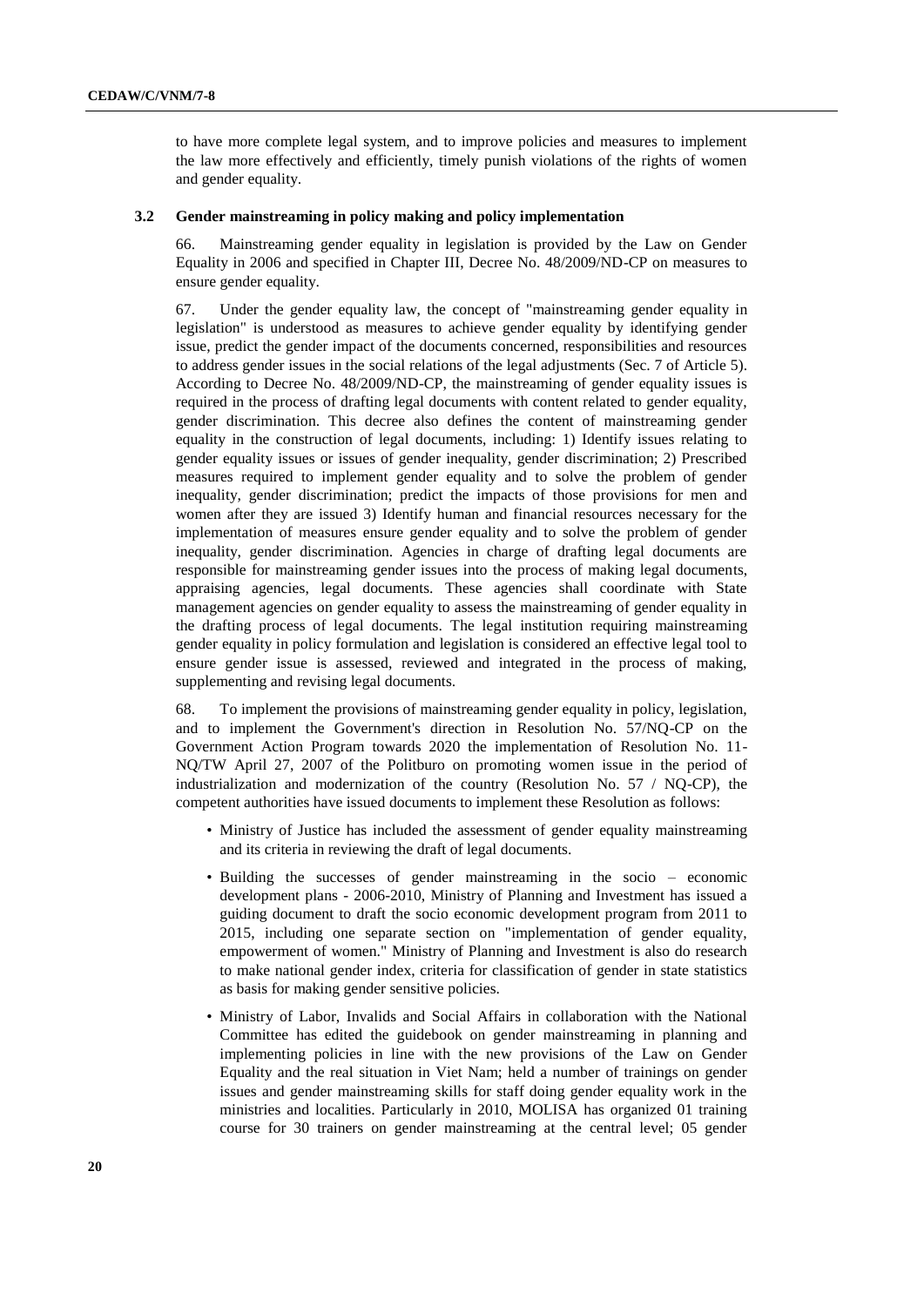to have more complete legal system, and to improve policies and measures to implement the law more effectively and efficiently, timely punish violations of the rights of women and gender equality.

### 3.2 Gender mainstreaming in policy making and policy implementation

66. Mainstreaming gender equality in legislation is provided by the Law on Gender Equality in 2006 and specified in Chapter III, Decree No. 48/2009/ND-CP on measures to ensure gender equality.

67. Under the gender equality law, the concept of "mainstreaming gender equality in legislation" is understood as measures to achieve gender equality by identifying gender issue, predict the gender impact of the documents concerned, responsibilities and resources to address gender issues in the social relations of the legal adjustments (Sec. 7 of Article 5). According to Decree No. 48/2009/ND-CP, the mainstreaming of gender equality issues is required in the process of drafting legal documents with content related to gender equality, gender discrimination. This decree also defines the content of mainstreaming gender equality in the construction of legal documents, including: 1) Identify issues relating to gender equality issues or issues of gender inequality, gender discrimination; 2) Prescribed measures required to implement gender equality and to solve the problem of gender inequality, gender discrimination; predict the impacts of those provisions for men and women after they are issued 3) Identify human and financial resources necessary for the implementation of measures ensure gender equality and to solve the problem of gender inequality, gender discrimination. Agencies in charge of drafting legal documents are responsible for mainstreaming gender issues into the process of making legal documents, appraising agencies, legal documents. These agencies shall coordinate with State management agencies on gender equality to assess the mainstreaming of gender equality in the drafting process of legal documents. The legal institution requiring mainstreaming gender equality in policy formulation and legislation is considered an effective legal tool to ensure gender issue is assessed, reviewed and integrated in the process of making, supplementing and revising legal documents.

68. To implement the provisions of mainstreaming gender equality in policy, legislation, and to implement the Government's direction in Resolution No. 57/NQ-CP on the Government Action Program towards 2020 the implementation of Resolution No. 11-NQ/TW April 27, 2007 of the Politburo on promoting women issue in the period of industrialization and modernization of the country (Resolution No. 57 / NQ-CP), the competent authorities have issued documents to implement these Resolution as follows:

- Ministry of Justice has included the assessment of gender equality mainstreaming and its criteria in reviewing the draft of legal documents.
- Building the successes of gender mainstreaming in the socio – economic development plans - 2006-2010, Ministry of Planning and Investment has issued a guiding document to draft the socio economic development program from 2011 to 2015, including one separate section on "implementation of gender equality, empowerment of women." Ministry of Planning and Investment is also do research to make national gender index, criteria for classification of gender in state statistics as basis for making gender sensitive policies.
- Ministry of Labor, Invalids and Social Affairs in collaboration with the National Committee has edited the guidebook on gender mainstreaming in planning and implementing policies in line with the new provisions of the Law on Gender Equality and the real situation in Viet Nam; held a number of trainings on gender issues and gender mainstreaming skills for staff doing gender equality work in the ministries and localities. Particularly in 2010, MOLISA has organized 01 training course for 30 trainers on gender mainstreaming at the central level; 05 gender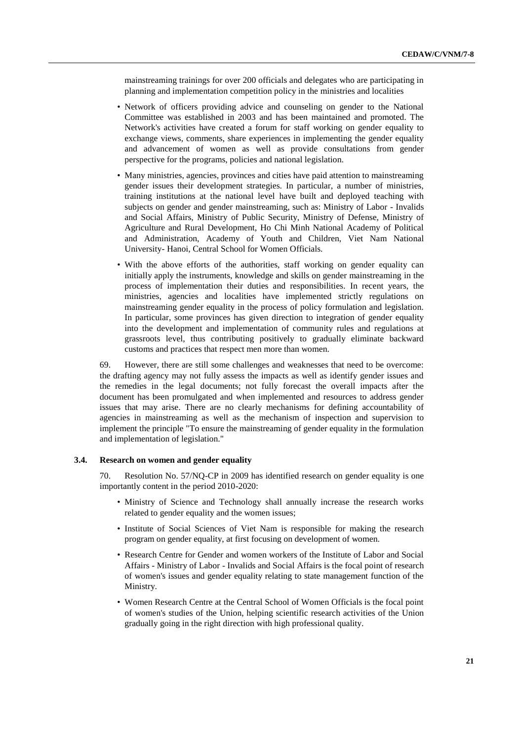mainstreaming trainings for over 200 officials and delegates who are participating in planning and implementation competition policy in the ministries and localities

- Network of officers providing advice and counseling on gender to the National Committee was established in 2003 and has been maintained and promoted. The Network's activities have created a forum for staff working on gender equality to exchange views, comments, share experiences in implementing the gender equality and advancement of women as well as provide consultations from gender perspective for the programs, policies and national legislation.
- Many ministries, agencies, provinces and cities have paid attention to mainstreaming gender issues their development strategies. In particular, a number of ministries, training institutions at the national level have built and deployed teaching with subjects on gender and gender mainstreaming, such as: Ministry of Labor - Invalids and Social Affairs, Ministry of Public Security, Ministry of Defense, Ministry of Agriculture and Rural Development, Ho Chi Minh National Academy of Political and Administration, Academy of Youth and Children, Viet Nam National University- Hanoi, Central School for Women Officials.
- With the above efforts of the authorities, staff working on gender equality can initially apply the instruments, knowledge and skills on gender mainstreaming in the process of implementation their duties and responsibilities. In recent years, the ministries, agencies and localities have implemented strictly regulations on mainstreaming gender equality in the process of policy formulation and legislation. In particular, some provinces has given direction to integration of gender equality into the development and implementation of community rules and regulations at grassroots level, thus contributing positively to gradually eliminate backward customs and practices that respect men more than women.

69. However, there are still some challenges and weaknesses that need to be overcome: the drafting agency may not fully assess the impacts as well as identify gender issues and the remedies in the legal documents; not fully forecast the overall impacts after the document has been promulgated and when implemented and resources to address gender issues that may arise. There are no clearly mechanisms for defining accountability of agencies in mainstreaming as well as the mechanism of inspection and supervision to implement the principle "To ensure the mainstreaming of gender equality in the formulation and implementation of legislation."

### 3.4. Research on women and gender equality

70. Resolution No. 57/NQ-CP in 2009 has identified research on gender equality is one importantly content in the period 2010-2020:

- Ministry of Science and Technology shall annually increase the research works related to gender equality and the women issues;
- Institute of Social Sciences of Viet Nam is responsible for making the research program on gender equality, at first focusing on development of women.
- Research Centre for Gender and women workers of the Institute of Labor and Social Affairs - Ministry of Labor - Invalids and Social Affairs is the focal point of research of women's issues and gender equality relating to state management function of the Ministry.
- Women Research Centre at the Central School of Women Officials is the focal point of women's studies of the Union, helping scientific research activities of the Union gradually going in the right direction with high professional quality.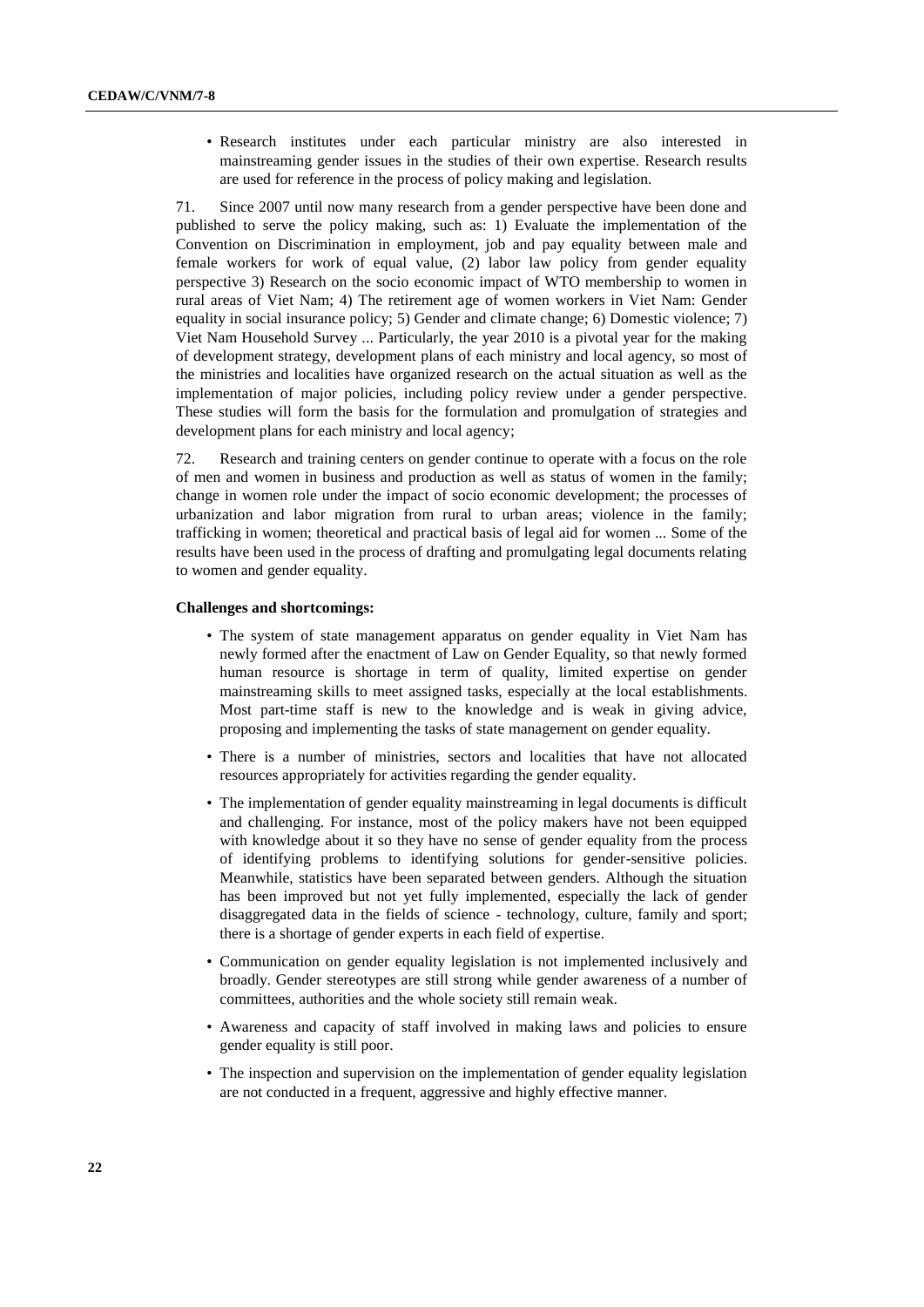- Research institutes under each particular ministry are also interested in mainstreaming gender issues in the studies of their own expertise. Research results are used for reference in the process of policy making and legislation.

71. Since 2007 until now many research from a gender perspective have been done and published to serve the policy making, such as: 1) Evaluate the implementation of the Convention on Discrimination in employment, job and pay equality between male and female workers for work of equal value, (2) labor law policy from gender equality perspective 3) Research on the socio economic impact of WTO membership to women in rural areas of Viet Nam; 4) The retirement age of women workers in Viet Nam: Gender equality in social insurance policy; 5) Gender and climate change; 6) Domestic violence; 7) Viet Nam Household Survey ... Particularly, the year 2010 is a pivotal year for the making of development strategy, development plans of each ministry and local agency, so most of the ministries and localities have organized research on the actual situation as well as the implementation of major policies, including policy review under a gender perspective. These studies will form the basis for the formulation and promulgation of strategies and development plans for each ministry and local agency;

72. Research and training centers on gender continue to operate with a focus on the role of men and women in business and production as well as status of women in the family; change in women role under the impact of socio economic development; the processes of urbanization and labor migration from rural to urban areas; violence in the family; trafficking in women; theoretical and practical basis of legal aid for women ... Some of the results have been used in the process of drafting and promulgating legal documents relating to women and gender equality.

**Challenges and shortcomings:**

- The system of state management apparatus on gender equality in Viet Nam has newly formed after the enactment of Law on Gender Equality, so that newly formed human resource is shortage in term of quality, limited expertise on gender mainstreaming skills to meet assigned tasks, especially at the local establishments. Most part-time staff is new to the knowledge and is weak in giving advice, proposing and implementing the tasks of state management on gender equality.
- There is a number of ministries, sectors and localities that have not allocated resources appropriately for activities regarding the gender equality.
- The implementation of gender equality mainstreaming in legal documents is difficult and challenging. For instance, most of the policy makers have not been equipped with knowledge about it so they have no sense of gender equality from the process of identifying problems to identifying solutions for gender-sensitive policies. Meanwhile, statistics have been separated between genders. Although the situation has been improved but not yet fully implemented, especially the lack of gender disaggregated data in the fields of science - technology, culture, family and sport; there is a shortage of gender experts in each field of expertise.
- Communication on gender equality legislation is not implemented inclusively and broadly. Gender stereotypes are still strong while gender awareness of a number of committees, authorities and the whole society still remain weak.
- Awareness and capacity of staff involved in making laws and policies to ensure gender equality is still poor.
- The inspection and supervision on the implementation of gender equality legislation are not conducted in a frequent, aggressive and highly effective manner.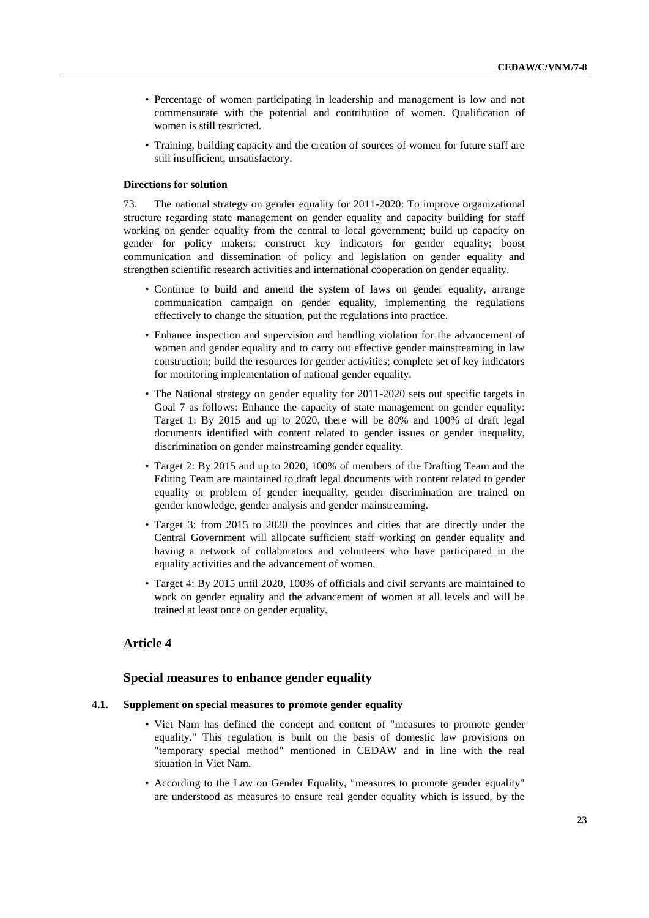- Percentage of women participating in leadership and management is low and not commensurate with the potential and contribution of women. Qualification of women is still restricted.
- Training, building capacity and the creation of sources of women for future staff are still insufficient, unsatisfactory.

**Directions for solution**

73. The national strategy on gender equality for 2011-2020: To improve organizational structure regarding state management on gender equality and capacity building for staff working on gender equality from the central to local government; build up capacity on gender for policy makers; construct key indicators for gender equality; boost communication and dissemination of policy and legislation on gender equality and strengthen scientific research activities and international cooperation on gender equality.

- Continue to build and amend the system of laws on gender equality, arrange communication campaign on gender equality, implementing the regulations effectively to change the situation, put the regulations into practice.
- Enhance inspection and supervision and handling violation for the advancement of women and gender equality and to carry out effective gender mainstreaming in law construction; build the resources for gender activities; complete set of key indicators for monitoring implementation of national gender equality.
- The National strategy on gender equality for 2011-2020 sets out specific targets in Goal 7 as follows: Enhance the capacity of state management on gender equality: Target 1: By 2015 and up to 2020, there will be 80% and 100% of draft legal documents identified with content related to gender issues or gender inequality, discrimination on gender mainstreaming gender equality.
- Target 2: By 2015 and up to 2020, 100% of members of the Drafting Team and the Editing Team are maintained to draft legal documents with content related to gender equality or problem of gender inequality, gender discrimination are trained on gender knowledge, gender analysis and gender mainstreaming.
- Target 3: from 2015 to 2020 the provinces and cities that are directly under the Central Government will allocate sufficient staff working on gender equality and having a network of collaborators and volunteers who have participated in the equality activities and the advancement of women.
- Target 4: By 2015 until 2020, 100% of officials and civil servants are maintained to work on gender equality and the advancement of women at all levels and will be trained at least once on gender equality.

## Article 4

### Special measures to enhance gender equality

#### 4.1. Supplement on special measures to promote gender equality

- Viet Nam has defined the concept and content of "measures to promote gender equality." This regulation is built on the basis of domestic law provisions on "temporary special method" mentioned in CEDAW and in line with the real situation in Viet Nam.
- According to the Law on Gender Equality, "measures to promote gender equality" are understood as measures to ensure real gender equality which is issued, by the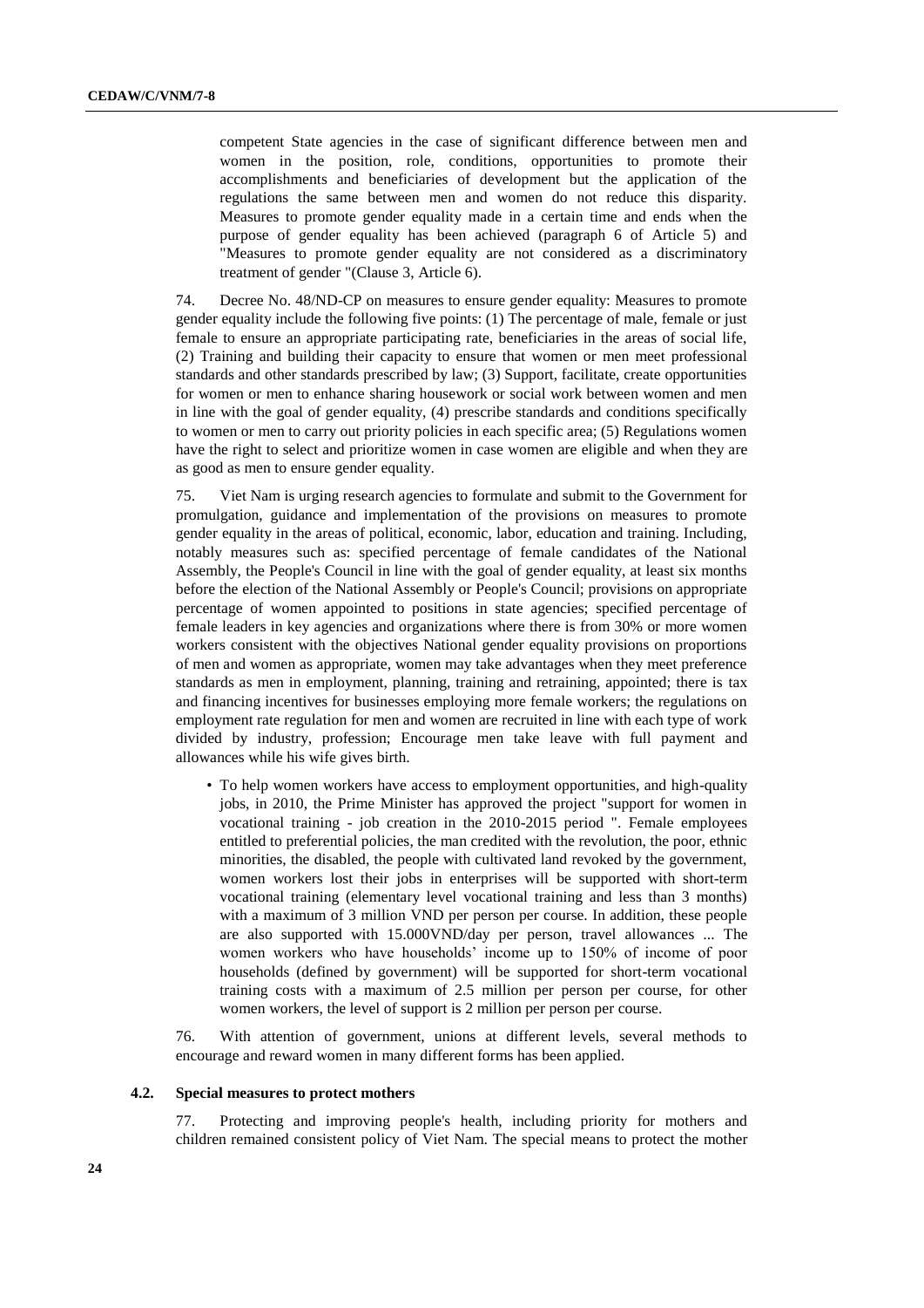competent State agencies in the case of significant difference between men and women in the position, role, conditions, opportunities to promote their accomplishments and beneficiaries of development but the application of the regulations the same between men and women do not reduce this disparity. Measures to promote gender equality made in a certain time and ends when the purpose of gender equality has been achieved (paragraph 6 of Article 5) and "Measures to promote gender equality are not considered as a discriminatory treatment of gender "(Clause 3, Article 6).

74. Decree No. 48/ND-CP on measures to ensure gender equality: Measures to promote gender equality include the following five points: (1) The percentage of male, female or just female to ensure an appropriate participating rate, beneficiaries in the areas of social life, (2) Training and building their capacity to ensure that women or men meet professional standards and other standards prescribed by law; (3) Support, facilitate, create opportunities for women or men to enhance sharing housework or social work between women and men in line with the goal of gender equality, (4) prescribe standards and conditions specifically to women or men to carry out priority policies in each specific area; (5) Regulations women have the right to select and prioritize women in case women are eligible and when they are as good as men to ensure gender equality.

75. Viet Nam is urging research agencies to formulate and submit to the Government for promulgation, guidance and implementation of the provisions on measures to promote gender equality in the areas of political, economic, labor, education and training. Including, notably measures such as: specified percentage of female candidates of the National Assembly, the People's Council in line with the goal of gender equality, at least six months before the election of the National Assembly or People's Council; provisions on appropriate percentage of women appointed to positions in state agencies; specified percentage of female leaders in key agencies and organizations where there is from 30% or more women workers consistent with the objectives National gender equality provisions on proportions of men and women as appropriate, women may take advantages when they meet preference standards as men in employment, planning, training and retraining, appointed; there is tax and financing incentives for businesses employing more female workers; the regulations on employment rate regulation for men and women are recruited in line with each type of work divided by industry, profession; Encourage men take leave with full payment and allowances while his wife gives birth.

- To help women workers have access to employment opportunities, and high-quality jobs, in 2010, the Prime Minister has approved the project "support for women in vocational training - job creation in the 2010-2015 period ". Female employees entitled to preferential policies, the man credited with the revolution, the poor, ethnic minorities, the disabled, the people with cultivated land revoked by the government, women workers lost their jobs in enterprises will be supported with short-term vocational training (elementary level vocational training and less than 3 months) with a maximum of 3 million VND per person per course. In addition, these people are also supported with 15.000VND/day per person, travel allowances ... The women workers who have households' income up to 150% of income of poor households (defined by government) will be supported for short-term vocational training costs with a maximum of 2.5 million per person per course, for other women workers, the level of support is 2 million per person per course.

76. With attention of government, unions at different levels, several methods to encourage and reward women in many different forms has been applied.

### 4.2. Special measures to protect mothers

77. Protecting and improving people's health, including priority for mothers and children remained consistent policy of Viet Nam. The special means to protect the mother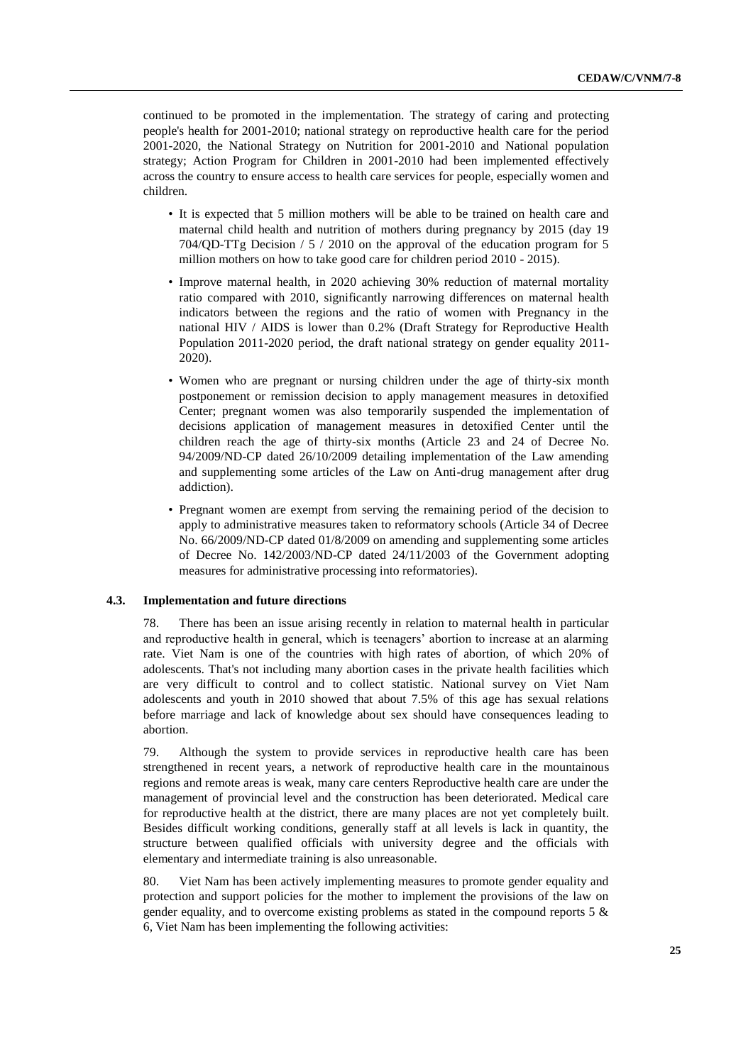continued to be promoted in the implementation. The strategy of caring and protecting people's health for 2001-2010; national strategy on reproductive health care for the period 2001-2020, the National Strategy on Nutrition for 2001-2010 and National population strategy; Action Program for Children in 2001-2010 had been implemented effectively across the country to ensure access to health care services for people, especially women and children.

- It is expected that 5 million mothers will be able to be trained on health care and maternal child health and nutrition of mothers during pregnancy by 2015 (day 19 704/QD-TTg Decision / 5 / 2010 on the approval of the education program for 5 million mothers on how to take good care for children period 2010 - 2015).
- Improve maternal health, in 2020 achieving 30% reduction of maternal mortality ratio compared with 2010, significantly narrowing differences on maternal health indicators between the regions and the ratio of women with Pregnancy in the national HIV / AIDS is lower than 0.2% (Draft Strategy for Reproductive Health Population 2011-2020 period, the draft national strategy on gender equality 2011-2020).
- Women who are pregnant or nursing children under the age of thirty-six month postponement or remission decision to apply management measures in detoxified Center; pregnant women was also temporarily suspended the implementation of decisions application of management measures in detoxified Center until the children reach the age of thirty-six months (Article 23 and 24 of Decree No. 94/2009/ND-CP dated 26/10/2009 detailing implementation of the Law amending and supplementing some articles of the Law on Anti-drug management after drug addiction).
- Pregnant women are exempt from serving the remaining period of the decision to apply to administrative measures taken to reformatory schools (Article 34 of Decree No. 66/2009/ND-CP dated 01/8/2009 on amending and supplementing some articles of Decree No. 142/2003/ND-CP dated 24/11/2003 of the Government adopting measures for administrative processing into reformatories).

### 4.3. Implementation and future directions

78. There has been an issue arising recently in relation to maternal health in particular and reproductive health in general, which is teenagers' abortion to increase at an alarming rate. Viet Nam is one of the countries with high rates of abortion, of which 20% of adolescents. That's not including many abortion cases in the private health facilities which are very difficult to control and to collect statistic. National survey on Viet Nam adolescents and youth in 2010 showed that about 7.5% of this age has sexual relations before marriage and lack of knowledge about sex should have consequences leading to abortion.

79. Although the system to provide services in reproductive health care has been strengthened in recent years, a network of reproductive health care in the mountainous regions and remote areas is weak, many care centers Reproductive health care are under the management of provincial level and the construction has been deteriorated. Medical care for reproductive health at the district, there are many places are not yet completely built. Besides difficult working conditions, generally staff at all levels is lack in quantity, the structure between qualified officials with university degree and the officials with elementary and intermediate training is also unreasonable.

80. Viet Nam has been actively implementing measures to promote gender equality and protection and support policies for the mother to implement the provisions of the law on gender equality, and to overcome existing problems as stated in the compound reports 5 & 6, Viet Nam has been implementing the following activities: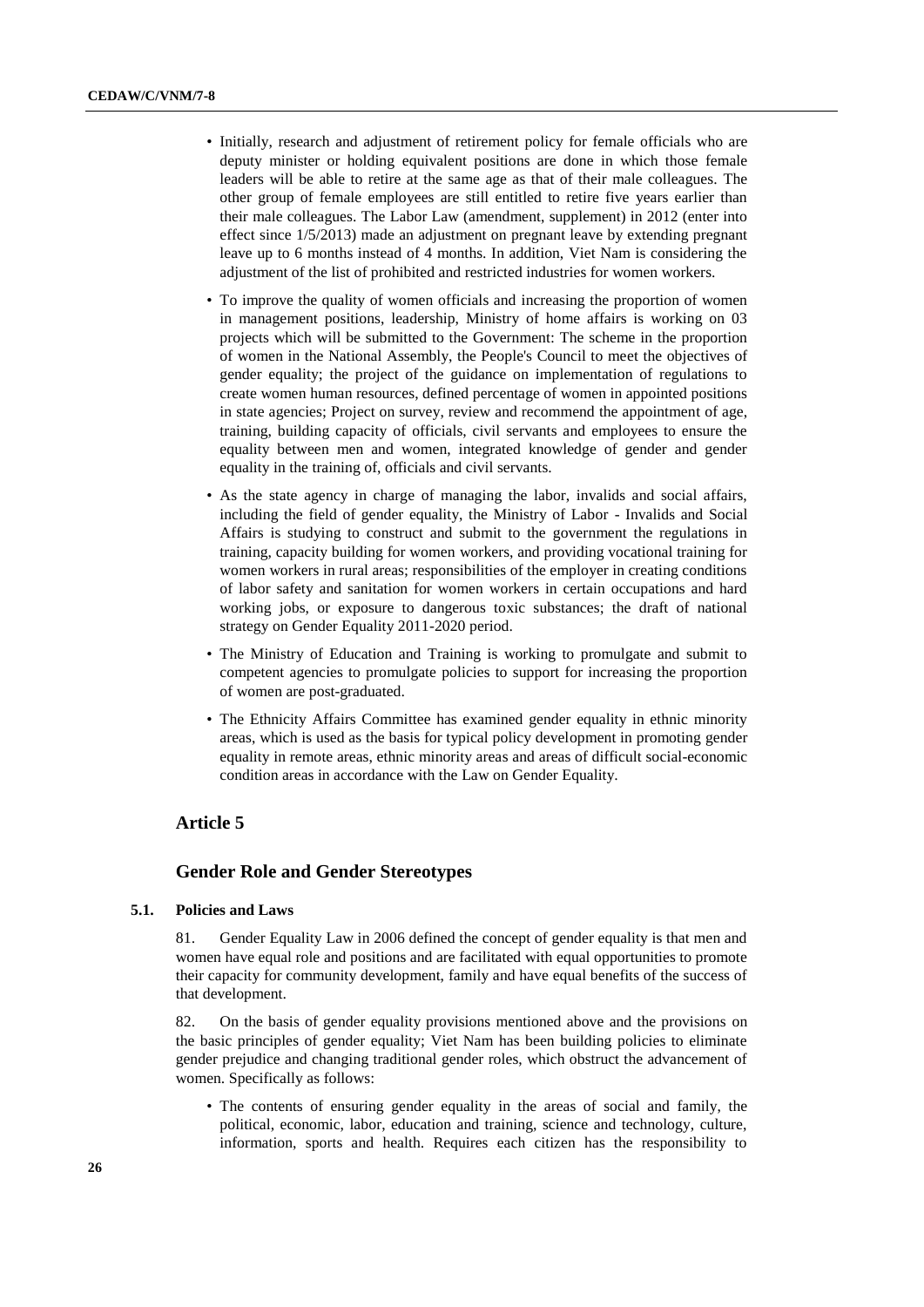- Initially, research and adjustment of retirement policy for female officials who are deputy minister or holding equivalent positions are done in which those female leaders will be able to retire at the same age as that of their male colleagues. The other group of female employees are still entitled to retire five years earlier than their male colleagues. The Labor Law (amendment, supplement) in 2012 (enter into effect since 1/5/2013) made an adjustment on pregnant leave by extending pregnant leave up to 6 months instead of 4 months. In addition, Viet Nam is considering the adjustment of the list of prohibited and restricted industries for women workers.
- To improve the quality of women officials and increasing the proportion of women in management positions, leadership, Ministry of home affairs is working on 03 projects which will be submitted to the Government: The scheme in the proportion of women in the National Assembly, the People's Council to meet the objectives of gender equality; the project of the guidance on implementation of regulations to create women human resources, defined percentage of women in appointed positions in state agencies; Project on survey, review and recommend the appointment of age, training, building capacity of officials, civil servants and employees to ensure the equality between men and women, integrated knowledge of gender and gender equality in the training of, officials and civil servants.
- As the state agency in charge of managing the labor, invalids and social affairs, including the field of gender equality, the Ministry of Labor - Invalids and Social Affairs is studying to construct and submit to the government the regulations in training, capacity building for women workers, and providing vocational training for women workers in rural areas; responsibilities of the employer in creating conditions of labor safety and sanitation for women workers in certain occupations and hard working jobs, or exposure to dangerous toxic substances; the draft of national strategy on Gender Equality 2011-2020 period.
- The Ministry of Education and Training is working to promulgate and submit to competent agencies to promulgate policies to support for increasing the proportion of women are post-graduated.
- The Ethnicity Affairs Committee has examined gender equality in ethnic minority areas, which is used as the basis for typical policy development in promoting gender equality in remote areas, ethnic minority areas and areas of difficult social-economic condition areas in accordance with the Law on Gender Equality.

## Article 5

## Gender Role and Gender Stereotypes

### 5.1. Policies and Laws

81. Gender Equality Law in 2006 defined the concept of gender equality is that men and women have equal role and positions and are facilitated with equal opportunities to promote their capacity for community development, family and have equal benefits of the success of that development.

82. On the basis of gender equality provisions mentioned above and the provisions on the basic principles of gender equality; Viet Nam has been building policies to eliminate gender prejudice and changing traditional gender roles, which obstruct the advancement of women. Specifically as follows:

- The contents of ensuring gender equality in the areas of social and family, the political, economic, labor, education and training, science and technology, culture, information, sports and health. Requires each citizen has the responsibility to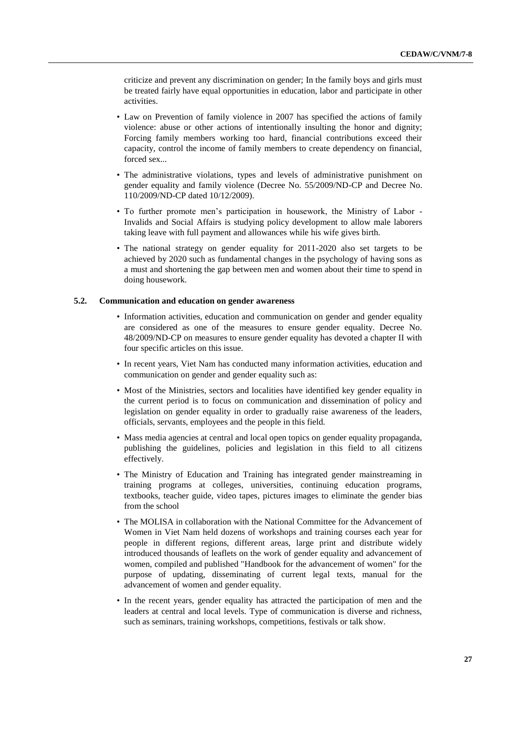criticize and prevent any discrimination on gender; In the family boys and girls must be treated fairly have equal opportunities in education, labor and participate in other activities.

- Law on Prevention of family violence in 2007 has specified the actions of family violence: abuse or other actions of intentionally insulting the honor and dignity; Forcing family members working too hard, financial contributions exceed their capacity, control the income of family members to create dependency on financial, forced sex...
- The administrative violations, types and levels of administrative punishment on gender equality and family violence (Decree No. 55/2009/ND-CP and Decree No. 110/2009/ND-CP dated 10/12/2009).
- To further promote men's participation in housework, the Ministry of Labor - Invalids and Social Affairs is studying policy development to allow male laborers taking leave with full payment and allowances while his wife gives birth.
- The national strategy on gender equality for 2011-2020 also set targets to be achieved by 2020 such as fundamental changes in the psychology of having sons as a must and shortening the gap between men and women about their time to spend in doing housework.

### 5.2. Communication and education on gender awareness

- Information activities, education and communication on gender and gender equality are considered as one of the measures to ensure gender equality. Decree No. 48/2009/ND-CP on measures to ensure gender equality has devoted a chapter II with four specific articles on this issue.
- In recent years, Viet Nam has conducted many information activities, education and communication on gender and gender equality such as:
- Most of the Ministries, sectors and localities have identified key gender equality in the current period is to focus on communication and dissemination of policy and legislation on gender equality in order to gradually raise awareness of the leaders, officials, servants, employees and the people in this field.
- Mass media agencies at central and local open topics on gender equality propaganda, publishing the guidelines, policies and legislation in this field to all citizens effectively.
- The Ministry of Education and Training has integrated gender mainstreaming in training programs at colleges, universities, continuing education programs, textbooks, teacher guide, video tapes, pictures images to eliminate the gender bias from the school
- The MOLISA in collaboration with the National Committee for the Advancement of Women in Viet Nam held dozens of workshops and training courses each year for people in different regions, different areas, large print and distribute widely introduced thousands of leaflets on the work of gender equality and advancement of women, compiled and published "Handbook for the advancement of women" for the purpose of updating, disseminating of current legal texts, manual for the advancement of women and gender equality.
- In the recent years, gender equality has attracted the participation of men and the leaders at central and local levels. Type of communication is diverse and richness, such as seminars, training workshops, competitions, festivals or talk show.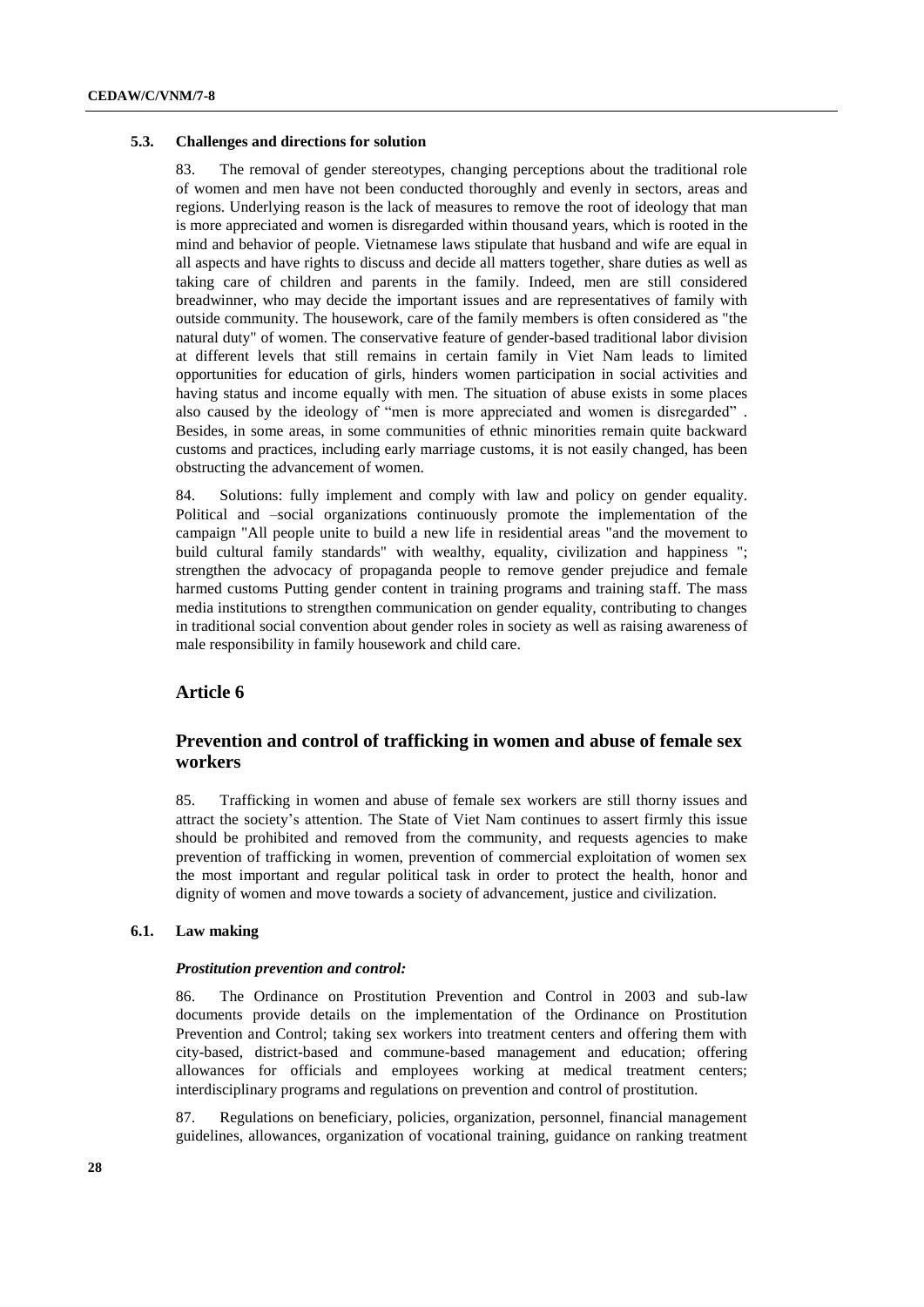### 5.3. Challenges and directions for solution

83. The removal of gender stereotypes, changing perceptions about the traditional role of women and men have not been conducted thoroughly and evenly in sectors, areas and regions. Underlying reason is the lack of measures to remove the root of ideology that man is more appreciated and women is disregarded within thousand years, which is rooted in the mind and behavior of people. Vietnamese laws stipulate that husband and wife are equal in all aspects and have rights to discuss and decide all matters together, share duties as well as taking care of children and parents in the family. Indeed, men are still considered breadwinner, who may decide the important issues and are representatives of family with outside community. The housework, care of the family members is often considered as "the natural duty" of women. The conservative feature of gender-based traditional labor division at different levels that still remains in certain family in Viet Nam leads to limited opportunities for education of girls, hinders women participation in social activities and having status and income equally with men. The situation of abuse exists in some places also caused by the ideology of "men is more appreciated and women is disregarded" . Besides, in some areas, in some communities of ethnic minorities remain quite backward customs and practices, including early marriage customs, it is not easily changed, has been obstructing the advancement of women.

84. Solutions: fully implement and comply with law and policy on gender equality. Political and –social organizations continuously promote the implementation of the campaign "All people unite to build a new life in residential areas "and the movement to build cultural family standards" with wealthy, equality, civilization and happiness "; strengthen the advocacy of propaganda people to remove gender prejudice and female harmed customs Putting gender content in training programs and training staff. The mass media institutions to strengthen communication on gender equality, contributing to changes in traditional social convention about gender roles in society as well as raising awareness of male responsibility in family housework and child care.

## Article 6

## Prevention and control of trafficking in women and abuse of female sex workers

85. Trafficking in women and abuse of female sex workers are still thorny issues and attract the society's attention. The State of Viet Nam continues to assert firmly this issue should be prohibited and removed from the community, and requests agencies to make prevention of trafficking in women, prevention of commercial exploitation of women sex the most important and regular political task in order to protect the health, honor and dignity of women and move towards a society of advancement, justice and civilization.

### 6.1. Law making

***Prostitution prevention and control:***

86. The Ordinance on Prostitution Prevention and Control in 2003 and sub-law documents provide details on the implementation of the Ordinance on Prostitution Prevention and Control; taking sex workers into treatment centers and offering them with city-based, district-based and commune-based management and education; offering allowances for officials and employees working at medical treatment centers; interdisciplinary programs and regulations on prevention and control of prostitution.

87. Regulations on beneficiary, policies, organization, personnel, financial management guidelines, allowances, organization of vocational training, guidance on ranking treatment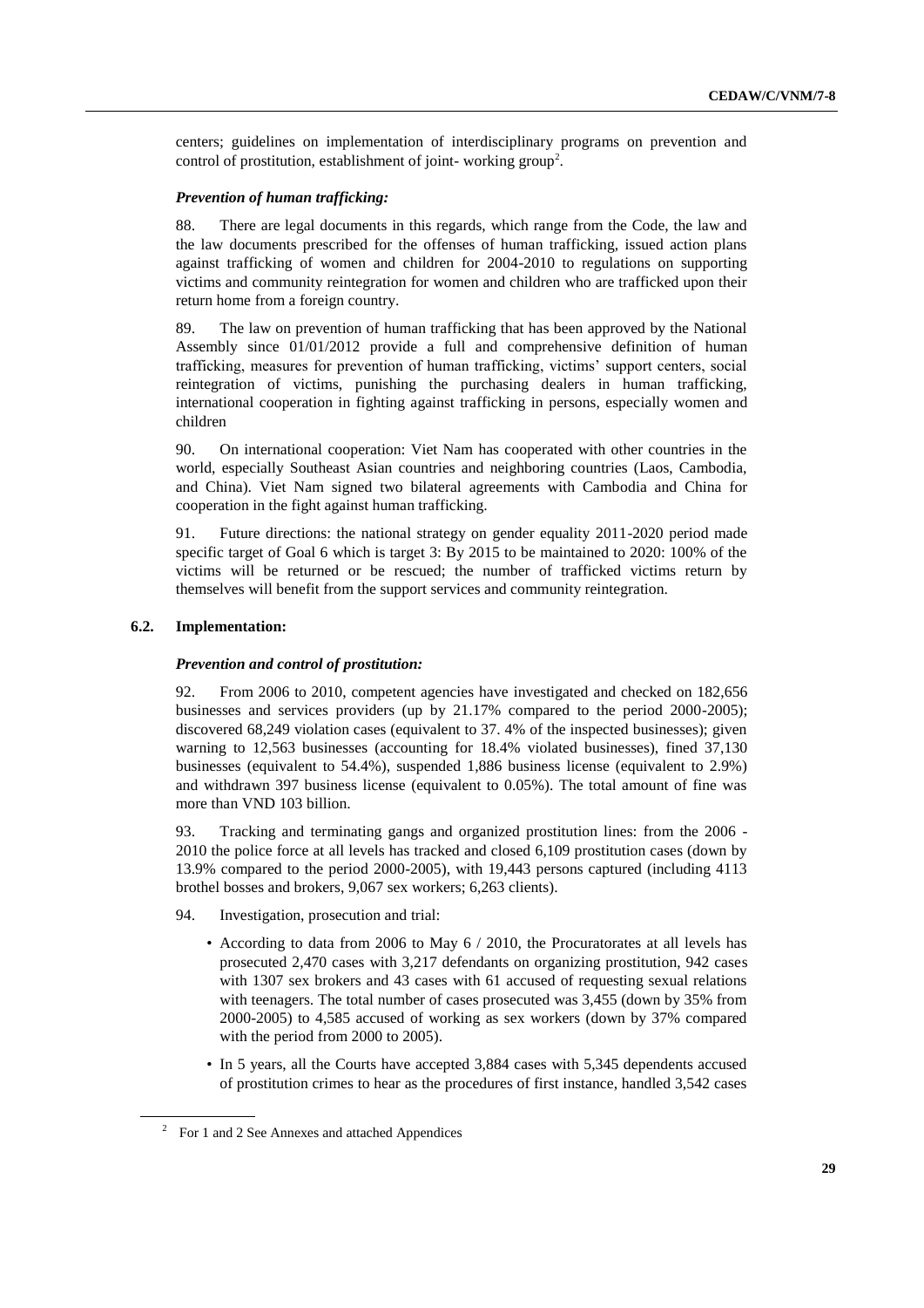centers; guidelines on implementation of interdisciplinary programs on prevention and control of prostitution, establishment of joint- working group[2].

*Prevention of human trafficking:*

88. There are legal documents in this regards, which range from the Code, the law and the law documents prescribed for the offenses of human trafficking, issued action plans against trafficking of women and children for 2004-2010 to regulations on supporting victims and community reintegration for women and children who are trafficked upon their return home from a foreign country.

89. The law on prevention of human trafficking that has been approved by the National Assembly since 01/01/2012 provide a full and comprehensive definition of human trafficking, measures for prevention of human trafficking, victims' support centers, social reintegration of victims, punishing the purchasing dealers in human trafficking, international cooperation in fighting against trafficking in persons, especially women and children

90. On international cooperation: Viet Nam has cooperated with other countries in the world, especially Southeast Asian countries and neighboring countries (Laos, Cambodia, and China). Viet Nam signed two bilateral agreements with Cambodia and China for cooperation in the fight against human trafficking.

91. Future directions: the national strategy on gender equality 2011-2020 period made specific target of Goal 6 which is target 3: By 2015 to be maintained to 2020: 100% of the victims will be returned or be rescued; the number of trafficked victims return by themselves will benefit from the support services and community reintegration.

## 6.2. Implementation:

*Prevention and control of prostitution:*

92. From 2006 to 2010, competent agencies have investigated and checked on 182,656 businesses and services providers (up by 21.17% compared to the period 2000-2005); discovered 68,249 violation cases (equivalent to 37. 4% of the inspected businesses); given warning to 12,563 businesses (accounting for 18.4% violated businesses), fined 37,130 businesses (equivalent to 54.4%), suspended 1,886 business license (equivalent to 2.9%) and withdrawn 397 business license (equivalent to 0.05%). The total amount of fine was more than VND 103 billion.

93. Tracking and terminating gangs and organized prostitution lines: from the 2006 - 2010 the police force at all levels has tracked and closed 6,109 prostitution cases (down by 13.9% compared to the period 2000-2005), with 19,443 persons captured (including 4113 brothel bosses and brokers, 9,067 sex workers; 6,263 clients).

94. Investigation, prosecution and trial:

- According to data from 2006 to May 6 / 2010, the Procuratorates at all levels has prosecuted 2,470 cases with 3,217 defendants on organizing prostitution, 942 cases with 1307 sex brokers and 43 cases with 61 accused of requesting sexual relations with teenagers. The total number of cases prosecuted was 3,455 (down by 35% from 2000-2005) to 4,585 accused of working as sex workers (down by 37% compared with the period from 2000 to 2005).
- In 5 years, all the Courts have accepted 3,884 cases with 5,345 dependents accused of prostitution crimes to hear as the procedures of first instance, handled 3,542 cases

[2] For 1 and 2 See Annexes and attached Appendices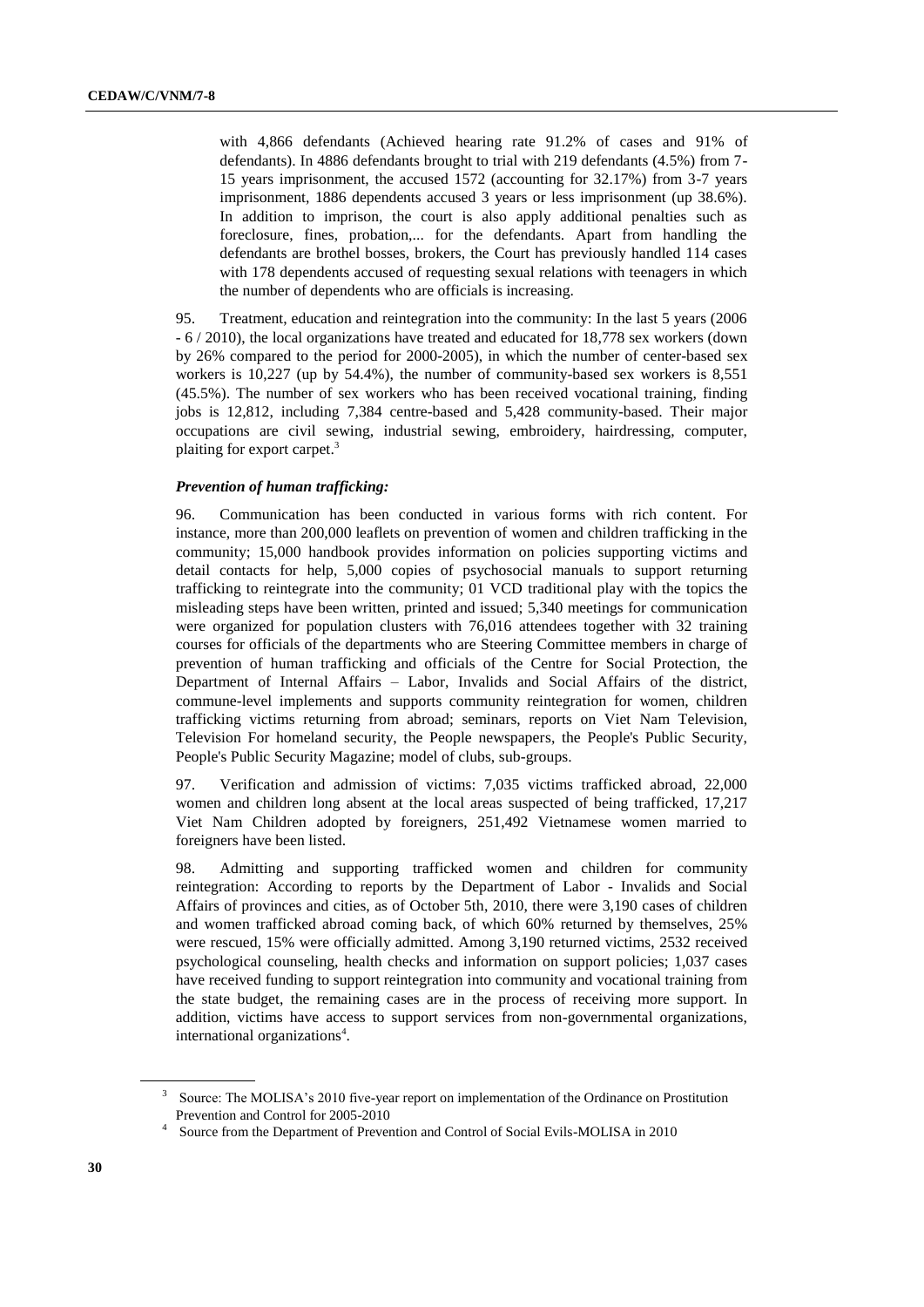with 4,866 defendants (Achieved hearing rate 91.2% of cases and 91% of defendants). In 4886 defendants brought to trial with 219 defendants (4.5%) from 7-15 years imprisonment, the accused 1572 (accounting for 32.17%) from 3-7 years imprisonment, 1886 dependents accused 3 years or less imprisonment (up 38.6%). In addition to imprison, the court is also apply additional penalties such as foreclosure, fines, probation,... for the defendants. Apart from handling the defendants are brothel bosses, brokers, the Court has previously handled 114 cases with 178 dependents accused of requesting sexual relations with teenagers in which the number of dependents who are officials is increasing.

95. Treatment, education and reintegration into the community: In the last 5 years (2006 - 6 / 2010), the local organizations have treated and educated for 18,778 sex workers (down by 26% compared to the period for 2000-2005), in which the number of center-based sex workers is 10,227 (up by 54.4%), the number of community-based sex workers is 8,551 (45.5%). The number of sex workers who has been received vocational training, finding jobs is 12,812, including 7,384 centre-based and 5,428 community-based. Their major occupations are civil sewing, industrial sewing, embroidery, hairdressing, computer, plaiting for export carpet.[3]

***Prevention of human trafficking:***

96. Communication has been conducted in various forms with rich content. For instance, more than 200,000 leaflets on prevention of women and children trafficking in the community; 15,000 handbook provides information on policies supporting victims and detail contacts for help, 5,000 copies of psychosocial manuals to support returning trafficking to reintegrate into the community; 01 VCD traditional play with the topics the misleading steps have been written, printed and issued; 5,340 meetings for communication were organized for population clusters with 76,016 attendees together with 32 training courses for officials of the departments who are Steering Committee members in charge of prevention of human trafficking and officials of the Centre for Social Protection, the Department of Internal Affairs – Labor, Invalids and Social Affairs of the district, commune-level implements and supports community reintegration for women, children trafficking victims returning from abroad; seminars, reports on Viet Nam Television, Television For homeland security, the People newspapers, the People's Public Security, People's Public Security Magazine; model of clubs, sub-groups.

97. Verification and admission of victims: 7,035 victims trafficked abroad, 22,000 women and children long absent at the local areas suspected of being trafficked, 17,217 Viet Nam Children adopted by foreigners, 251,492 Vietnamese women married to foreigners have been listed.

98. Admitting and supporting trafficked women and children for community reintegration: According to reports by the Department of Labor - Invalids and Social Affairs of provinces and cities, as of October 5th, 2010, there were 3,190 cases of children and women trafficked abroad coming back, of which 60% returned by themselves, 25% were rescued, 15% were officially admitted. Among 3,190 returned victims, 2532 received psychological counseling, health checks and information on support policies; 1,037 cases have received funding to support reintegration into community and vocational training from the state budget, the remaining cases are in the process of receiving more support. In addition, victims have access to support services from non-governmental organizations, international organizations[4].

---

[3] Source: The MOLISA's 2010 five-year report on implementation of the Ordinance on Prostitution Prevention and Control for 2005-2010

[4] Source from the Department of Prevention and Control of Social Evils-MOLISA in 2010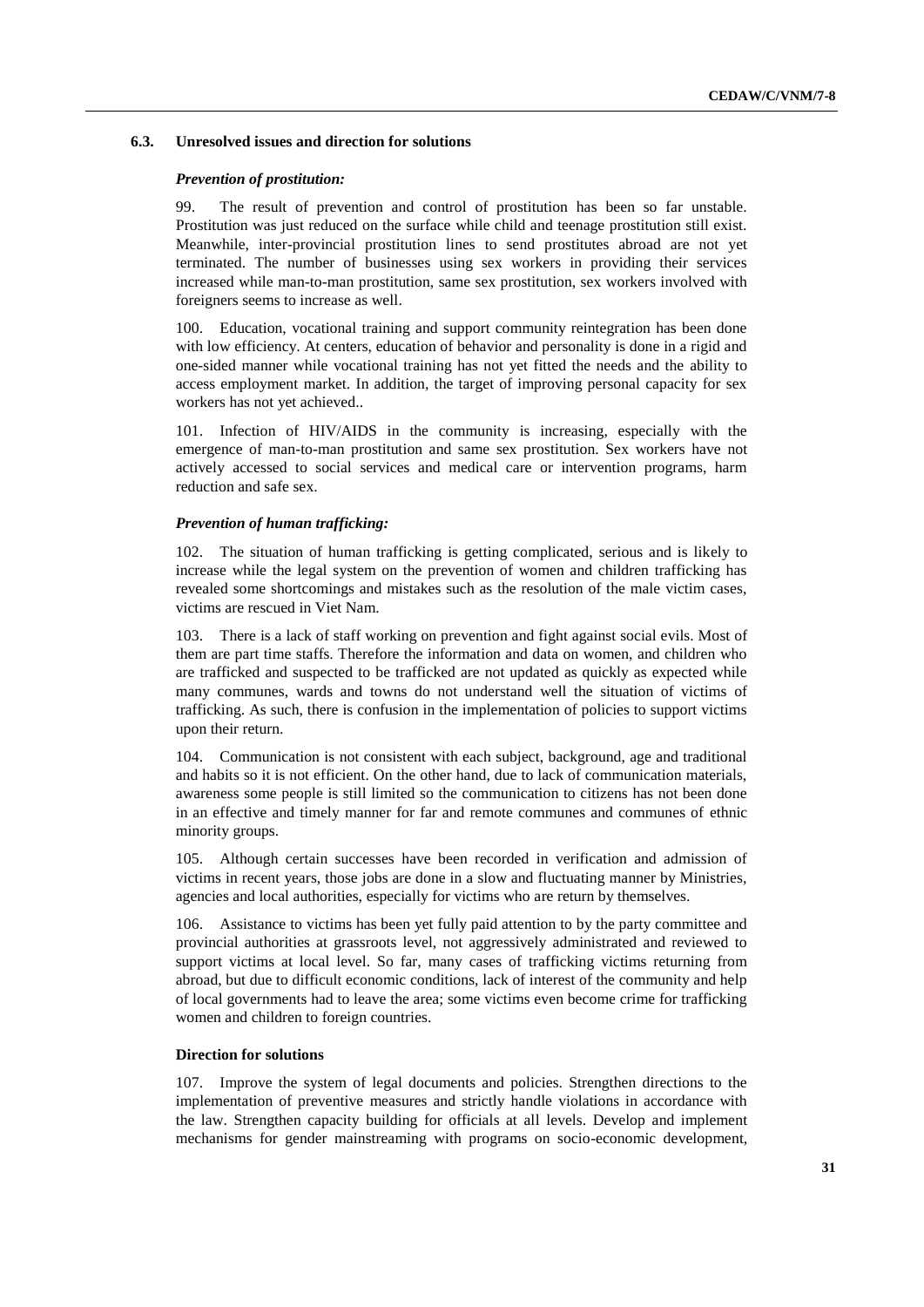### 6.3. Unresolved issues and direction for solutions

***Prevention of prostitution:***

99. The result of prevention and control of prostitution has been so far unstable. Prostitution was just reduced on the surface while child and teenage prostitution still exist. Meanwhile, inter-provincial prostitution lines to send prostitutes abroad are not yet terminated. The number of businesses using sex workers in providing their services increased while man-to-man prostitution, same sex prostitution, sex workers involved with foreigners seems to increase as well.

100. Education, vocational training and support community reintegration has been done with low efficiency. At centers, education of behavior and personality is done in a rigid and one-sided manner while vocational training has not yet fitted the needs and the ability to access employment market. In addition, the target of improving personal capacity for sex workers has not yet achieved..

101. Infection of HIV/AIDS in the community is increasing, especially with the emergence of man-to-man prostitution and same sex prostitution. Sex workers have not actively accessed to social services and medical care or intervention programs, harm reduction and safe sex.

***Prevention of human trafficking:***

102. The situation of human trafficking is getting complicated, serious and is likely to increase while the legal system on the prevention of women and children trafficking has revealed some shortcomings and mistakes such as the resolution of the male victim cases, victims are rescued in Viet Nam.

103. There is a lack of staff working on prevention and fight against social evils. Most of them are part time staffs. Therefore the information and data on women, and children who are trafficked and suspected to be trafficked are not updated as quickly as expected while many communes, wards and towns do not understand well the situation of victims of trafficking. As such, there is confusion in the implementation of policies to support victims upon their return.

104. Communication is not consistent with each subject, background, age and traditional and habits so it is not efficient. On the other hand, due to lack of communication materials, awareness some people is still limited so the communication to citizens has not been done in an effective and timely manner for far and remote communes and communes of ethnic minority groups.

105. Although certain successes have been recorded in verification and admission of victims in recent years, those jobs are done in a slow and fluctuating manner by Ministries, agencies and local authorities, especially for victims who are return by themselves.

106. Assistance to victims has been yet fully paid attention to by the party committee and provincial authorities at grassroots level, not aggressively administrated and reviewed to support victims at local level. So far, many cases of trafficking victims returning from abroad, but due to difficult economic conditions, lack of interest of the community and help of local governments had to leave the area; some victims even become crime for trafficking women and children to foreign countries.

**Direction for solutions**

107. Improve the system of legal documents and policies. Strengthen directions to the implementation of preventive measures and strictly handle violations in accordance with the law. Strengthen capacity building for officials at all levels. Develop and implement mechanisms for gender mainstreaming with programs on socio-economic development,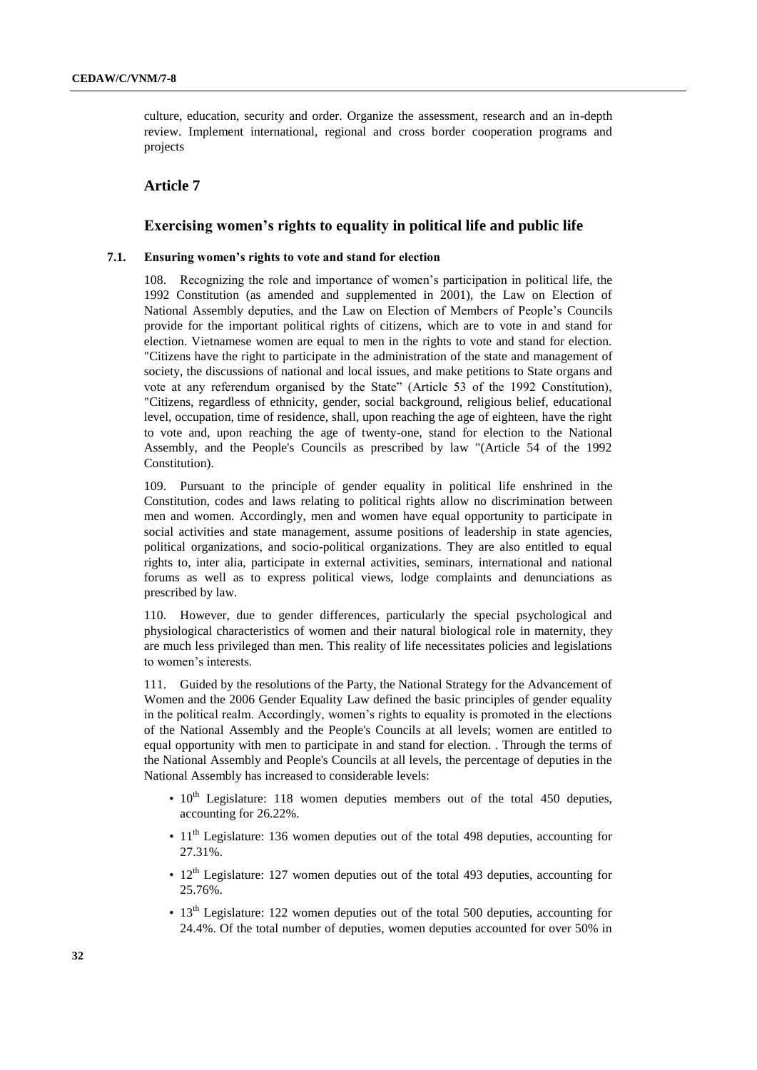culture, education, security and order. Organize the assessment, research and an in-depth review. Implement international, regional and cross border cooperation programs and projects

## Article 7

### Exercising women's rights to equality in political life and public life

#### 7.1. Ensuring women's rights to vote and stand for election

108. Recognizing the role and importance of women's participation in political life, the 1992 Constitution (as amended and supplemented in 2001), the Law on Election of National Assembly deputies, and the Law on Election of Members of People's Councils provide for the important political rights of citizens, which are to vote in and stand for election. Vietnamese women are equal to men in the rights to vote and stand for election. "Citizens have the right to participate in the administration of the state and management of society, the discussions of national and local issues, and make petitions to State organs and vote at any referendum organised by the State" (Article 53 of the 1992 Constitution), "Citizens, regardless of ethnicity, gender, social background, religious belief, educational level, occupation, time of residence, shall, upon reaching the age of eighteen, have the right to vote and, upon reaching the age of twenty-one, stand for election to the National Assembly, and the People's Councils as prescribed by law "(Article 54 of the 1992 Constitution).

109. Pursuant to the principle of gender equality in political life enshrined in the Constitution, codes and laws relating to political rights allow no discrimination between men and women. Accordingly, men and women have equal opportunity to participate in social activities and state management, assume positions of leadership in state agencies, political organizations, and socio-political organizations. They are also entitled to equal rights to, inter alia, participate in external activities, seminars, international and national forums as well as to express political views, lodge complaints and denunciations as prescribed by law.

110. However, due to gender differences, particularly the special psychological and physiological characteristics of women and their natural biological role in maternity, they are much less privileged than men. This reality of life necessitates policies and legislations to women's interests.

111. Guided by the resolutions of the Party, the National Strategy for the Advancement of Women and the 2006 Gender Equality Law defined the basic principles of gender equality in the political realm. Accordingly, women's rights to equality is promoted in the elections of the National Assembly and the People's Councils at all levels; women are entitled to equal opportunity with men to participate in and stand for election. . Through the terms of the National Assembly and People's Councils at all levels, the percentage of deputies in the National Assembly has increased to considerable levels:

- 10th Legislature: 118 women deputies members out of the total 450 deputies, accounting for 26.22%.
- 11th Legislature: 136 women deputies out of the total 498 deputies, accounting for 27.31%.
- 12th Legislature: 127 women deputies out of the total 493 deputies, accounting for 25.76%.
- 13th Legislature: 122 women deputies out of the total 500 deputies, accounting for 24.4%. Of the total number of deputies, women deputies accounted for over 50% in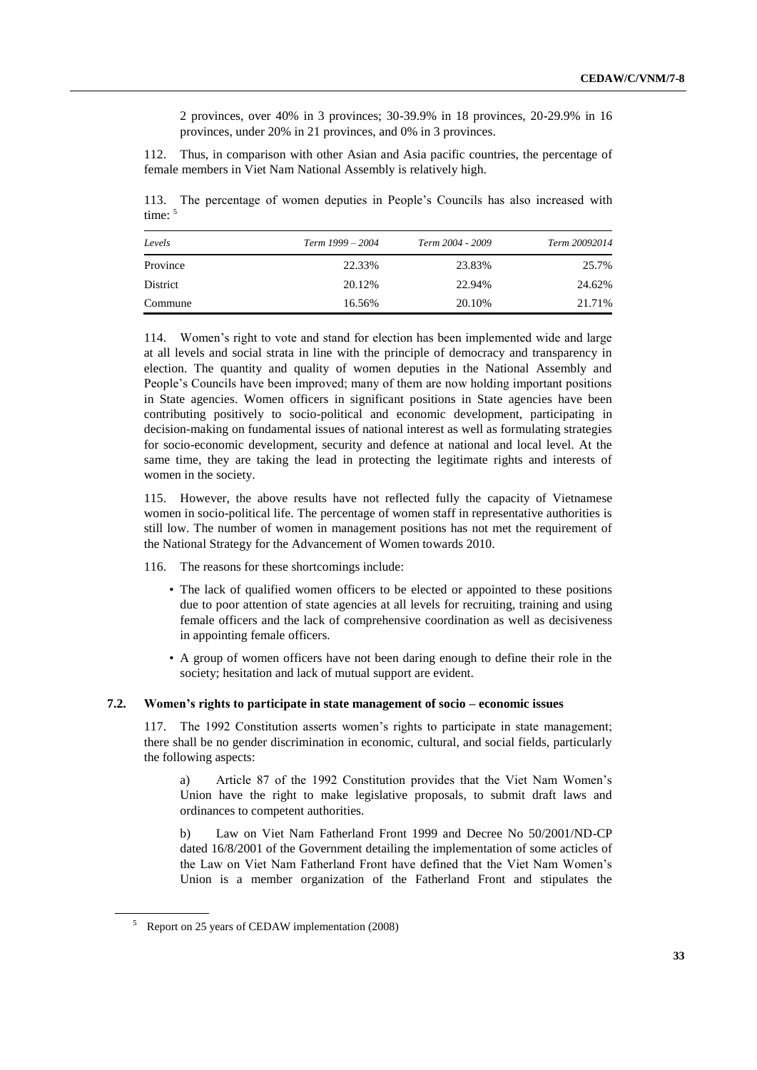2 provinces, over 40% in 3 provinces; 30-39.9% in 18 provinces, 20-29.9% in 16 provinces, under 20% in 21 provinces, and 0% in 3 provinces.

112. Thus, in comparison with other Asian and Asia pacific countries, the percentage of female members in Viet Nam National Assembly is relatively high.

113. The percentage of women deputies in People's Councils has also increased with time: [5]

| *Levels* | *Term 1999 – 2004* | *Term 2004 - 2009* | *Term 20092014* |
|---|---|---|---|
| Province | 22.33% | 23.83% | 25.7% |
| District | 20.12% | 22.94% | 24.62% |
| Commune | 16.56% | 20.10% | 21.71% |

114. Women's right to vote and stand for election has been implemented wide and large at all levels and social strata in line with the principle of democracy and transparency in election. The quantity and quality of women deputies in the National Assembly and People's Councils have been improved; many of them are now holding important positions in State agencies. Women officers in significant positions in State agencies have been contributing positively to socio-political and economic development, participating in decision-making on fundamental issues of national interest as well as formulating strategies for socio-economic development, security and defence at national and local level. At the same time, they are taking the lead in protecting the legitimate rights and interests of women in the society.

115. However, the above results have not reflected fully the capacity of Vietnamese women in socio-political life. The percentage of women staff in representative authorities is still low. The number of women in management positions has not met the requirement of the National Strategy for the Advancement of Women towards 2010.

116. The reasons for these shortcomings include:

- The lack of qualified women officers to be elected or appointed to these positions due to poor attention of state agencies at all levels for recruiting, training and using female officers and the lack of comprehensive coordination as well as decisiveness in appointing female officers.
- A group of women officers have not been daring enough to define their role in the society; hesitation and lack of mutual support are evident.

### 7.2. Women's rights to participate in state management of socio – economic issues

117. The 1992 Constitution asserts women's rights to participate in state management; there shall be no gender discrimination in economic, cultural, and social fields, particularly the following aspects:

a) Article 87 of the 1992 Constitution provides that the Viet Nam Women's Union have the right to make legislative proposals, to submit draft laws and ordinances to competent authorities.

b) Law on Viet Nam Fatherland Front 1999 and Decree No 50/2001/ND-CP dated 16/8/2001 of the Government detailing the implementation of some acticles of the Law on Viet Nam Fatherland Front have defined that the Viet Nam Women's Union is a member organization of the Fatherland Front and stipulates the

[5] Report on 25 years of CEDAW implementation (2008)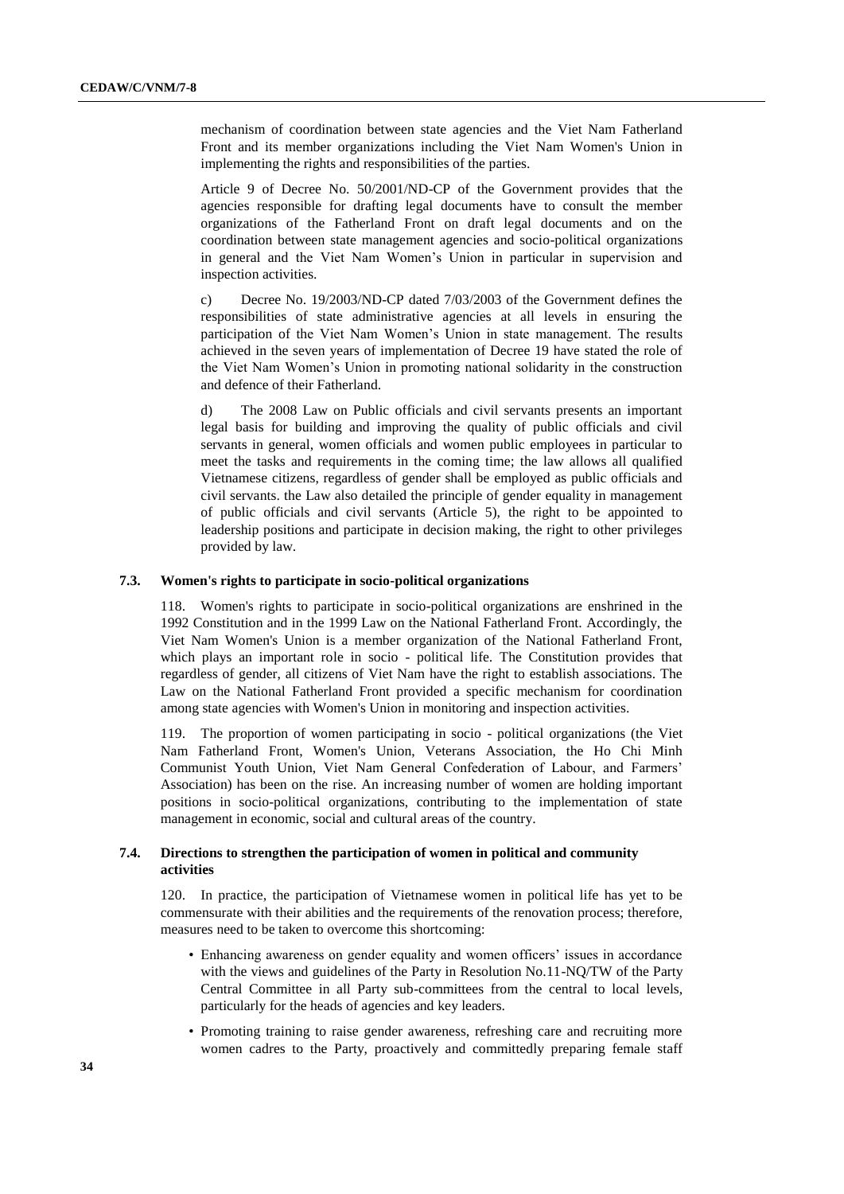mechanism of coordination between state agencies and the Viet Nam Fatherland Front and its member organizations including the Viet Nam Women's Union in implementing the rights and responsibilities of the parties.

Article 9 of Decree No. 50/2001/ND-CP of the Government provides that the agencies responsible for drafting legal documents have to consult the member organizations of the Fatherland Front on draft legal documents and on the coordination between state management agencies and socio-political organizations in general and the Viet Nam Women's Union in particular in supervision and inspection activities.

c) Decree No. 19/2003/ND-CP dated 7/03/2003 of the Government defines the responsibilities of state administrative agencies at all levels in ensuring the participation of the Viet Nam Women's Union in state management. The results achieved in the seven years of implementation of Decree 19 have stated the role of the Viet Nam Women's Union in promoting national solidarity in the construction and defence of their Fatherland.

d) The 2008 Law on Public officials and civil servants presents an important legal basis for building and improving the quality of public officials and civil servants in general, women officials and women public employees in particular to meet the tasks and requirements in the coming time; the law allows all qualified Vietnamese citizens, regardless of gender shall be employed as public officials and civil servants. the Law also detailed the principle of gender equality in management of public officials and civil servants (Article 5), the right to be appointed to leadership positions and participate in decision making, the right to other privileges provided by law.

### 7.3. Women's rights to participate in socio-political organizations

118. Women's rights to participate in socio-political organizations are enshrined in the 1992 Constitution and in the 1999 Law on the National Fatherland Front. Accordingly, the Viet Nam Women's Union is a member organization of the National Fatherland Front, which plays an important role in socio - political life. The Constitution provides that regardless of gender, all citizens of Viet Nam have the right to establish associations. The Law on the National Fatherland Front provided a specific mechanism for coordination among state agencies with Women's Union in monitoring and inspection activities.

119. The proportion of women participating in socio - political organizations (the Viet Nam Fatherland Front, Women's Union, Veterans Association, the Ho Chi Minh Communist Youth Union, Viet Nam General Confederation of Labour, and Farmers' Association) has been on the rise. An increasing number of women are holding important positions in socio-political organizations, contributing to the implementation of state management in economic, social and cultural areas of the country.

### 7.4. Directions to strengthen the participation of women in political and community activities

120. In practice, the participation of Vietnamese women in political life has yet to be commensurate with their abilities and the requirements of the renovation process; therefore, measures need to be taken to overcome this shortcoming:

- Enhancing awareness on gender equality and women officers' issues in accordance with the views and guidelines of the Party in Resolution No.11-NQ/TW of the Party Central Committee in all Party sub-committees from the central to local levels, particularly for the heads of agencies and key leaders.
- Promoting training to raise gender awareness, refreshing care and recruiting more women cadres to the Party, proactively and committedly preparing female staff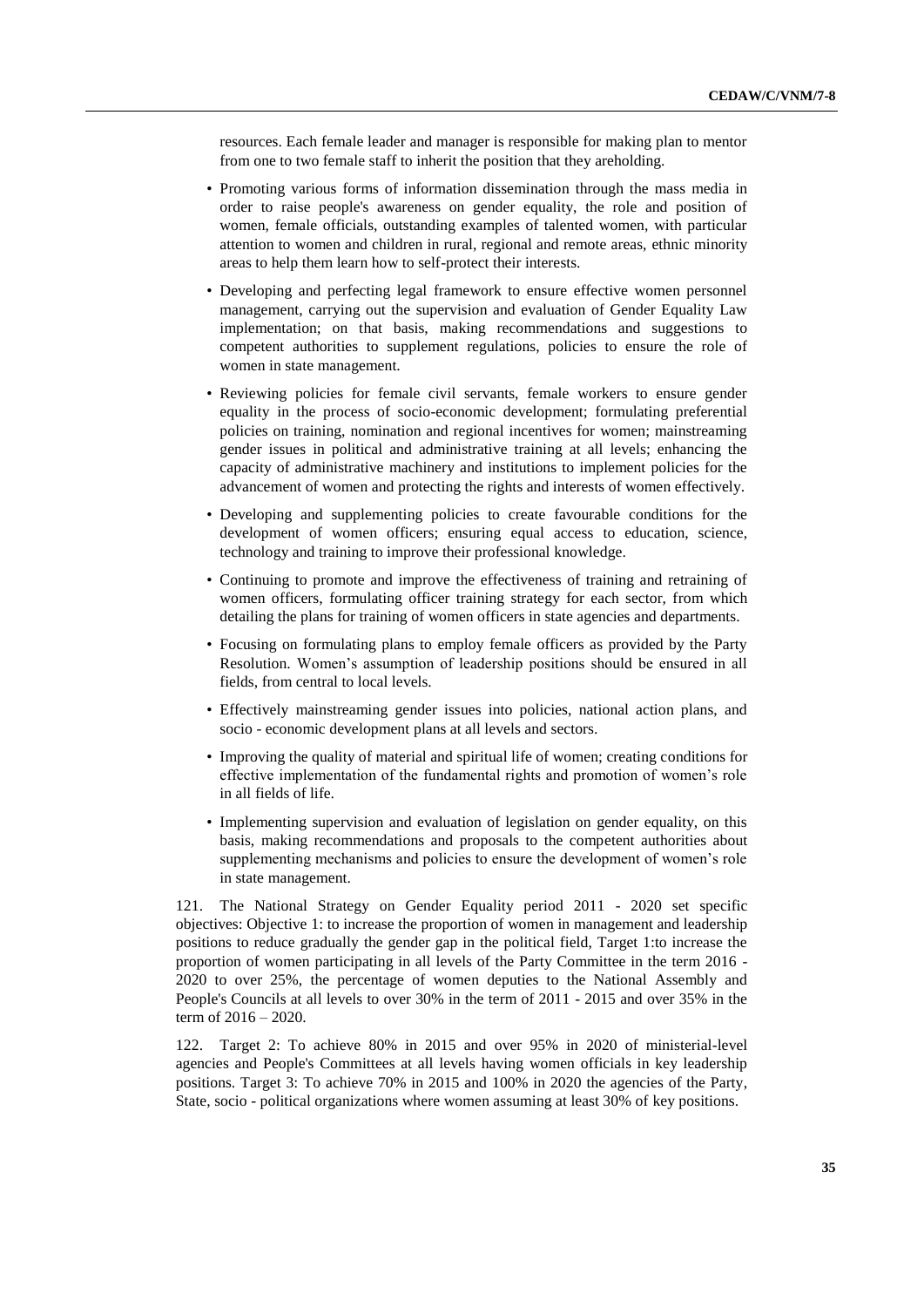resources. Each female leader and manager is responsible for making plan to mentor from one to two female staff to inherit the position that they areholding.

- Promoting various forms of information dissemination through the mass media in order to raise people's awareness on gender equality, the role and position of women, female officials, outstanding examples of talented women, with particular attention to women and children in rural, regional and remote areas, ethnic minority areas to help them learn how to self-protect their interests.
- Developing and perfecting legal framework to ensure effective women personnel management, carrying out the supervision and evaluation of Gender Equality Law implementation; on that basis, making recommendations and suggestions to competent authorities to supplement regulations, policies to ensure the role of women in state management.
- Reviewing policies for female civil servants, female workers to ensure gender equality in the process of socio-economic development; formulating preferential policies on training, nomination and regional incentives for women; mainstreaming gender issues in political and administrative training at all levels; enhancing the capacity of administrative machinery and institutions to implement policies for the advancement of women and protecting the rights and interests of women effectively.
- Developing and supplementing policies to create favourable conditions for the development of women officers; ensuring equal access to education, science, technology and training to improve their professional knowledge.
- Continuing to promote and improve the effectiveness of training and retraining of women officers, formulating officer training strategy for each sector, from which detailing the plans for training of women officers in state agencies and departments.
- Focusing on formulating plans to employ female officers as provided by the Party Resolution. Women's assumption of leadership positions should be ensured in all fields, from central to local levels.
- Effectively mainstreaming gender issues into policies, national action plans, and socio - economic development plans at all levels and sectors.
- Improving the quality of material and spiritual life of women; creating conditions for effective implementation of the fundamental rights and promotion of women's role in all fields of life.
- Implementing supervision and evaluation of legislation on gender equality, on this basis, making recommendations and proposals to the competent authorities about supplementing mechanisms and policies to ensure the development of women's role in state management.

121. The National Strategy on Gender Equality period 2011 - 2020 set specific objectives: Objective 1: to increase the proportion of women in management and leadership positions to reduce gradually the gender gap in the political field, Target 1:to increase the proportion of women participating in all levels of the Party Committee in the term 2016 - 2020 to over 25%, the percentage of women deputies to the National Assembly and People's Councils at all levels to over 30% in the term of 2011 - 2015 and over 35% in the term of 2016 – 2020.

122. Target 2: To achieve 80% in 2015 and over 95% in 2020 of ministerial-level agencies and People's Committees at all levels having women officials in key leadership positions. Target 3: To achieve 70% in 2015 and 100% in 2020 the agencies of the Party, State, socio - political organizations where women assuming at least 30% of key positions.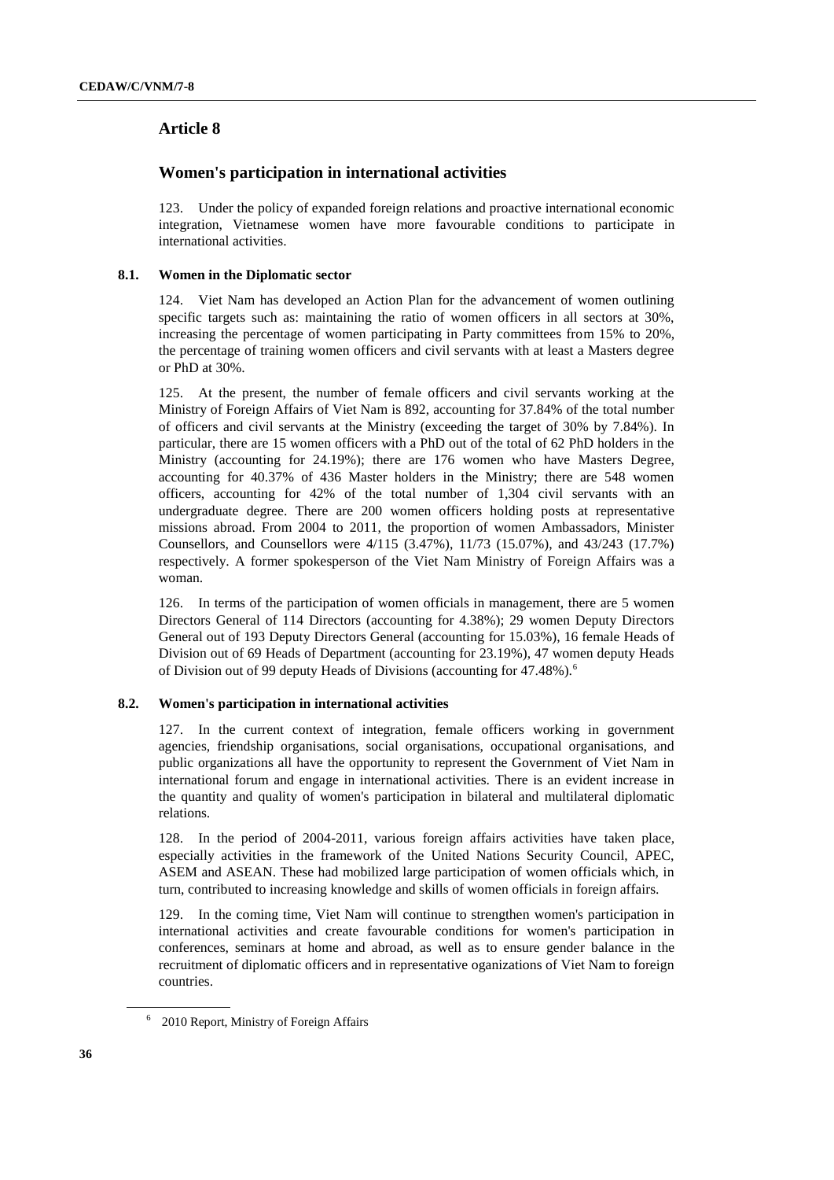## Article 8

## Women's participation in international activities

123. Under the policy of expanded foreign relations and proactive international economic integration, Vietnamese women have more favourable conditions to participate in international activities.

### 8.1. Women in the Diplomatic sector

124. Viet Nam has developed an Action Plan for the advancement of women outlining specific targets such as: maintaining the ratio of women officers in all sectors at 30%, increasing the percentage of women participating in Party committees from 15% to 20%, the percentage of training women officers and civil servants with at least a Masters degree or PhD at 30%.

125. At the present, the number of female officers and civil servants working at the Ministry of Foreign Affairs of Viet Nam is 892, accounting for 37.84% of the total number of officers and civil servants at the Ministry (exceeding the target of 30% by 7.84%). In particular, there are 15 women officers with a PhD out of the total of 62 PhD holders in the Ministry (accounting for 24.19%); there are 176 women who have Masters Degree, accounting for 40.37% of 436 Master holders in the Ministry; there are 548 women officers, accounting for 42% of the total number of 1,304 civil servants with an undergraduate degree. There are 200 women officers holding posts at representative missions abroad. From 2004 to 2011, the proportion of women Ambassadors, Minister Counsellors, and Counsellors were 4/115 (3.47%), 11/73 (15.07%), and 43/243 (17.7%) respectively. A former spokesperson of the Viet Nam Ministry of Foreign Affairs was a woman.

126. In terms of the participation of women officials in management, there are 5 women Directors General of 114 Directors (accounting for 4.38%); 29 women Deputy Directors General out of 193 Deputy Directors General (accounting for 15.03%), 16 female Heads of Division out of 69 Heads of Department (accounting for 23.19%), 47 women deputy Heads of Division out of 99 deputy Heads of Divisions (accounting for 47.48%).[6]

### 8.2. Women's participation in international activities

127. In the current context of integration, female officers working in government agencies, friendship organisations, social organisations, occupational organisations, and public organizations all have the opportunity to represent the Government of Viet Nam in international forum and engage in international activities. There is an evident increase in the quantity and quality of women's participation in bilateral and multilateral diplomatic relations.

128. In the period of 2004-2011, various foreign affairs activities have taken place, especially activities in the framework of the United Nations Security Council, APEC, ASEM and ASEAN. These had mobilized large participation of women officials which, in turn, contributed to increasing knowledge and skills of women officials in foreign affairs.

129. In the coming time, Viet Nam will continue to strengthen women's participation in international activities and create favourable conditions for women's participation in conferences, seminars at home and abroad, as well as to ensure gender balance in the recruitment of diplomatic officers and in representative oganizations of Viet Nam to foreign countries.

---

[6] 2010 Report, Ministry of Foreign Affairs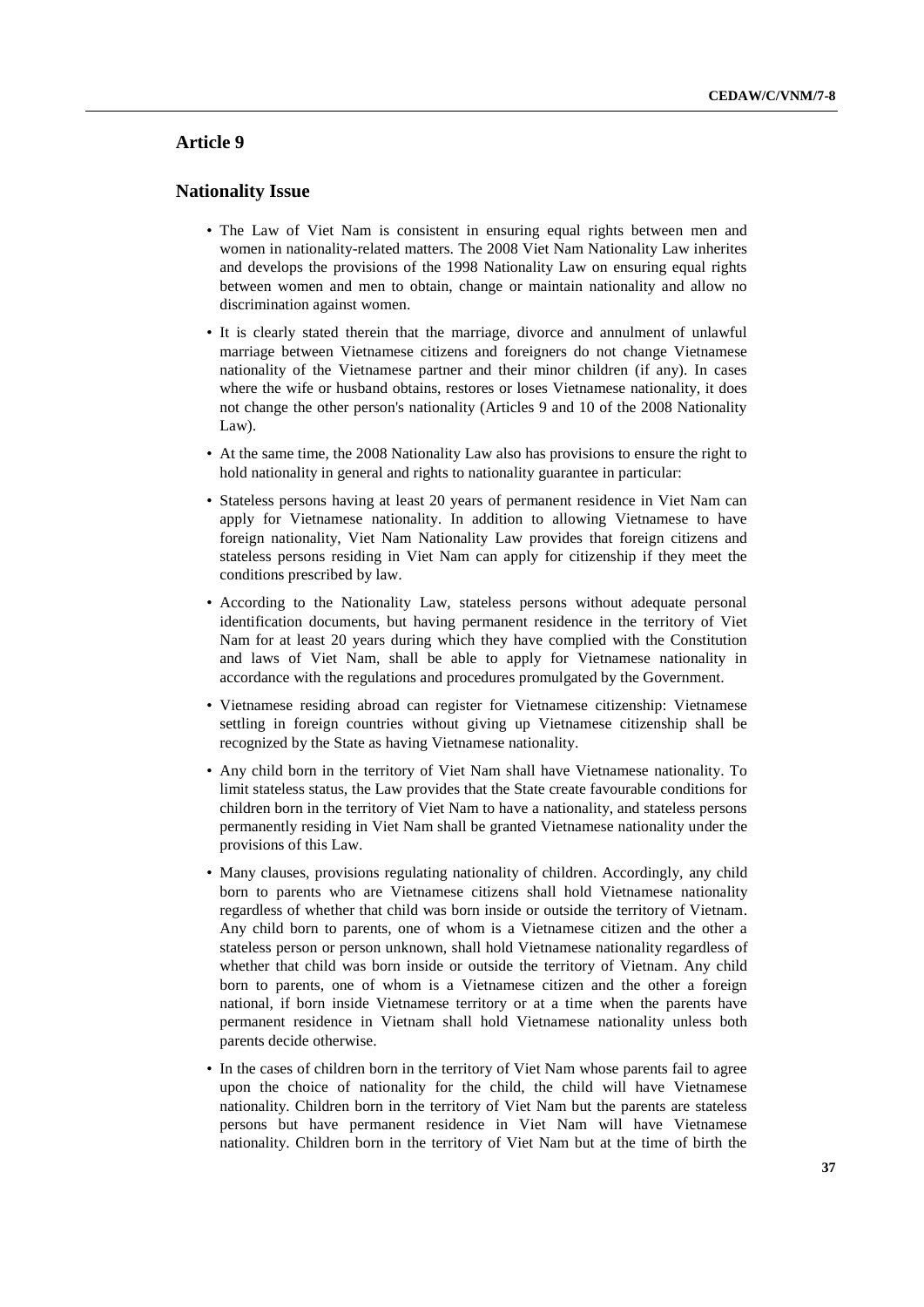## Article 9

### Nationality Issue

- The Law of Viet Nam is consistent in ensuring equal rights between men and women in nationality-related matters. The 2008 Viet Nam Nationality Law inherites and develops the provisions of the 1998 Nationality Law on ensuring equal rights between women and men to obtain, change or maintain nationality and allow no discrimination against women.
- It is clearly stated therein that the marriage, divorce and annulment of unlawful marriage between Vietnamese citizens and foreigners do not change Vietnamese nationality of the Vietnamese partner and their minor children (if any). In cases where the wife or husband obtains, restores or loses Vietnamese nationality, it does not change the other person's nationality (Articles 9 and 10 of the 2008 Nationality Law).
- At the same time, the 2008 Nationality Law also has provisions to ensure the right to hold nationality in general and rights to nationality guarantee in particular:
- Stateless persons having at least 20 years of permanent residence in Viet Nam can apply for Vietnamese nationality. In addition to allowing Vietnamese to have foreign nationality, Viet Nam Nationality Law provides that foreign citizens and stateless persons residing in Viet Nam can apply for citizenship if they meet the conditions prescribed by law.
- According to the Nationality Law, stateless persons without adequate personal identification documents, but having permanent residence in the territory of Viet Nam for at least 20 years during which they have complied with the Constitution and laws of Viet Nam, shall be able to apply for Vietnamese nationality in accordance with the regulations and procedures promulgated by the Government.
- Vietnamese residing abroad can register for Vietnamese citizenship: Vietnamese settling in foreign countries without giving up Vietnamese citizenship shall be recognized by the State as having Vietnamese nationality.
- Any child born in the territory of Viet Nam shall have Vietnamese nationality. To limit stateless status, the Law provides that the State create favourable conditions for children born in the territory of Viet Nam to have a nationality, and stateless persons permanently residing in Viet Nam shall be granted Vietnamese nationality under the provisions of this Law.
- Many clauses, provisions regulating nationality of children. Accordingly, any child born to parents who are Vietnamese citizens shall hold Vietnamese nationality regardless of whether that child was born inside or outside the territory of Vietnam. Any child born to parents, one of whom is a Vietnamese citizen and the other a stateless person or person unknown, shall hold Vietnamese nationality regardless of whether that child was born inside or outside the territory of Vietnam. Any child born to parents, one of whom is a Vietnamese citizen and the other a foreign national, if born inside Vietnamese territory or at a time when the parents have permanent residence in Vietnam shall hold Vietnamese nationality unless both parents decide otherwise.
- In the cases of children born in the territory of Viet Nam whose parents fail to agree upon the choice of nationality for the child, the child will have Vietnamese nationality. Children born in the territory of Viet Nam but the parents are stateless persons but have permanent residence in Viet Nam will have Vietnamese nationality. Children born in the territory of Viet Nam but at the time of birth the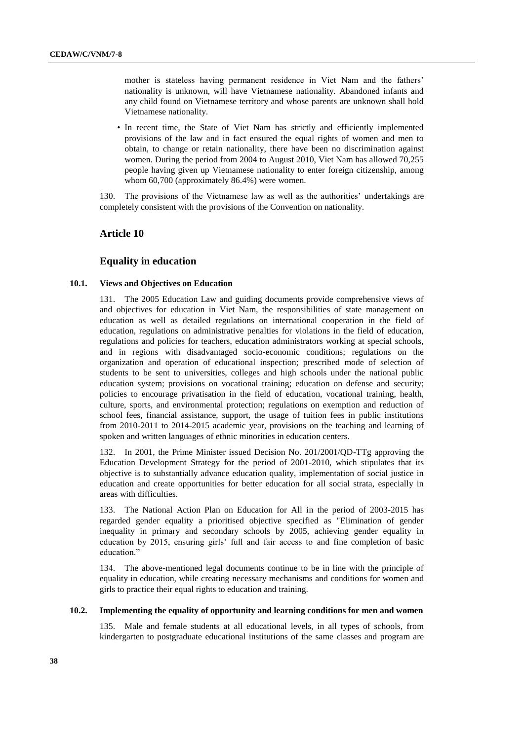mother is stateless having permanent residence in Viet Nam and the fathers' nationality is unknown, will have Vietnamese nationality. Abandoned infants and any child found on Vietnamese territory and whose parents are unknown shall hold Vietnamese nationality.

- In recent time, the State of Viet Nam has strictly and efficiently implemented provisions of the law and in fact ensured the equal rights of women and men to obtain, to change or retain nationality, there have been no discrimination against women. During the period from 2004 to August 2010, Viet Nam has allowed 70,255 people having given up Vietnamese nationality to enter foreign citizenship, among whom 60,700 (approximately 86.4%) were women.

130. The provisions of the Vietnamese law as well as the authorities' undertakings are completely consistent with the provisions of the Convention on nationality.

## Article 10

## Equality in education

### 10.1. Views and Objectives on Education

131. The 2005 Education Law and guiding documents provide comprehensive views of and objectives for education in Viet Nam, the responsibilities of state management on education as well as detailed regulations on international cooperation in the field of education, regulations on administrative penalties for violations in the field of education, regulations and policies for teachers, education administrators working at special schools, and in regions with disadvantaged socio-economic conditions; regulations on the organization and operation of educational inspection; prescribed mode of selection of students to be sent to universities, colleges and high schools under the national public education system; provisions on vocational training; education on defense and security; policies to encourage privatisation in the field of education, vocational training, health, culture, sports, and environmental protection; regulations on exemption and reduction of school fees, financial assistance, support, the usage of tuition fees in public institutions from 2010-2011 to 2014-2015 academic year, provisions on the teaching and learning of spoken and written languages of ethnic minorities in education centers.

132. In 2001, the Prime Minister issued Decision No. 201/2001/QD-TTg approving the Education Development Strategy for the period of 2001-2010, which stipulates that its objective is to substantially advance education quality, implementation of social justice in education and create opportunities for better education for all social strata, especially in areas with difficulties.

133. The National Action Plan on Education for All in the period of 2003-2015 has regarded gender equality a prioritised objective specified as "Elimination of gender inequality in primary and secondary schools by 2005, achieving gender equality in education by 2015, ensuring girls' full and fair access to and fine completion of basic education."

134. The above-mentioned legal documents continue to be in line with the principle of equality in education, while creating necessary mechanisms and conditions for women and girls to practice their equal rights to education and training.

### 10.2. Implementing the equality of opportunity and learning conditions for men and women

135. Male and female students at all educational levels, in all types of schools, from kindergarten to postgraduate educational institutions of the same classes and program are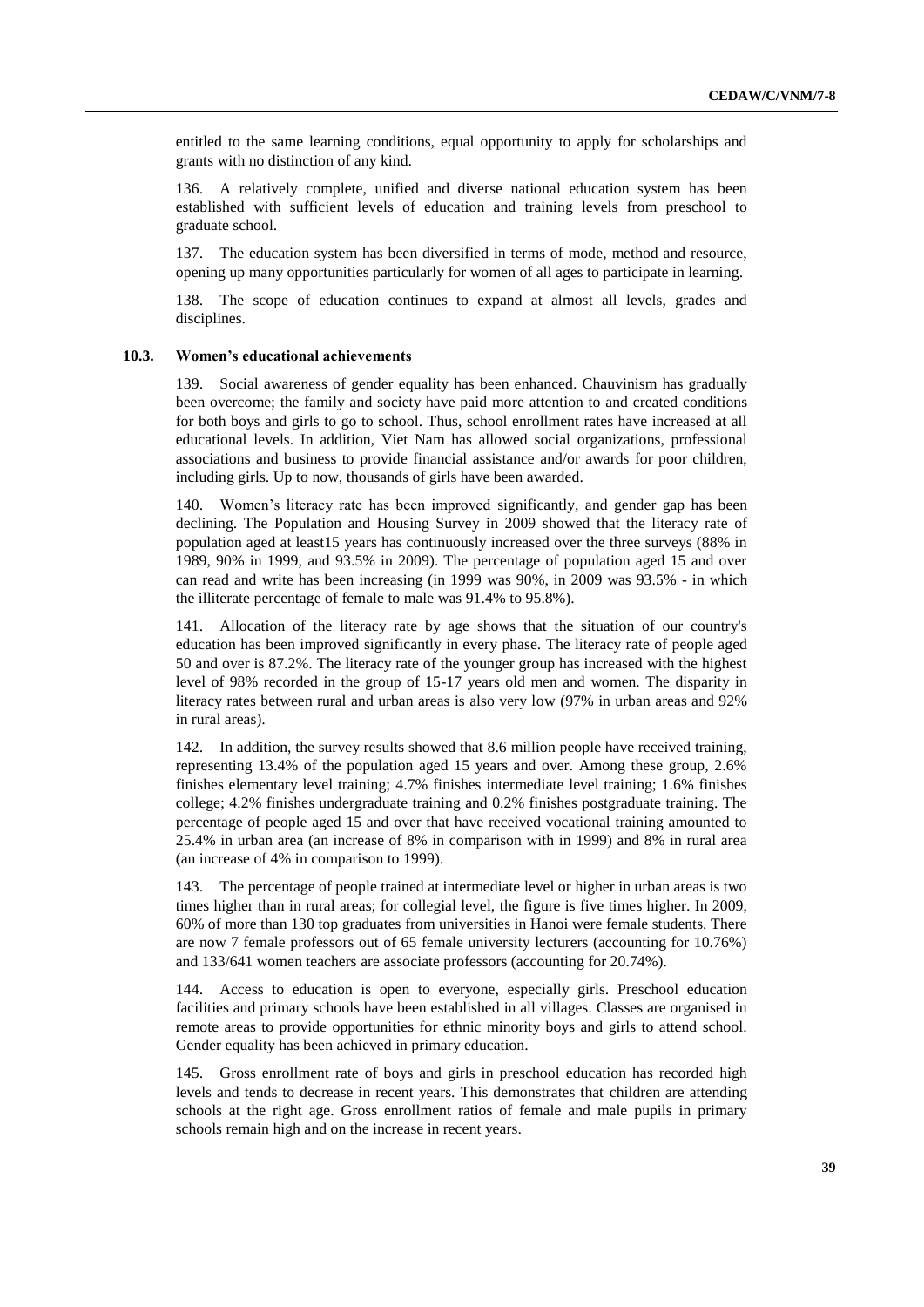entitled to the same learning conditions, equal opportunity to apply for scholarships and grants with no distinction of any kind.

136. A relatively complete, unified and diverse national education system has been established with sufficient levels of education and training levels from preschool to graduate school.

137. The education system has been diversified in terms of mode, method and resource, opening up many opportunities particularly for women of all ages to participate in learning.

138. The scope of education continues to expand at almost all levels, grades and disciplines.

### 10.3. Women's educational achievements

139. Social awareness of gender equality has been enhanced. Chauvinism has gradually been overcome; the family and society have paid more attention to and created conditions for both boys and girls to go to school. Thus, school enrollment rates have increased at all educational levels. In addition, Viet Nam has allowed social organizations, professional associations and business to provide financial assistance and/or awards for poor children, including girls. Up to now, thousands of girls have been awarded.

140. Women's literacy rate has been improved significantly, and gender gap has been declining. The Population and Housing Survey in 2009 showed that the literacy rate of population aged at least15 years has continuously increased over the three surveys (88% in 1989, 90% in 1999, and 93.5% in 2009). The percentage of population aged 15 and over can read and write has been increasing (in 1999 was 90%, in 2009 was 93.5% - in which the illiterate percentage of female to male was 91.4% to 95.8%).

141. Allocation of the literacy rate by age shows that the situation of our country's education has been improved significantly in every phase. The literacy rate of people aged 50 and over is 87.2%. The literacy rate of the younger group has increased with the highest level of 98% recorded in the group of 15-17 years old men and women. The disparity in literacy rates between rural and urban areas is also very low (97% in urban areas and 92% in rural areas).

142. In addition, the survey results showed that 8.6 million people have received training, representing 13.4% of the population aged 15 years and over. Among these group, 2.6% finishes elementary level training; 4.7% finishes intermediate level training; 1.6% finishes college; 4.2% finishes undergraduate training and 0.2% finishes postgraduate training. The percentage of people aged 15 and over that have received vocational training amounted to 25.4% in urban area (an increase of 8% in comparison with in 1999) and 8% in rural area (an increase of 4% in comparison to 1999).

143. The percentage of people trained at intermediate level or higher in urban areas is two times higher than in rural areas; for collegial level, the figure is five times higher. In 2009, 60% of more than 130 top graduates from universities in Hanoi were female students. There are now 7 female professors out of 65 female university lecturers (accounting for 10.76%) and 133/641 women teachers are associate professors (accounting for 20.74%).

144. Access to education is open to everyone, especially girls. Preschool education facilities and primary schools have been established in all villages. Classes are organised in remote areas to provide opportunities for ethnic minority boys and girls to attend school. Gender equality has been achieved in primary education.

145. Gross enrollment rate of boys and girls in preschool education has recorded high levels and tends to decrease in recent years. This demonstrates that children are attending schools at the right age. Gross enrollment ratios of female and male pupils in primary schools remain high and on the increase in recent years.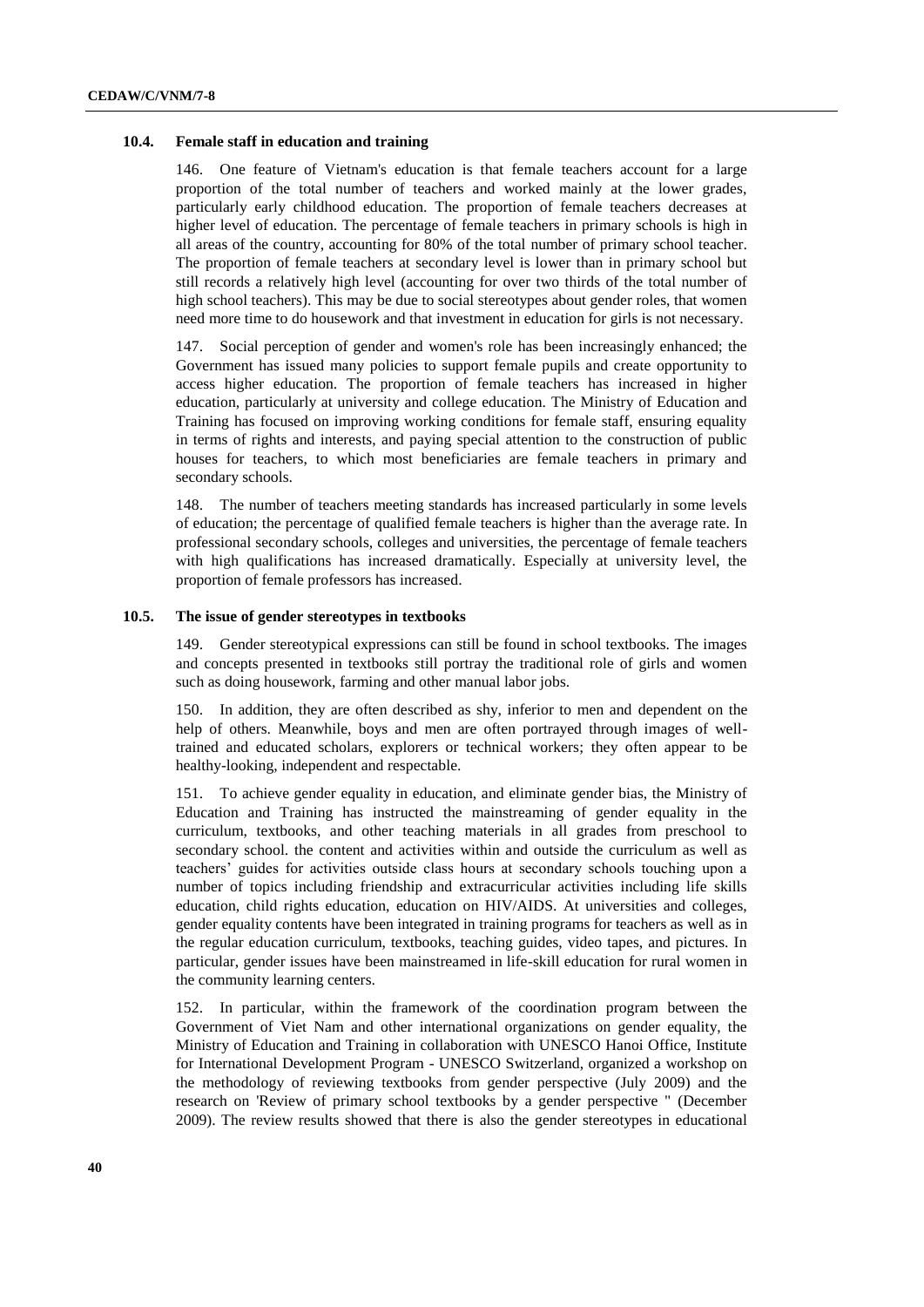### 10.4. Female staff in education and training

146. One feature of Vietnam's education is that female teachers account for a large proportion of the total number of teachers and worked mainly at the lower grades, particularly early childhood education. The proportion of female teachers decreases at higher level of education. The percentage of female teachers in primary schools is high in all areas of the country, accounting for 80% of the total number of primary school teacher. The proportion of female teachers at secondary level is lower than in primary school but still records a relatively high level (accounting for over two thirds of the total number of high school teachers). This may be due to social stereotypes about gender roles, that women need more time to do housework and that investment in education for girls is not necessary.

147. Social perception of gender and women's role has been increasingly enhanced; the Government has issued many policies to support female pupils and create opportunity to access higher education. The proportion of female teachers has increased in higher education, particularly at university and college education. The Ministry of Education and Training has focused on improving working conditions for female staff, ensuring equality in terms of rights and interests, and paying special attention to the construction of public houses for teachers, to which most beneficiaries are female teachers in primary and secondary schools.

148. The number of teachers meeting standards has increased particularly in some levels of education; the percentage of qualified female teachers is higher than the average rate. In professional secondary schools, colleges and universities, the percentage of female teachers with high qualifications has increased dramatically. Especially at university level, the proportion of female professors has increased.

### 10.5. The issue of gender stereotypes in textbooks

149. Gender stereotypical expressions can still be found in school textbooks. The images and concepts presented in textbooks still portray the traditional role of girls and women such as doing housework, farming and other manual labor jobs.

150. In addition, they are often described as shy, inferior to men and dependent on the help of others. Meanwhile, boys and men are often portrayed through images of well-trained and educated scholars, explorers or technical workers; they often appear to be healthy-looking, independent and respectable.

151. To achieve gender equality in education, and eliminate gender bias, the Ministry of Education and Training has instructed the mainstreaming of gender equality in the curriculum, textbooks, and other teaching materials in all grades from preschool to secondary school. the content and activities within and outside the curriculum as well as teachers' guides for activities outside class hours at secondary schools touching upon a number of topics including friendship and extracurricular activities including life skills education, child rights education, education on HIV/AIDS. At universities and colleges, gender equality contents have been integrated in training programs for teachers as well as in the regular education curriculum, textbooks, teaching guides, video tapes, and pictures. In particular, gender issues have been mainstreamed in life-skill education for rural women in the community learning centers.

152. In particular, within the framework of the coordination program between the Government of Viet Nam and other international organizations on gender equality, the Ministry of Education and Training in collaboration with UNESCO Hanoi Office, Institute for International Development Program - UNESCO Switzerland, organized a workshop on the methodology of reviewing textbooks from gender perspective (July 2009) and the research on 'Review of primary school textbooks by a gender perspective " (December 2009). The review results showed that there is also the gender stereotypes in educational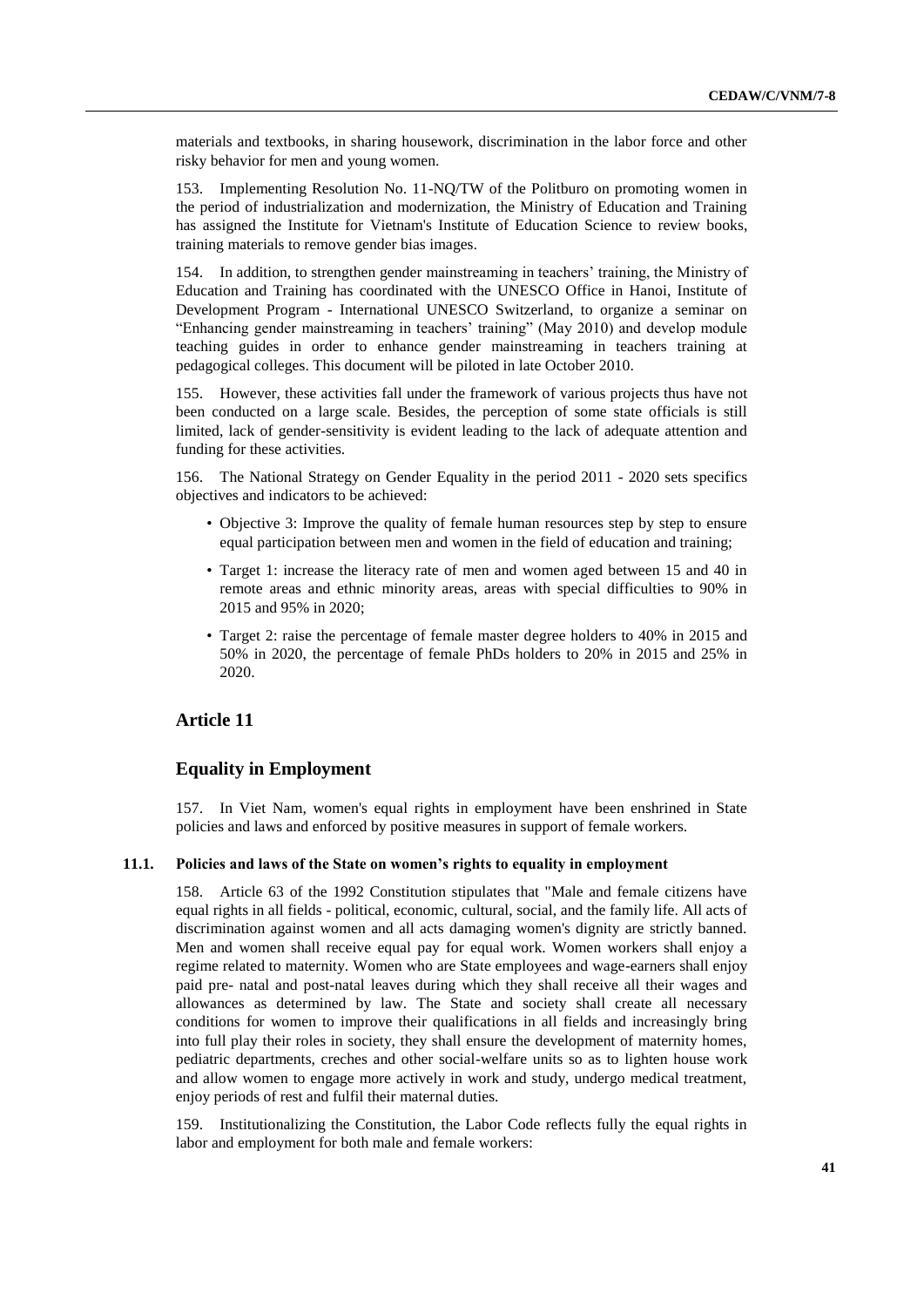materials and textbooks, in sharing housework, discrimination in the labor force and other risky behavior for men and young women.

153. Implementing Resolution No. 11-NQ/TW of the Politburo on promoting women in the period of industrialization and modernization, the Ministry of Education and Training has assigned the Institute for Vietnam's Institute of Education Science to review books, training materials to remove gender bias images.

154. In addition, to strengthen gender mainstreaming in teachers' training, the Ministry of Education and Training has coordinated with the UNESCO Office in Hanoi, Institute of Development Program - International UNESCO Switzerland, to organize a seminar on "Enhancing gender mainstreaming in teachers' training" (May 2010) and develop module teaching guides in order to enhance gender mainstreaming in teachers training at pedagogical colleges. This document will be piloted in late October 2010.

155. However, these activities fall under the framework of various projects thus have not been conducted on a large scale. Besides, the perception of some state officials is still limited, lack of gender-sensitivity is evident leading to the lack of adequate attention and funding for these activities.

156. The National Strategy on Gender Equality in the period 2011 - 2020 sets specifics objectives and indicators to be achieved:

- Objective 3: Improve the quality of female human resources step by step to ensure equal participation between men and women in the field of education and training;
- Target 1: increase the literacy rate of men and women aged between 15 and 40 in remote areas and ethnic minority areas, areas with special difficulties to 90% in 2015 and 95% in 2020;
- Target 2: raise the percentage of female master degree holders to 40% in 2015 and 50% in 2020, the percentage of female PhDs holders to 20% in 2015 and 25% in 2020.

## Article 11

## Equality in Employment

157. In Viet Nam, women's equal rights in employment have been enshrined in State policies and laws and enforced by positive measures in support of female workers.

### 11.1. Policies and laws of the State on women's rights to equality in employment

158. Article 63 of the 1992 Constitution stipulates that "Male and female citizens have equal rights in all fields - political, economic, cultural, social, and the family life. All acts of discrimination against women and all acts damaging women's dignity are strictly banned. Men and women shall receive equal pay for equal work. Women workers shall enjoy a regime related to maternity. Women who are State employees and wage-earners shall enjoy paid pre- natal and post-natal leaves during which they shall receive all their wages and allowances as determined by law. The State and society shall create all necessary conditions for women to improve their qualifications in all fields and increasingly bring into full play their roles in society, they shall ensure the development of maternity homes, pediatric departments, creches and other social-welfare units so as to lighten house work and allow women to engage more actively in work and study, undergo medical treatment, enjoy periods of rest and fulfil their maternal duties.

159. Institutionalizing the Constitution, the Labor Code reflects fully the equal rights in labor and employment for both male and female workers: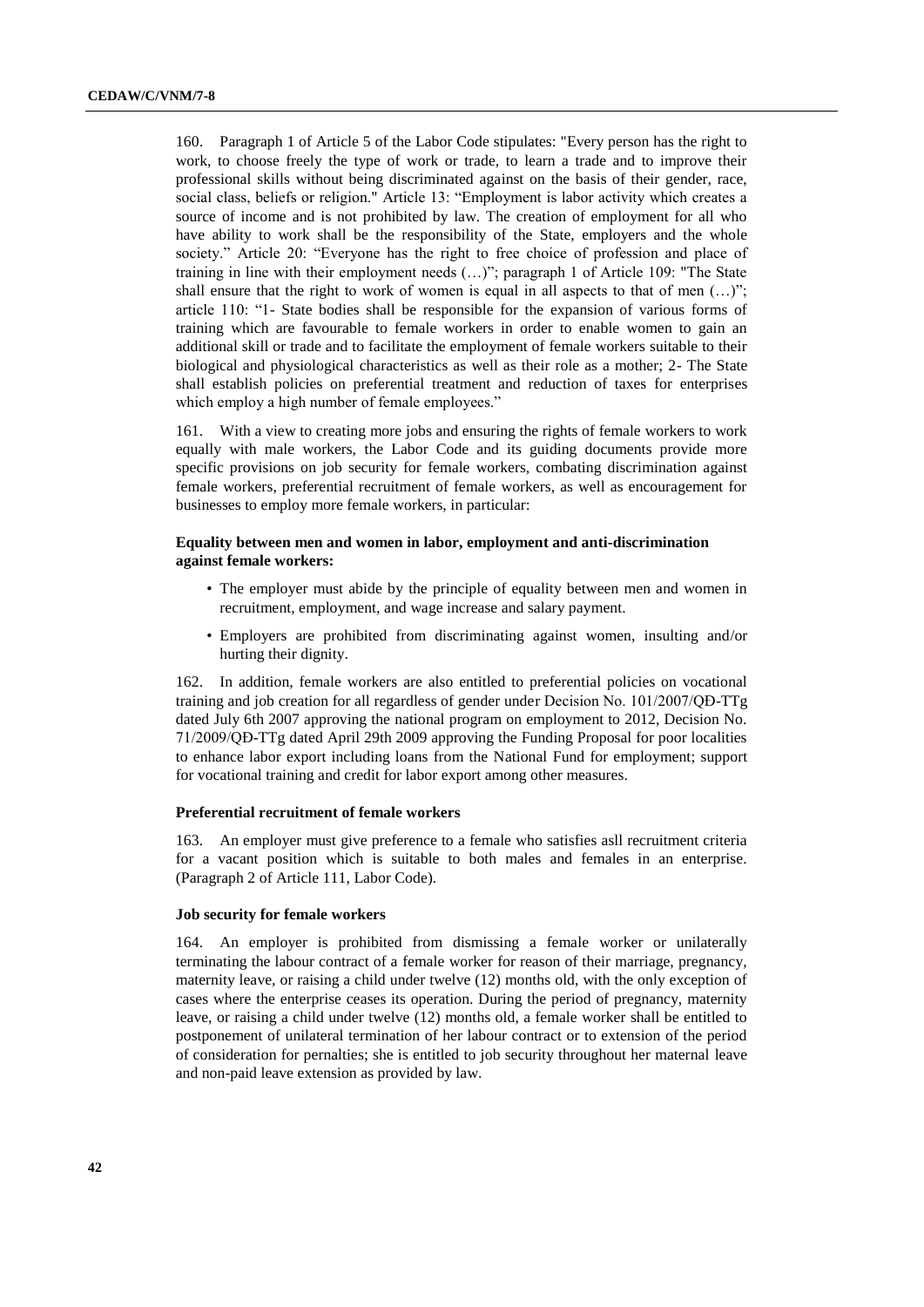160. Paragraph 1 of Article 5 of the Labor Code stipulates: "Every person has the right to work, to choose freely the type of work or trade, to learn a trade and to improve their professional skills without being discriminated against on the basis of their gender, race, social class, beliefs or religion." Article 13: "Employment is labor activity which creates a source of income and is not prohibited by law. The creation of employment for all who have ability to work shall be the responsibility of the State, employers and the whole society." Article 20: "Everyone has the right to free choice of profession and place of training in line with their employment needs (…)"; paragraph 1 of Article 109: "The State shall ensure that the right to work of women is equal in all aspects to that of men (…)"; article 110: "1- State bodies shall be responsible for the expansion of various forms of training which are favourable to female workers in order to enable women to gain an additional skill or trade and to facilitate the employment of female workers suitable to their biological and physiological characteristics as well as their role as a mother; 2- The State shall establish policies on preferential treatment and reduction of taxes for enterprises which employ a high number of female employees."

161. With a view to creating more jobs and ensuring the rights of female workers to work equally with male workers, the Labor Code and its guiding documents provide more specific provisions on job security for female workers, combating discrimination against female workers, preferential recruitment of female workers, as well as encouragement for businesses to employ more female workers, in particular:

**Equality between men and women in labor, employment and anti-discrimination against female workers:**

- The employer must abide by the principle of equality between men and women in recruitment, employment, and wage increase and salary payment.
- Employers are prohibited from discriminating against women, insulting and/or hurting their dignity.

162. In addition, female workers are also entitled to preferential policies on vocational training and job creation for all regardless of gender under Decision No. 101/2007/QĐ-TTg dated July 6th 2007 approving the national program on employment to 2012, Decision No. 71/2009/QĐ-TTg dated April 29th 2009 approving the Funding Proposal for poor localities to enhance labor export including loans from the National Fund for employment; support for vocational training and credit for labor export among other measures.

**Preferential recruitment of female workers**

163. An employer must give preference to a female who satisfies asll recruitment criteria for a vacant position which is suitable to both males and females in an enterprise. (Paragraph 2 of Article 111, Labor Code).

**Job security for female workers**

164. An employer is prohibited from dismissing a female worker or unilaterally terminating the labour contract of a female worker for reason of their marriage, pregnancy, maternity leave, or raising a child under twelve (12) months old, with the only exception of cases where the enterprise ceases its operation. During the period of pregnancy, maternity leave, or raising a child under twelve (12) months old, a female worker shall be entitled to postponement of unilateral termination of her labour contract or to extension of the period of consideration for pernalties; she is entitled to job security throughout her maternal leave and non-paid leave extension as provided by law.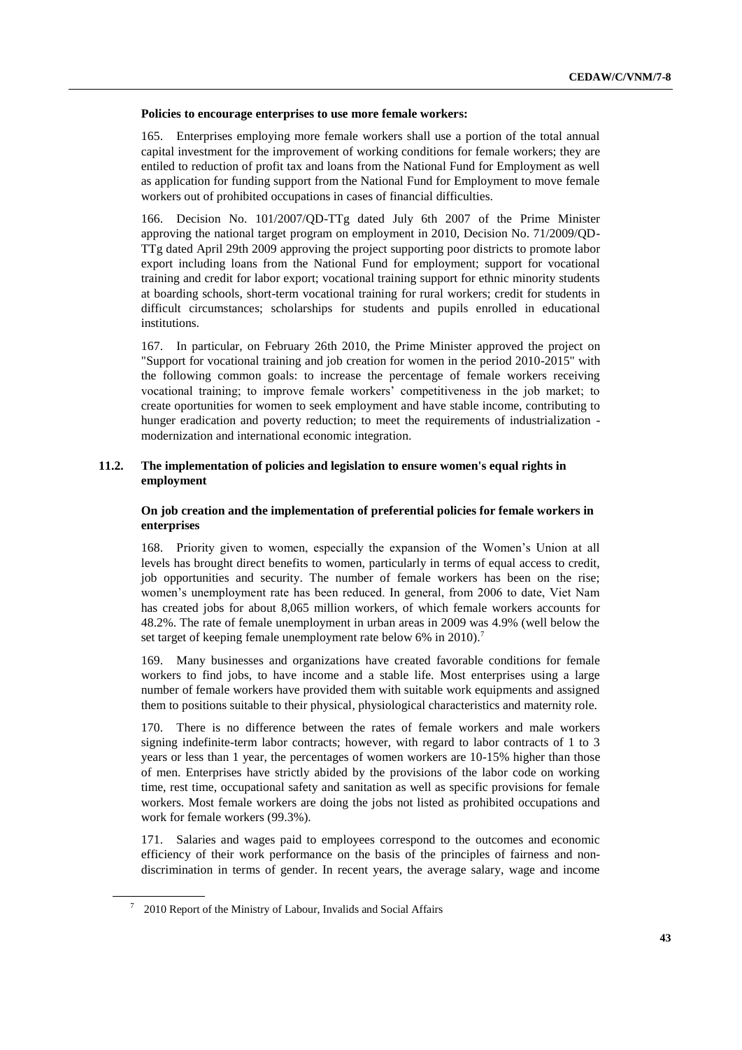**Policies to encourage enterprises to use more female workers:**

165. Enterprises employing more female workers shall use a portion of the total annual capital investment for the improvement of working conditions for female workers; they are entiled to reduction of profit tax and loans from the National Fund for Employment as well as application for funding support from the National Fund for Employment to move female workers out of prohibited occupations in cases of financial difficulties.

166. Decision No. 101/2007/QD-TTg dated July 6th 2007 of the Prime Minister approving the national target program on employment in 2010, Decision No. 71/2009/QD-TTg dated April 29th 2009 approving the project supporting poor districts to promote labor export including loans from the National Fund for employment; support for vocational training and credit for labor export; vocational training support for ethnic minority students at boarding schools, short-term vocational training for rural workers; credit for students in difficult circumstances; scholarships for students and pupils enrolled in educational institutions.

167. In particular, on February 26th 2010, the Prime Minister approved the project on "Support for vocational training and job creation for women in the period 2010-2015" with the following common goals: to increase the percentage of female workers receiving vocational training; to improve female workers' competitiveness in the job market; to create oportunities for women to seek employment and have stable income, contributing to hunger eradication and poverty reduction; to meet the requirements of industrialization - modernization and international economic integration.

## 11.2. The implementation of policies and legislation to ensure women's equal rights in employment

**On job creation and the implementation of preferential policies for female workers in enterprises**

168. Priority given to women, especially the expansion of the Women's Union at all levels has brought direct benefits to women, particularly in terms of equal access to credit, job opportunities and security. The number of female workers has been on the rise; women's unemployment rate has been reduced. In general, from 2006 to date, Viet Nam has created jobs for about 8,065 million workers, of which female workers accounts for 48.2%. The rate of female unemployment in urban areas in 2009 was 4.9% (well below the set target of keeping female unemployment rate below 6% in 2010).[7]

169. Many businesses and organizations have created favorable conditions for female workers to find jobs, to have income and a stable life. Most enterprises using a large number of female workers have provided them with suitable work equipments and assigned them to positions suitable to their physical, physiological characteristics and maternity role.

170. There is no difference between the rates of female workers and male workers signing indefinite-term labor contracts; however, with regard to labor contracts of 1 to 3 years or less than 1 year, the percentages of women workers are 10-15% higher than those of men. Enterprises have strictly abided by the provisions of the labor code on working time, rest time, occupational safety and sanitation as well as specific provisions for female workers. Most female workers are doing the jobs not listed as prohibited occupations and work for female workers (99.3%).

171. Salaries and wages paid to employees correspond to the outcomes and economic efficiency of their work performance on the basis of the principles of fairness and non-discrimination in terms of gender. In recent years, the average salary, wage and income

[7] 2010 Report of the Ministry of Labour, Invalids and Social Affairs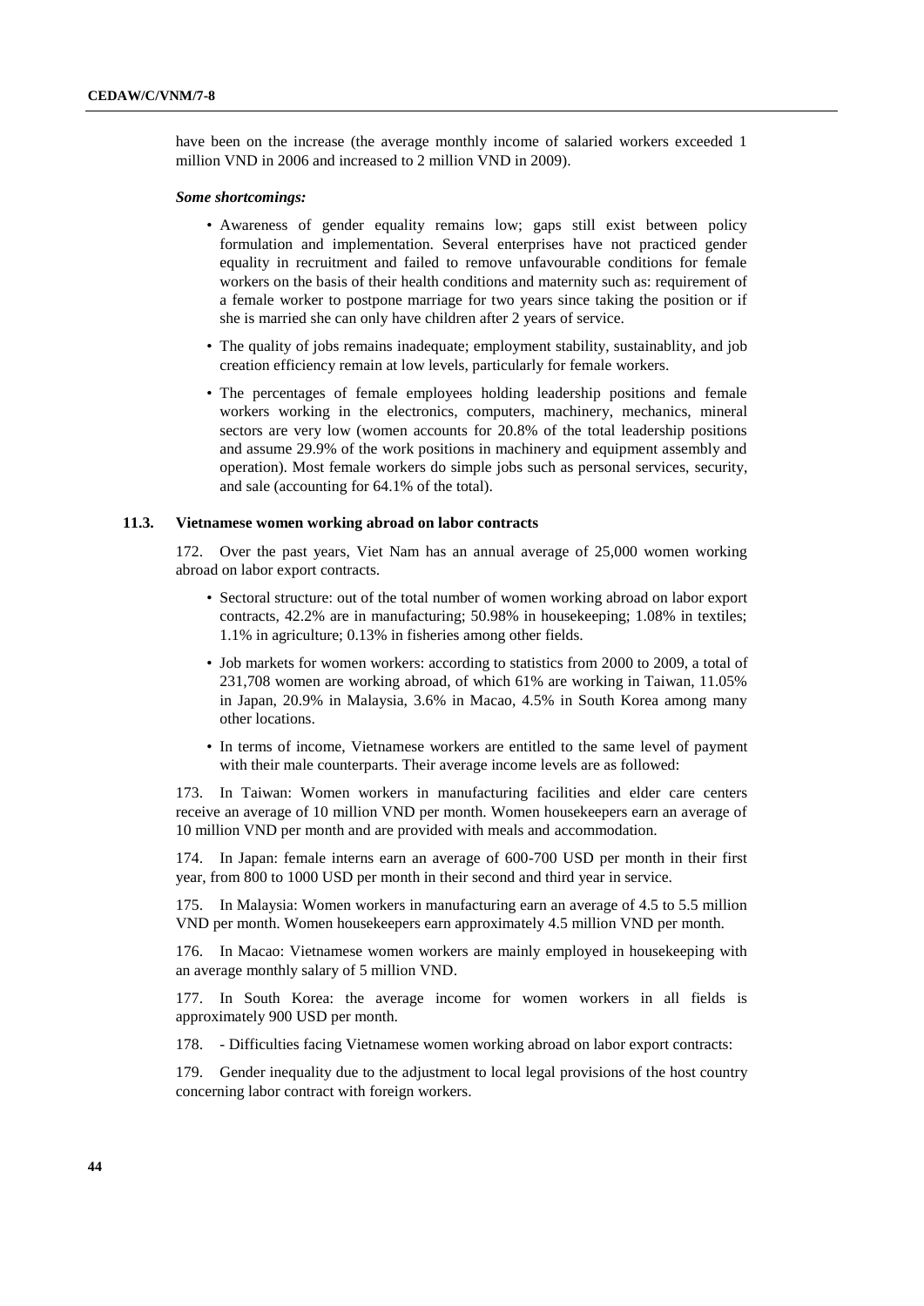have been on the increase (the average monthly income of salaried workers exceeded 1 million VND in 2006 and increased to 2 million VND in 2009).

***Some shortcomings:***

- Awareness of gender equality remains low; gaps still exist between policy formulation and implementation. Several enterprises have not practiced gender equality in recruitment and failed to remove unfavourable conditions for female workers on the basis of their health conditions and maternity such as: requirement of a female worker to postpone marriage for two years since taking the position or if she is married she can only have children after 2 years of service.
- The quality of jobs remains inadequate; employment stability, sustainablity, and job creation efficiency remain at low levels, particularly for female workers.
- The percentages of female employees holding leadership positions and female workers working in the electronics, computers, machinery, mechanics, mineral sectors are very low (women accounts for 20.8% of the total leadership positions and assume 29.9% of the work positions in machinery and equipment assembly and operation). Most female workers do simple jobs such as personal services, security, and sale (accounting for 64.1% of the total).

### 11.3. Vietnamese women working abroad on labor contracts

172. Over the past years, Viet Nam has an annual average of 25,000 women working abroad on labor export contracts.

- Sectoral structure: out of the total number of women working abroad on labor export contracts, 42.2% are in manufacturing; 50.98% in housekeeping; 1.08% in textiles; 1.1% in agriculture; 0.13% in fisheries among other fields.
- Job markets for women workers: according to statistics from 2000 to 2009, a total of 231,708 women are working abroad, of which 61% are working in Taiwan, 11.05% in Japan, 20.9% in Malaysia, 3.6% in Macao, 4.5% in South Korea among many other locations.
- In terms of income, Vietnamese workers are entitled to the same level of payment with their male counterparts. Their average income levels are as followed:

173. In Taiwan: Women workers in manufacturing facilities and elder care centers receive an average of 10 million VND per month. Women housekeepers earn an average of 10 million VND per month and are provided with meals and accommodation.

174. In Japan: female interns earn an average of 600-700 USD per month in their first year, from 800 to 1000 USD per month in their second and third year in service.

175. In Malaysia: Women workers in manufacturing earn an average of 4.5 to 5.5 million VND per month. Women housekeepers earn approximately 4.5 million VND per month.

176. In Macao: Vietnamese women workers are mainly employed in housekeeping with an average monthly salary of 5 million VND.

177. In South Korea: the average income for women workers in all fields is approximately 900 USD per month.

178. - Difficulties facing Vietnamese women working abroad on labor export contracts:

179. Gender inequality due to the adjustment to local legal provisions of the host country concerning labor contract with foreign workers.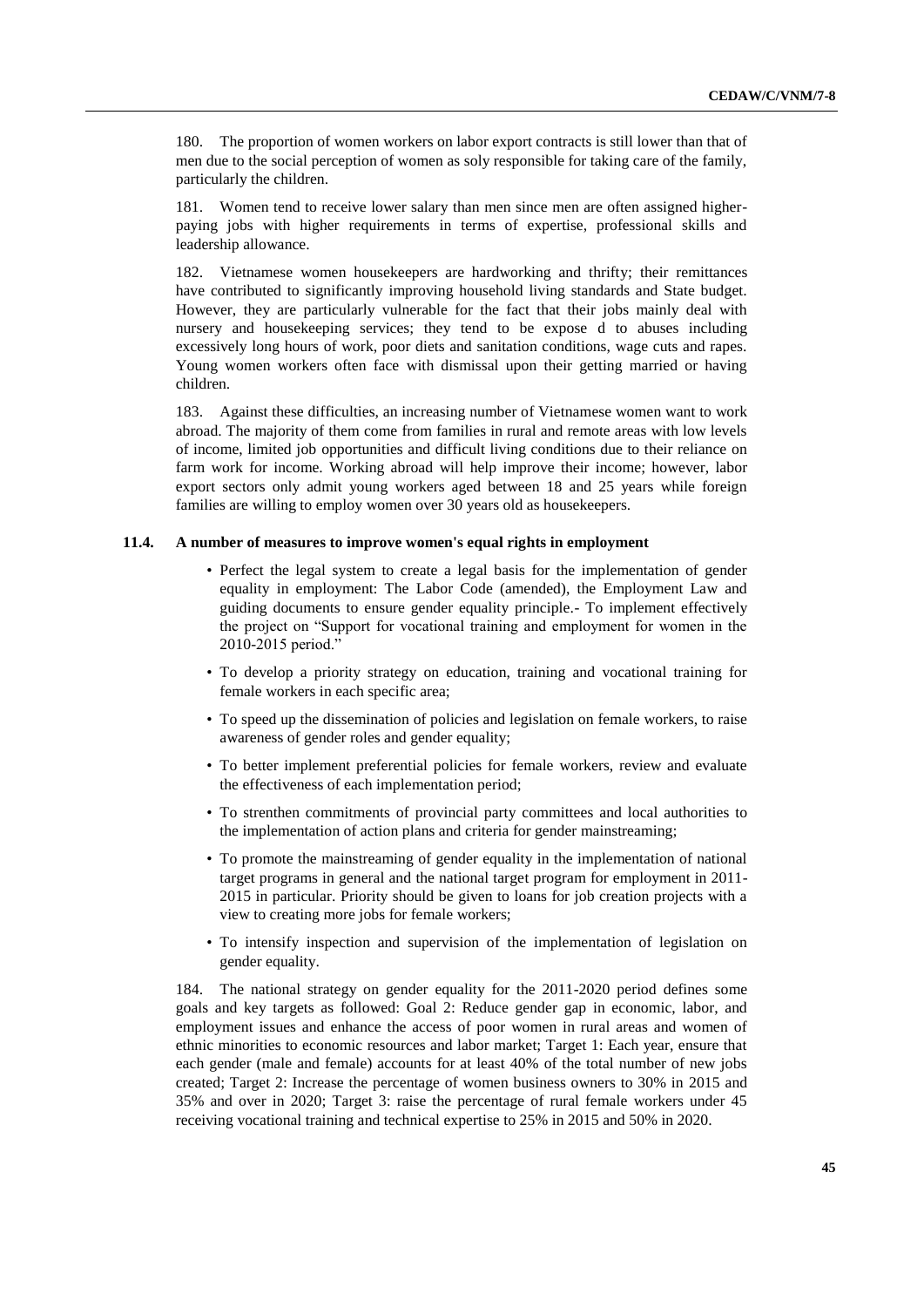180. The proportion of women workers on labor export contracts is still lower than that of men due to the social perception of women as soly responsible for taking care of the family, particularly the children.

181. Women tend to receive lower salary than men since men are often assigned higher-paying jobs with higher requirements in terms of expertise, professional skills and leadership allowance.

182. Vietnamese women housekeepers are hardworking and thrifty; their remittances have contributed to significantly improving household living standards and State budget. However, they are particularly vulnerable for the fact that their jobs mainly deal with nursery and housekeeping services; they tend to be expose d to abuses including excessively long hours of work, poor diets and sanitation conditions, wage cuts and rapes. Young women workers often face with dismissal upon their getting married or having children.

183. Against these difficulties, an increasing number of Vietnamese women want to work abroad. The majority of them come from families in rural and remote areas with low levels of income, limited job opportunities and difficult living conditions due to their reliance on farm work for income. Working abroad will help improve their income; however, labor export sectors only admit young workers aged between 18 and 25 years while foreign families are willing to employ women over 30 years old as housekeepers.

### 11.4. A number of measures to improve women's equal rights in employment

- Perfect the legal system to create a legal basis for the implementation of gender equality in employment: The Labor Code (amended), the Employment Law and guiding documents to ensure gender equality principle.- To implement effectively the project on "Support for vocational training and employment for women in the 2010-2015 period."
- To develop a priority strategy on education, training and vocational training for female workers in each specific area;
- To speed up the dissemination of policies and legislation on female workers, to raise awareness of gender roles and gender equality;
- To better implement preferential policies for female workers, review and evaluate the effectiveness of each implementation period;
- To strenthen commitments of provincial party committees and local authorities to the implementation of action plans and criteria for gender mainstreaming;
- To promote the mainstreaming of gender equality in the implementation of national target programs in general and the national target program for employment in 2011-2015 in particular. Priority should be given to loans for job creation projects with a view to creating more jobs for female workers;
- To intensify inspection and supervision of the implementation of legislation on gender equality.

184. The national strategy on gender equality for the 2011-2020 period defines some goals and key targets as followed: Goal 2: Reduce gender gap in economic, labor, and employment issues and enhance the access of poor women in rural areas and women of ethnic minorities to economic resources and labor market; Target 1: Each year, ensure that each gender (male and female) accounts for at least 40% of the total number of new jobs created; Target 2: Increase the percentage of women business owners to 30% in 2015 and 35% and over in 2020; Target 3: raise the percentage of rural female workers under 45 receiving vocational training and technical expertise to 25% in 2015 and 50% in 2020.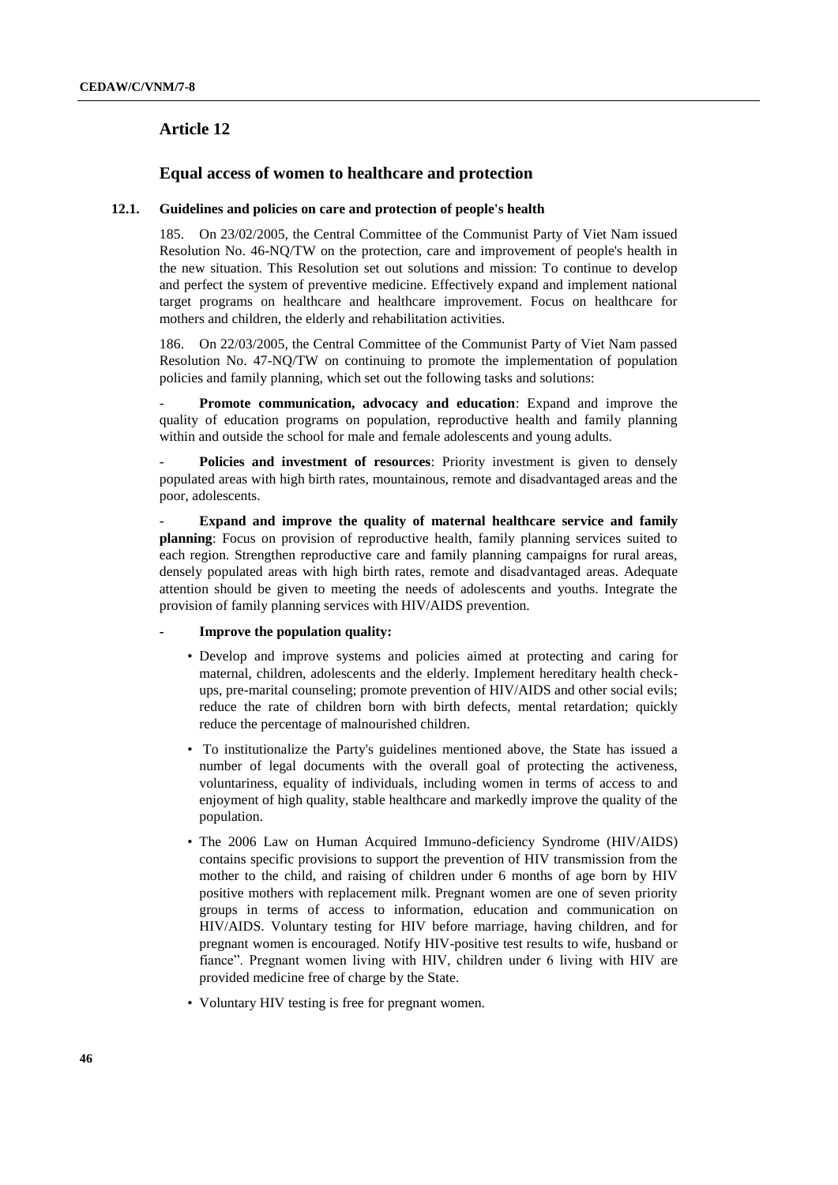## Article 12

### Equal access of women to healthcare and protection

#### 12.1. Guidelines and policies on care and protection of people's health

185. On 23/02/2005, the Central Committee of the Communist Party of Viet Nam issued Resolution No. 46-NQ/TW on the protection, care and improvement of people's health in the new situation. This Resolution set out solutions and mission: To continue to develop and perfect the system of preventive medicine. Effectively expand and implement national target programs on healthcare and healthcare improvement. Focus on healthcare for mothers and children, the elderly and rehabilitation activities.

186. On 22/03/2005, the Central Committee of the Communist Party of Viet Nam passed Resolution No. 47-NQ/TW on continuing to promote the implementation of population policies and family planning, which set out the following tasks and solutions:

- **Promote communication, advocacy and education**: Expand and improve the quality of education programs on population, reproductive health and family planning within and outside the school for male and female adolescents and young adults.

- **Policies and investment of resources**: Priority investment is given to densely populated areas with high birth rates, mountainous, remote and disadvantaged areas and the poor, adolescents.

- **Expand and improve the quality of maternal healthcare service and family planning**: Focus on provision of reproductive health, family planning services suited to each region. Strengthen reproductive care and family planning campaigns for rural areas, densely populated areas with high birth rates, remote and disadvantaged areas. Adequate attention should be given to meeting the needs of adolescents and youths. Integrate the provision of family planning services with HIV/AIDS prevention.

- **Improve the population quality:**
  - Develop and improve systems and policies aimed at protecting and caring for maternal, children, adolescents and the elderly. Implement hereditary health check-ups, pre-marital counseling; promote prevention of HIV/AIDS and other social evils; reduce the rate of children born with birth defects, mental retardation; quickly reduce the percentage of malnourished children.
  - To institutionalize the Party's guidelines mentioned above, the State has issued a number of legal documents with the overall goal of protecting the activeness, voluntariness, equality of individuals, including women in terms of access to and enjoyment of high quality, stable healthcare and markedly improve the quality of the population.
  - The 2006 Law on Human Acquired Immuno-deficiency Syndrome (HIV/AIDS) contains specific provisions to support the prevention of HIV transmission from the mother to the child, and raising of children under 6 months of age born by HIV positive mothers with replacement milk. Pregnant women are one of seven priority groups in terms of access to information, education and communication on HIV/AIDS. Voluntary testing for HIV before marriage, having children, and for pregnant women is encouraged. Notify HIV-positive test results to wife, husband or fiance". Pregnant women living with HIV, children under 6 living with HIV are provided medicine free of charge by the State.
  - Voluntary HIV testing is free for pregnant women.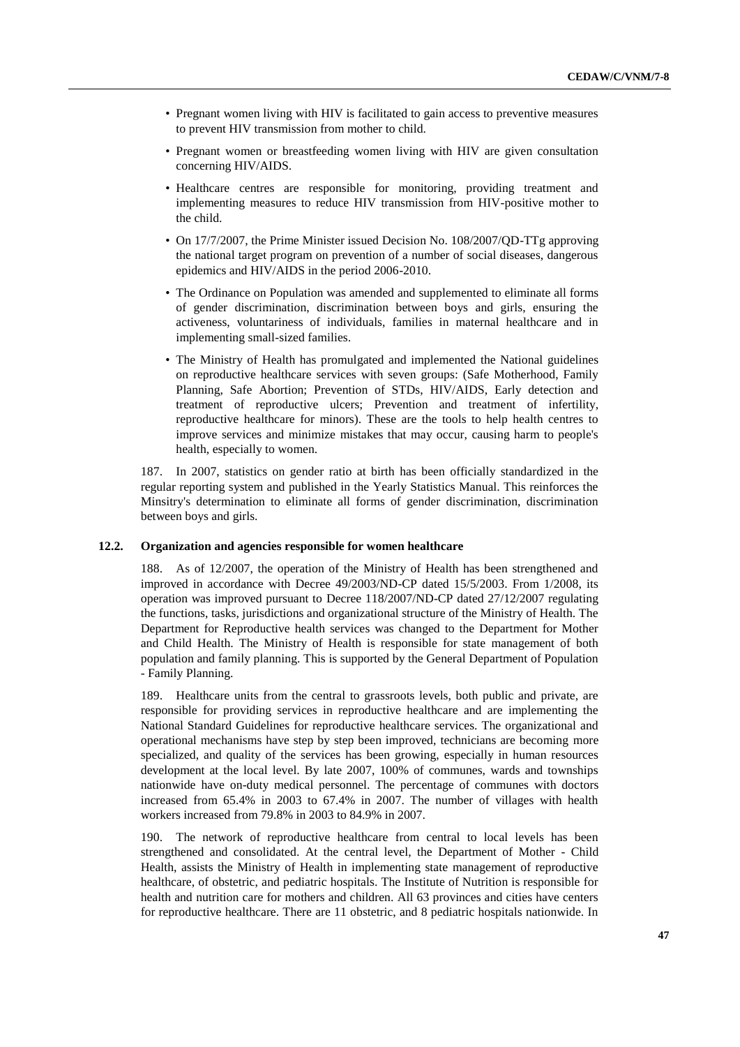- Pregnant women living with HIV is facilitated to gain access to preventive measures to prevent HIV transmission from mother to child.
- Pregnant women or breastfeeding women living with HIV are given consultation concerning HIV/AIDS.
- Healthcare centres are responsible for monitoring, providing treatment and implementing measures to reduce HIV transmission from HIV-positive mother to the child.
- On 17/7/2007, the Prime Minister issued Decision No. 108/2007/QD-TTg approving the national target program on prevention of a number of social diseases, dangerous epidemics and HIV/AIDS in the period 2006-2010.
- The Ordinance on Population was amended and supplemented to eliminate all forms of gender discrimination, discrimination between boys and girls, ensuring the activeness, voluntariness of individuals, families in maternal healthcare and in implementing small-sized families.
- The Ministry of Health has promulgated and implemented the National guidelines on reproductive healthcare services with seven groups: (Safe Motherhood, Family Planning, Safe Abortion; Prevention of STDs, HIV/AIDS, Early detection and treatment of reproductive ulcers; Prevention and treatment of infertility, reproductive healthcare for minors). These are the tools to help health centres to improve services and minimize mistakes that may occur, causing harm to people's health, especially to women.

187. In 2007, statistics on gender ratio at birth has been officially standardized in the regular reporting system and published in the Yearly Statistics Manual. This reinforces the Minsitry's determination to eliminate all forms of gender discrimination, discrimination between boys and girls.

### 12.2. Organization and agencies responsible for women healthcare

188. As of 12/2007, the operation of the Ministry of Health has been strengthened and improved in accordance with Decree 49/2003/ND-CP dated 15/5/2003. From 1/2008, its operation was improved pursuant to Decree 118/2007/ND-CP dated 27/12/2007 regulating the functions, tasks, jurisdictions and organizational structure of the Ministry of Health. The Department for Reproductive health services was changed to the Department for Mother and Child Health. The Ministry of Health is responsible for state management of both population and family planning. This is supported by the General Department of Population - Family Planning.

189. Healthcare units from the central to grassroots levels, both public and private, are responsible for providing services in reproductive healthcare and are implementing the National Standard Guidelines for reproductive healthcare services. The organizational and operational mechanisms have step by step been improved, technicians are becoming more specialized, and quality of the services has been growing, especially in human resources development at the local level. By late 2007, 100% of communes, wards and townships nationwide have on-duty medical personnel. The percentage of communes with doctors increased from 65.4% in 2003 to 67.4% in 2007. The number of villages with health workers increased from 79.8% in 2003 to 84.9% in 2007.

190. The network of reproductive healthcare from central to local levels has been strengthened and consolidated. At the central level, the Department of Mother - Child Health, assists the Ministry of Health in implementing state management of reproductive healthcare, of obstetric, and pediatric hospitals. The Institute of Nutrition is responsible for health and nutrition care for mothers and children. All 63 provinces and cities have centers for reproductive healthcare. There are 11 obstetric, and 8 pediatric hospitals nationwide. In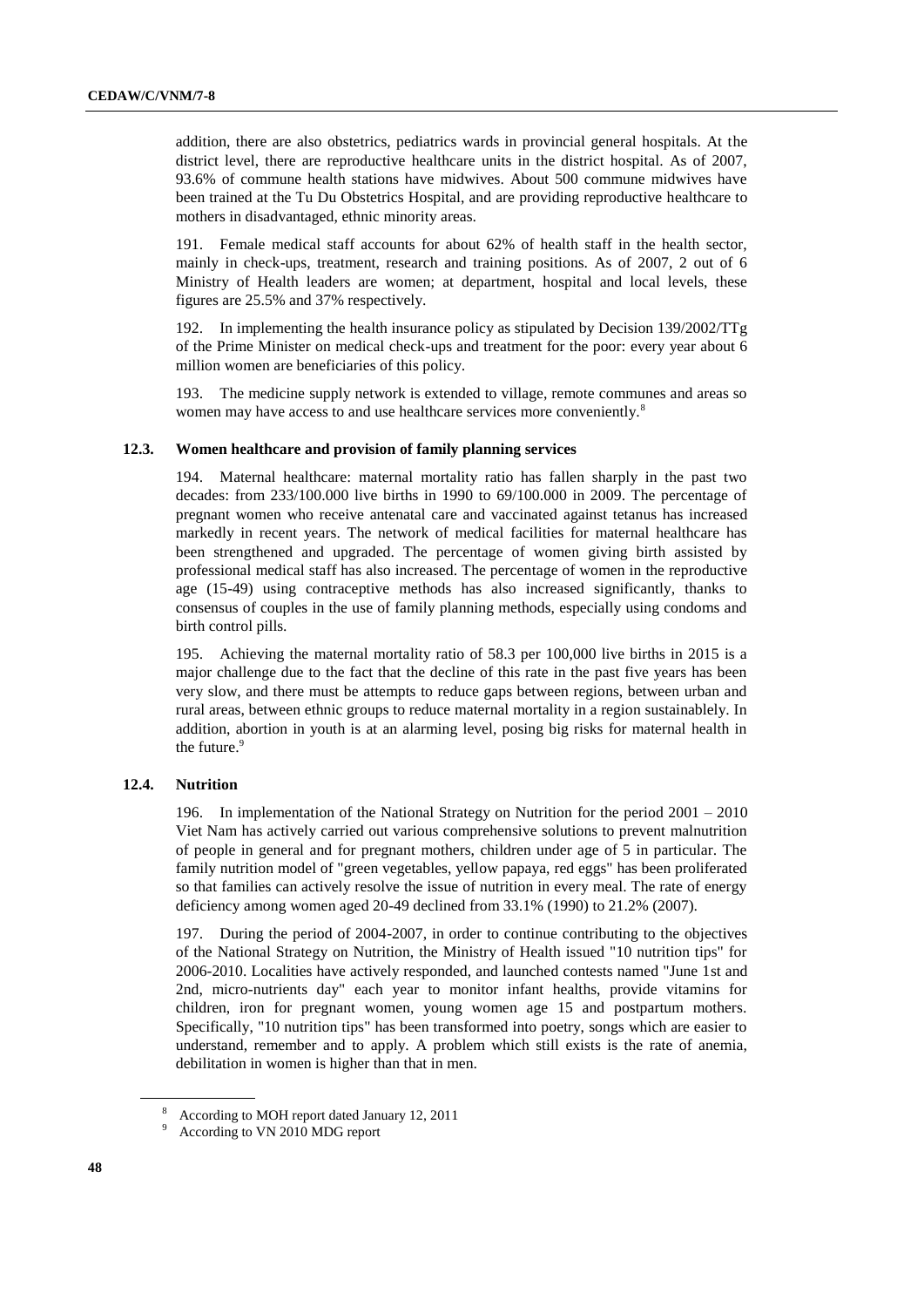addition, there are also obstetrics, pediatrics wards in provincial general hospitals. At the district level, there are reproductive healthcare units in the district hospital. As of 2007, 93.6% of commune health stations have midwives. About 500 commune midwives have been trained at the Tu Du Obstetrics Hospital, and are providing reproductive healthcare to mothers in disadvantaged, ethnic minority areas.

191. Female medical staff accounts for about 62% of health staff in the health sector, mainly in check-ups, treatment, research and training positions. As of 2007, 2 out of 6 Ministry of Health leaders are women; at department, hospital and local levels, these figures are 25.5% and 37% respectively.

192. In implementing the health insurance policy as stipulated by Decision 139/2002/TTg of the Prime Minister on medical check-ups and treatment for the poor: every year about 6 million women are beneficiaries of this policy.

193. The medicine supply network is extended to village, remote communes and areas so women may have access to and use healthcare services more conveniently.[8]

### 12.3. Women healthcare and provision of family planning services

194. Maternal healthcare: maternal mortality ratio has fallen sharply in the past two decades: from 233/100.000 live births in 1990 to 69/100.000 in 2009. The percentage of pregnant women who receive antenatal care and vaccinated against tetanus has increased markedly in recent years. The network of medical facilities for maternal healthcare has been strengthened and upgraded. The percentage of women giving birth assisted by professional medical staff has also increased. The percentage of women in the reproductive age (15-49) using contraceptive methods has also increased significantly, thanks to consensus of couples in the use of family planning methods, especially using condoms and birth control pills.

195. Achieving the maternal mortality ratio of 58.3 per 100,000 live births in 2015 is a major challenge due to the fact that the decline of this rate in the past five years has been very slow, and there must be attempts to reduce gaps between regions, between urban and rural areas, between ethnic groups to reduce maternal mortality in a region sustainably. In addition, abortion in youth is at an alarming level, posing big risks for maternal health in the future.[9]

### 12.4. Nutrition

196. In implementation of the National Strategy on Nutrition for the period 2001 – 2010 Viet Nam has actively carried out various comprehensive solutions to prevent malnutrition of people in general and for pregnant mothers, children under age of 5 in particular. The family nutrition model of "green vegetables, yellow papaya, red eggs" has been proliferated so that families can actively resolve the issue of nutrition in every meal. The rate of energy deficiency among women aged 20-49 declined from 33.1% (1990) to 21.2% (2007).

197. During the period of 2004-2007, in order to continue contributing to the objectives of the National Strategy on Nutrition, the Ministry of Health issued "10 nutrition tips" for 2006-2010. Localities have actively responded, and launched contests named "June 1st and 2nd, micro-nutrients day" each year to monitor infant healths, provide vitamins for children, iron for pregnant women, young women age 15 and postpartum mothers. Specifically, "10 nutrition tips" has been transformed into poetry, songs which are easier to understand, remember and to apply. A problem which still exists is the rate of anemia, debilitation in women is higher than that in men.

---

[8] According to MOH report dated January 12, 2011

[9] According to VN 2010 MDG report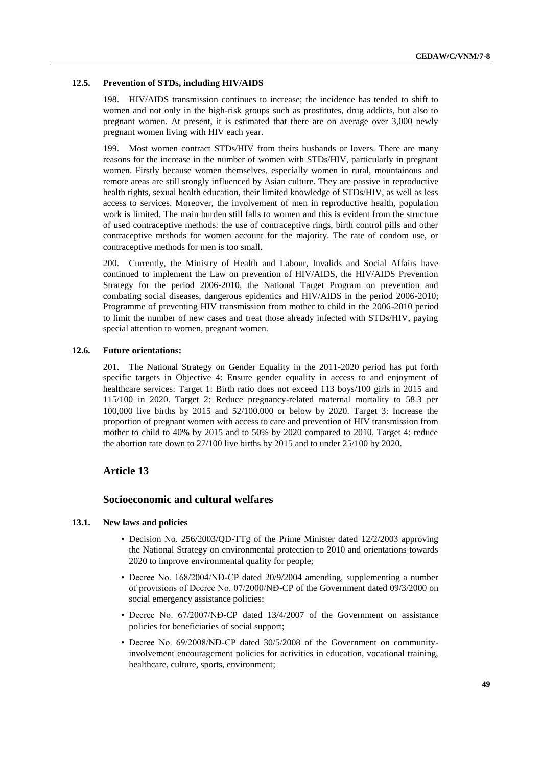### 12.5. Prevention of STDs, including HIV/AIDS

198. HIV/AIDS transmission continues to increase; the incidence has tended to shift to women and not only in the high-risk groups such as prostitutes, drug addicts, but also to pregnant women. At present, it is estimated that there are on average over 3,000 newly pregnant women living with HIV each year.

199. Most women contract STDs/HIV from theirs husbands or lovers. There are many reasons for the increase in the number of women with STDs/HIV, particularly in pregnant women. Firstly because women themselves, especially women in rural, mountainous and remote areas are still srongly influenced by Asian culture. They are passive in reproductive health rights, sexual health education, their limited knowledge of STDs/HIV, as well as less access to services. Moreover, the involvement of men in reproductive health, population work is limited. The main burden still falls to women and this is evident from the structure of used contraceptive methods: the use of contraceptive rings, birth control pills and other contraceptive methods for women account for the majority. The rate of condom use, or contraceptive methods for men is too small.

200. Currently, the Ministry of Health and Labour, Invalids and Social Affairs have continued to implement the Law on prevention of HIV/AIDS, the HIV/AIDS Prevention Strategy for the period 2006-2010, the National Target Program on prevention and combating social diseases, dangerous epidemics and HIV/AIDS in the period 2006-2010; Programme of preventing HIV transmission from mother to child in the 2006-2010 period to limit the number of new cases and treat those already infected with STDs/HIV, paying special attention to women, pregnant women.

### 12.6. Future orientations:

201. The National Strategy on Gender Equality in the 2011-2020 period has put forth specific targets in Objective 4: Ensure gender equality in access to and enjoyment of healthcare services: Target 1: Birth ratio does not exceed 113 boys/100 girls in 2015 and 115/100 in 2020. Target 2: Reduce pregnancy-related maternal mortality to 58.3 per 100,000 live births by 2015 and 52/100.000 or below by 2020. Target 3: Increase the proportion of pregnant women with access to care and prevention of HIV transmission from mother to child to 40% by 2015 and to 50% by 2020 compared to 2010. Target 4: reduce the abortion rate down to 27/100 live births by 2015 and to under 25/100 by 2020.

## Article 13

## Socioeconomic and cultural welfares

### 13.1. New laws and policies

- Decision No. 256/2003/QD-TTg of the Prime Minister dated 12/2/2003 approving the National Strategy on environmental protection to 2010 and orientations towards 2020 to improve environmental quality for people;
- Decree No. 168/2004/NĐ-CP dated 20/9/2004 amending, supplementing a number of provisions of Decree No. 07/2000/NĐ-CP of the Government dated 09/3/2000 on social emergency assistance policies;
- Decree No. 67/2007/NĐ-CP dated 13/4/2007 of the Government on assistance policies for beneficiaries of social support;
- Decree No. 69/2008/NĐ-CP dated 30/5/2008 of the Government on community-involvement encouragement policies for activities in education, vocational training, healthcare, culture, sports, environment;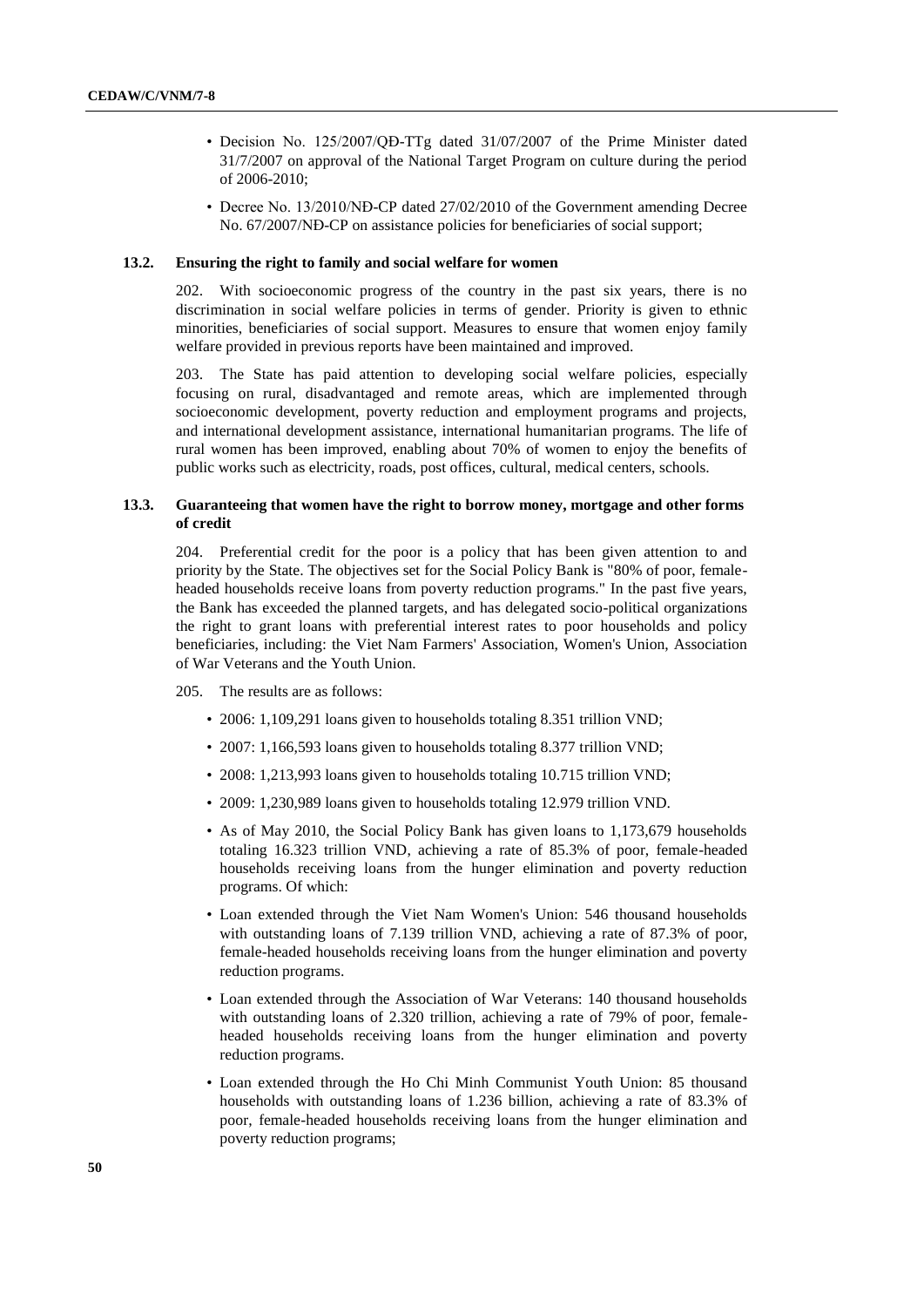- Decision No. 125/2007/QĐ-TTg dated 31/07/2007 of the Prime Minister dated 31/7/2007 on approval of the National Target Program on culture during the period of 2006-2010;
- Decree No. 13/2010/NĐ-CP dated 27/02/2010 of the Government amending Decree No. 67/2007/NĐ-CP on assistance policies for beneficiaries of social support;

### 13.2. Ensuring the right to family and social welfare for women

202. With socioeconomic progress of the country in the past six years, there is no discrimination in social welfare policies in terms of gender. Priority is given to ethnic minorities, beneficiaries of social support. Measures to ensure that women enjoy family welfare provided in previous reports have been maintained and improved.

203. The State has paid attention to developing social welfare policies, especially focusing on rural, disadvantaged and remote areas, which are implemented through socioeconomic development, poverty reduction and employment programs and projects, and international development assistance, international humanitarian programs. The life of rural women has been improved, enabling about 70% of women to enjoy the benefits of public works such as electricity, roads, post offices, cultural, medical centers, schools.

### 13.3. Guaranteeing that women have the right to borrow money, mortgage and other forms of credit

204. Preferential credit for the poor is a policy that has been given attention to and priority by the State. The objectives set for the Social Policy Bank is "80% of poor, female-headed households receive loans from poverty reduction programs." In the past five years, the Bank has exceeded the planned targets, and has delegated socio-political organizations the right to grant loans with preferential interest rates to poor households and policy beneficiaries, including: the Viet Nam Farmers' Association, Women's Union, Association of War Veterans and the Youth Union.

205. The results are as follows:

- 2006: 1,109,291 loans given to households totaling 8.351 trillion VND;
- 2007: 1,166,593 loans given to households totaling 8.377 trillion VND;
- 2008: 1,213,993 loans given to households totaling 10.715 trillion VND;
- 2009: 1,230,989 loans given to households totaling 12.979 trillion VND.
- As of May 2010, the Social Policy Bank has given loans to 1,173,679 households totaling 16.323 trillion VND, achieving a rate of 85.3% of poor, female-headed households receiving loans from the hunger elimination and poverty reduction programs. Of which:
- Loan extended through the Viet Nam Women's Union: 546 thousand households with outstanding loans of 7.139 trillion VND, achieving a rate of 87.3% of poor, female-headed households receiving loans from the hunger elimination and poverty reduction programs.
- Loan extended through the Association of War Veterans: 140 thousand households with outstanding loans of 2.320 trillion, achieving a rate of 79% of poor, female-headed households receiving loans from the hunger elimination and poverty reduction programs.
- Loan extended through the Ho Chi Minh Communist Youth Union: 85 thousand households with outstanding loans of 1.236 billion, achieving a rate of 83.3% of poor, female-headed households receiving loans from the hunger elimination and poverty reduction programs;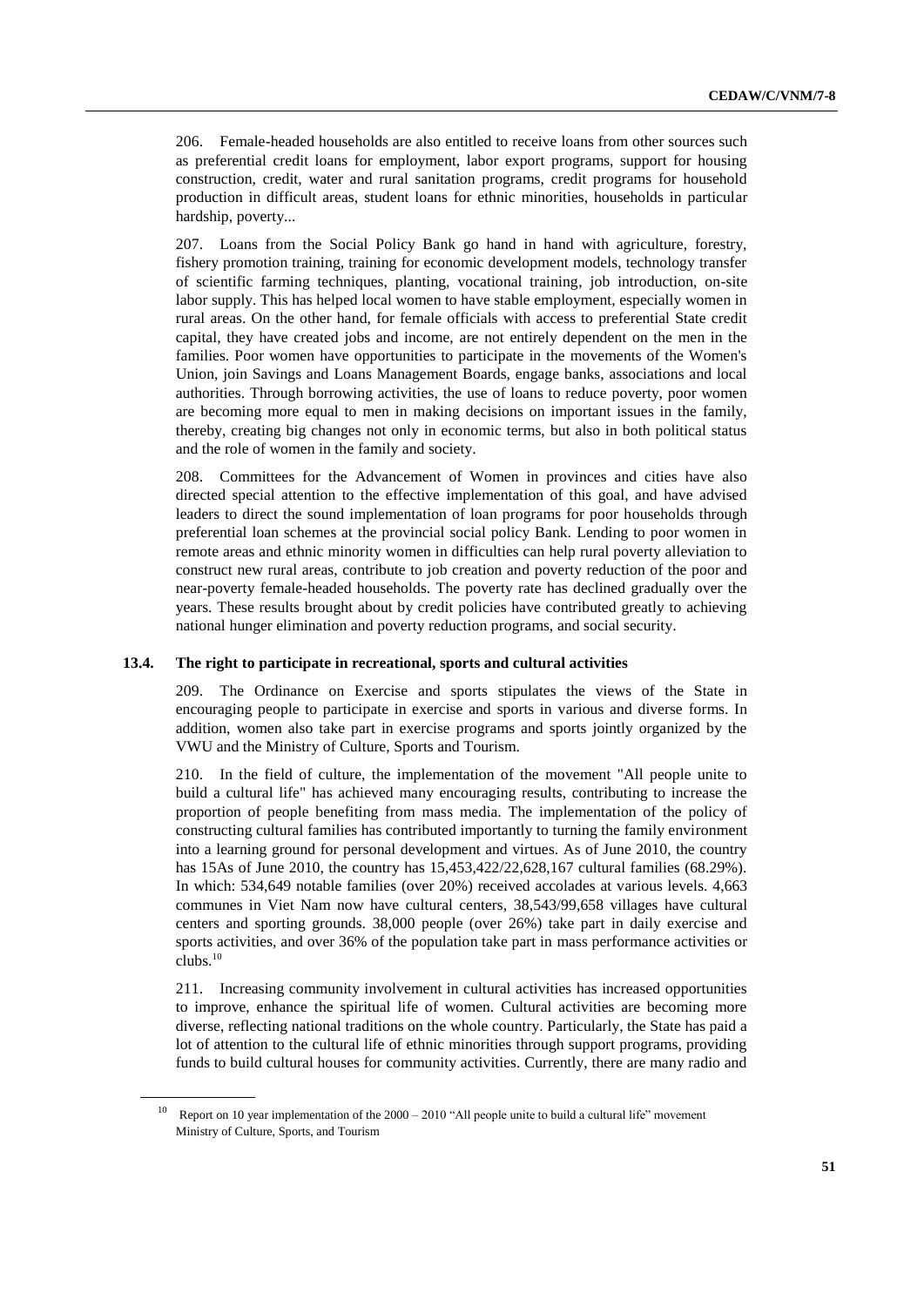206. Female-headed households are also entitled to receive loans from other sources such as preferential credit loans for employment, labor export programs, support for housing construction, credit, water and rural sanitation programs, credit programs for household production in difficult areas, student loans for ethnic minorities, households in particular hardship, poverty...

207. Loans from the Social Policy Bank go hand in hand with agriculture, forestry, fishery promotion training, training for economic development models, technology transfer of scientific farming techniques, planting, vocational training, job introduction, on-site labor supply. This has helped local women to have stable employment, especially women in rural areas. On the other hand, for female officials with access to preferential State credit capital, they have created jobs and income, are not entirely dependent on the men in the families. Poor women have opportunities to participate in the movements of the Women's Union, join Savings and Loans Management Boards, engage banks, associations and local authorities. Through borrowing activities, the use of loans to reduce poverty, poor women are becoming more equal to men in making decisions on important issues in the family, thereby, creating big changes not only in economic terms, but also in both political status and the role of women in the family and society.

208. Committees for the Advancement of Women in provinces and cities have also directed special attention to the effective implementation of this goal, and have advised leaders to direct the sound implementation of loan programs for poor households through preferential loan schemes at the provincial social policy Bank. Lending to poor women in remote areas and ethnic minority women in difficulties can help rural poverty alleviation to construct new rural areas, contribute to job creation and poverty reduction of the poor and near-poverty female-headed households. The poverty rate has declined gradually over the years. These results brought about by credit policies have contributed greatly to achieving national hunger elimination and poverty reduction programs, and social security.

### 13.4. The right to participate in recreational, sports and cultural activities

209. The Ordinance on Exercise and sports stipulates the views of the State in encouraging people to participate in exercise and sports in various and diverse forms. In addition, women also take part in exercise programs and sports jointly organized by the VWU and the Ministry of Culture, Sports and Tourism.

210. In the field of culture, the implementation of the movement "All people unite to build a cultural life" has achieved many encouraging results, contributing to increase the proportion of people benefiting from mass media. The implementation of the policy of constructing cultural families has contributed importantly to turning the family environment into a learning ground for personal development and virtues. As of June 2010, the country has 15As of June 2010, the country has 15,453,422/22,628,167 cultural families (68.29%). In which: 534,649 notable families (over 20%) received accolades at various levels. 4,663 communes in Viet Nam now have cultural centers, 38,543/99,658 villages have cultural centers and sporting grounds. 38,000 people (over 26%) take part in daily exercise and sports activities, and over 36% of the population take part in mass performance activities or clubs.[10]

211. Increasing community involvement in cultural activities has increased opportunities to improve, enhance the spiritual life of women. Cultural activities are becoming more diverse, reflecting national traditions on the whole country. Particularly, the State has paid a lot of attention to the cultural life of ethnic minorities through support programs, providing funds to build cultural houses for community activities. Currently, there are many radio and

[10] Report on 10 year implementation of the 2000 – 2010 "All people unite to build a cultural life" movement Ministry of Culture, Sports, and Tourism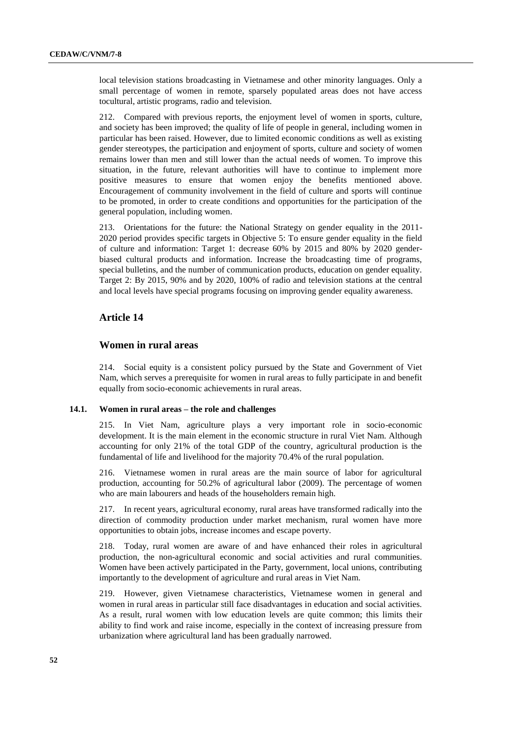local television stations broadcasting in Vietnamese and other minority languages. Only a small percentage of women in remote, sparsely populated areas does not have access tocultural, artistic programs, radio and television.

212. Compared with previous reports, the enjoyment level of women in sports, culture, and society has been improved; the quality of life of people in general, including women in particular has been raised. However, due to limited economic conditions as well as existing gender stereotypes, the participation and enjoyment of sports, culture and society of women remains lower than men and still lower than the actual needs of women. To improve this situation, in the future, relevant authorities will have to continue to implement more positive measures to ensure that women enjoy the benefits mentioned above. Encouragement of community involvement in the field of culture and sports will continue to be promoted, in order to create conditions and opportunities for the participation of the general population, including women.

213. Orientations for the future: the National Strategy on gender equality in the 2011-2020 period provides specific targets in Objective 5: To ensure gender equality in the field of culture and information: Target 1: decrease 60% by 2015 and 80% by 2020 gender-biased cultural products and information. Increase the broadcasting time of programs, special bulletins, and the number of communication products, education on gender equality. Target 2: By 2015, 90% and by 2020, 100% of radio and television stations at the central and local levels have special programs focusing on improving gender equality awareness.

## Article 14

## Women in rural areas

214. Social equity is a consistent policy pursued by the State and Government of Viet Nam, which serves a prerequisite for women in rural areas to fully participate in and benefit equally from socio-economic achievements in rural areas.

### 14.1. Women in rural areas – the role and challenges

215. In Viet Nam, agriculture plays a very important role in socio-economic development. It is the main element in the economic structure in rural Viet Nam. Although accounting for only 21% of the total GDP of the country, agricultural production is the fundamental of life and livelihood for the majority 70.4% of the rural population.

216. Vietnamese women in rural areas are the main source of labor for agricultural production, accounting for 50.2% of agricultural labor (2009). The percentage of women who are main labourers and heads of the householders remain high.

217. In recent years, agricultural economy, rural areas have transformed radically into the direction of commodity production under market mechanism, rural women have more opportunities to obtain jobs, increase incomes and escape poverty.

218. Today, rural women are aware of and have enhanced their roles in agricultural production, the non-agricultural economic and social activities and rural communities. Women have been actively participated in the Party, government, local unions, contributing importantly to the development of agriculture and rural areas in Viet Nam.

219. However, given Vietnamese characteristics, Vietnamese women in general and women in rural areas in particular still face disadvantages in education and social activities. As a result, rural women with low education levels are quite common; this limits their ability to find work and raise income, especially in the context of increasing pressure from urbanization where agricultural land has been gradually narrowed.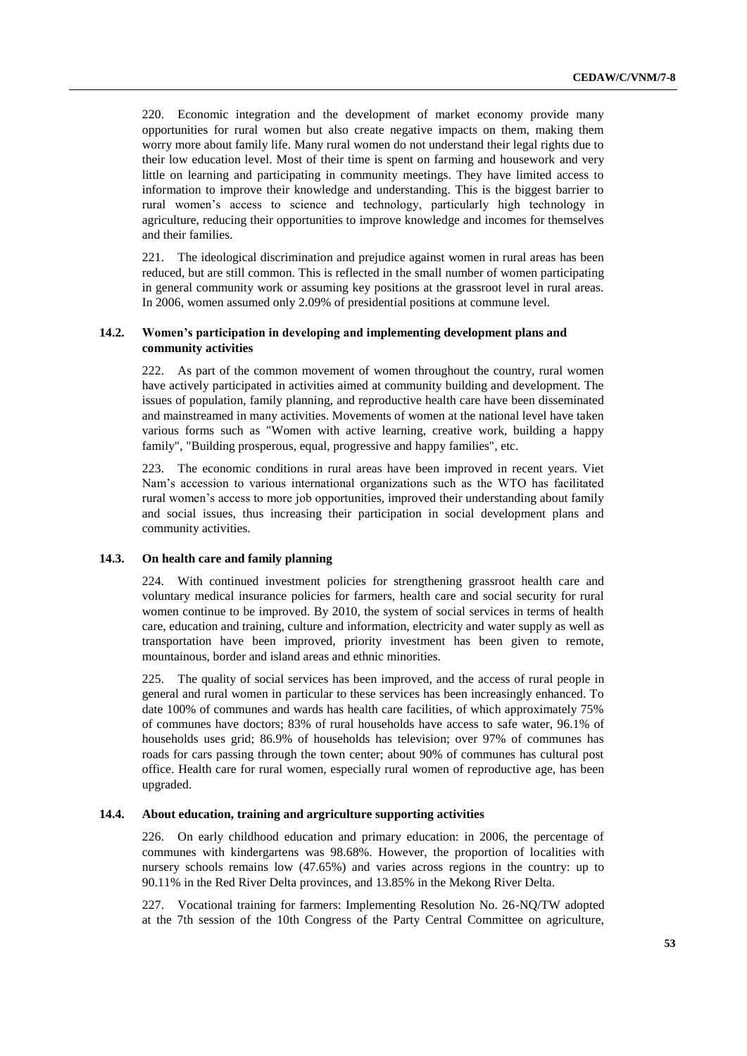220. Economic integration and the development of market economy provide many opportunities for rural women but also create negative impacts on them, making them worry more about family life. Many rural women do not understand their legal rights due to their low education level. Most of their time is spent on farming and housework and very little on learning and participating in community meetings. They have limited access to information to improve their knowledge and understanding. This is the biggest barrier to rural women's access to science and technology, particularly high technology in agriculture, reducing their opportunities to improve knowledge and incomes for themselves and their families.

221. The ideological discrimination and prejudice against women in rural areas has been reduced, but are still common. This is reflected in the small number of women participating in general community work or assuming key positions at the grassroot level in rural areas. In 2006, women assumed only 2.09% of presidential positions at commune level.

### 14.2. Women's participation in developing and implementing development plans and community activities

222. As part of the common movement of women throughout the country, rural women have actively participated in activities aimed at community building and development. The issues of population, family planning, and reproductive health care have been disseminated and mainstreamed in many activities. Movements of women at the national level have taken various forms such as "Women with active learning, creative work, building a happy family", "Building prosperous, equal, progressive and happy families", etc.

223. The economic conditions in rural areas have been improved in recent years. Viet Nam's accession to various international organizations such as the WTO has facilitated rural women's access to more job opportunities, improved their understanding about family and social issues, thus increasing their participation in social development plans and community activities.

### 14.3. On health care and family planning

224. With continued investment policies for strengthening grassroot health care and voluntary medical insurance policies for farmers, health care and social security for rural women continue to be improved. By 2010, the system of social services in terms of health care, education and training, culture and information, electricity and water supply as well as transportation have been improved, priority investment has been given to remote, mountainous, border and island areas and ethnic minorities.

225. The quality of social services has been improved, and the access of rural people in general and rural women in particular to these services has been increasingly enhanced. To date 100% of communes and wards has health care facilities, of which approximately 75% of communes have doctors; 83% of rural households have access to safe water, 96.1% of households uses grid; 86.9% of households has television; over 97% of communes has roads for cars passing through the town center; about 90% of communes has cultural post office. Health care for rural women, especially rural women of reproductive age, has been upgraded.

### 14.4. About education, training and argriculture supporting activities

226. On early childhood education and primary education: in 2006, the percentage of communes with kindergartens was 98.68%. However, the proportion of localities with nursery schools remains low (47.65%) and varies across regions in the country: up to 90.11% in the Red River Delta provinces, and 13.85% in the Mekong River Delta.

227. Vocational training for farmers: Implementing Resolution No. 26-NQ/TW adopted at the 7th session of the 10th Congress of the Party Central Committee on agriculture,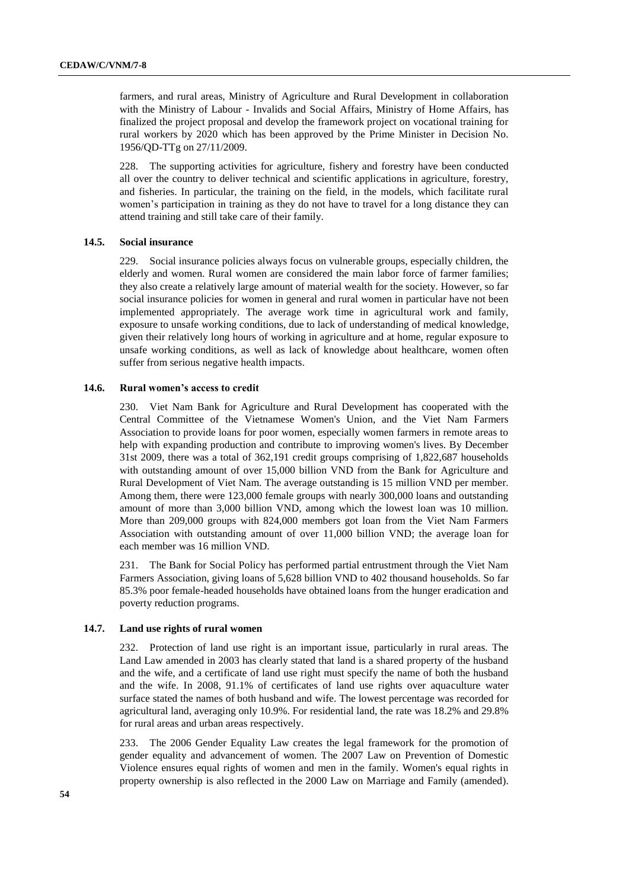farmers, and rural areas, Ministry of Agriculture and Rural Development in collaboration with the Ministry of Labour - Invalids and Social Affairs, Ministry of Home Affairs, has finalized the project proposal and develop the framework project on vocational training for rural workers by 2020 which has been approved by the Prime Minister in Decision No. 1956/QD-TTg on 27/11/2009.

228. The supporting activities for agriculture, fishery and forestry have been conducted all over the country to deliver technical and scientific applications in agriculture, forestry, and fisheries. In particular, the training on the field, in the models, which facilitate rural women's participation in training as they do not have to travel for a long distance they can attend training and still take care of their family.

### 14.5. Social insurance

229. Social insurance policies always focus on vulnerable groups, especially children, the elderly and women. Rural women are considered the main labor force of farmer families; they also create a relatively large amount of material wealth for the society. However, so far social insurance policies for women in general and rural women in particular have not been implemented appropriately. The average work time in agricultural work and family, exposure to unsafe working conditions, due to lack of understanding of medical knowledge, given their relatively long hours of working in agriculture and at home, regular exposure to unsafe working conditions, as well as lack of knowledge about healthcare, women often suffer from serious negative health impacts.

### 14.6. Rural women's access to credit

230. Viet Nam Bank for Agriculture and Rural Development has cooperated with the Central Committee of the Vietnamese Women's Union, and the Viet Nam Farmers Association to provide loans for poor women, especially women farmers in remote areas to help with expanding production and contribute to improving women's lives. By December 31st 2009, there was a total of 362,191 credit groups comprising of 1,822,687 households with outstanding amount of over 15,000 billion VND from the Bank for Agriculture and Rural Development of Viet Nam. The average outstanding is 15 million VND per member. Among them, there were 123,000 female groups with nearly 300,000 loans and outstanding amount of more than 3,000 billion VND, among which the lowest loan was 10 million. More than 209,000 groups with 824,000 members got loan from the Viet Nam Farmers Association with outstanding amount of over 11,000 billion VND; the average loan for each member was 16 million VND.

231. The Bank for Social Policy has performed partial entrustment through the Viet Nam Farmers Association, giving loans of 5,628 billion VND to 402 thousand households. So far 85.3% poor female-headed households have obtained loans from the hunger eradication and poverty reduction programs.

### 14.7. Land use rights of rural women

232. Protection of land use right is an important issue, particularly in rural areas. The Land Law amended in 2003 has clearly stated that land is a shared property of the husband and the wife, and a certificate of land use right must specify the name of both the husband and the wife. In 2008, 91.1% of certificates of land use rights over aquaculture water surface stated the names of both husband and wife. The lowest percentage was recorded for agricultural land, averaging only 10.9%. For residential land, the rate was 18.2% and 29.8% for rural areas and urban areas respectively.

233. The 2006 Gender Equality Law creates the legal framework for the promotion of gender equality and advancement of women. The 2007 Law on Prevention of Domestic Violence ensures equal rights of women and men in the family. Women's equal rights in property ownership is also reflected in the 2000 Law on Marriage and Family (amended).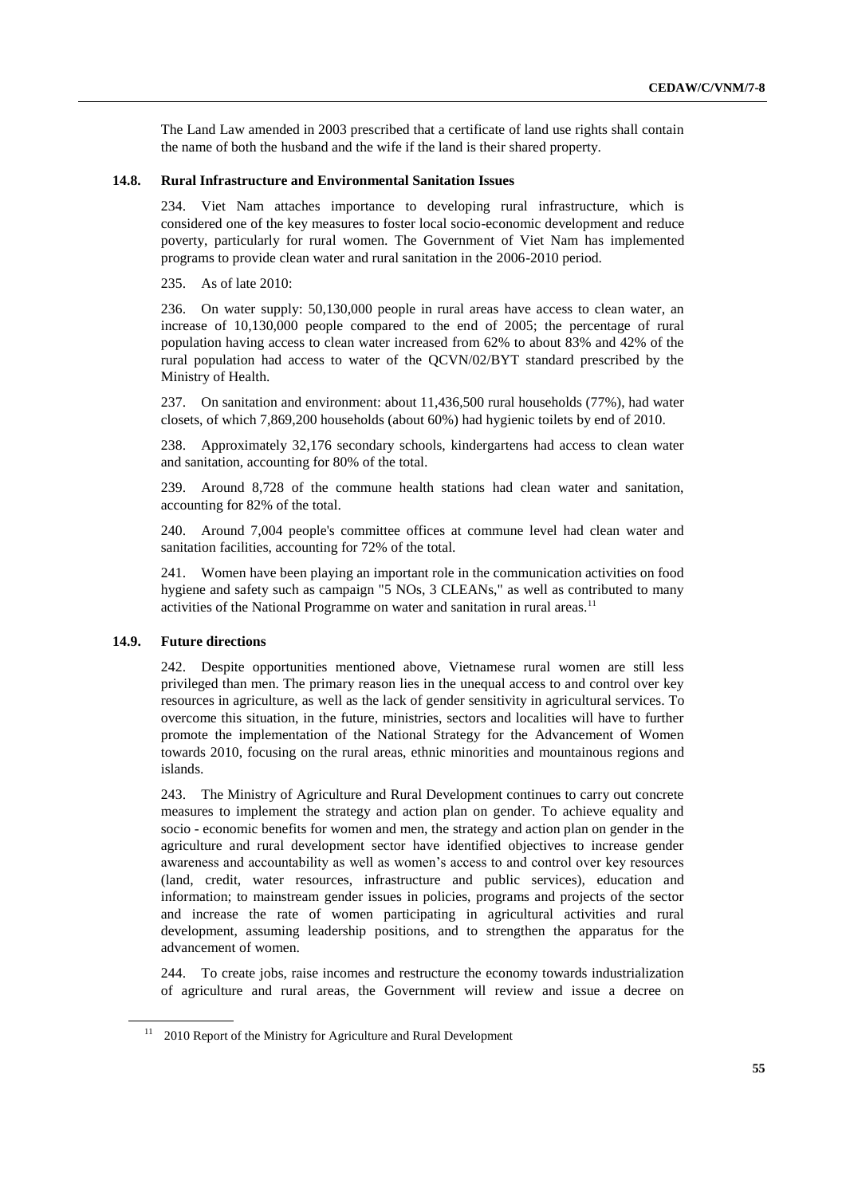The Land Law amended in 2003 prescribed that a certificate of land use rights shall contain the name of both the husband and the wife if the land is their shared property.

### 14.8. Rural Infrastructure and Environmental Sanitation Issues

234. Viet Nam attaches importance to developing rural infrastructure, which is considered one of the key measures to foster local socio-economic development and reduce poverty, particularly for rural women. The Government of Viet Nam has implemented programs to provide clean water and rural sanitation in the 2006-2010 period.

235. As of late 2010:

236. On water supply: 50,130,000 people in rural areas have access to clean water, an increase of 10,130,000 people compared to the end of 2005; the percentage of rural population having access to clean water increased from 62% to about 83% and 42% of the rural population had access to water of the QCVN/02/BYT standard prescribed by the Ministry of Health.

237. On sanitation and environment: about 11,436,500 rural households (77%), had water closets, of which 7,869,200 households (about 60%) had hygienic toilets by end of 2010.

238. Approximately 32,176 secondary schools, kindergartens had access to clean water and sanitation, accounting for 80% of the total.

239. Around 8,728 of the commune health stations had clean water and sanitation, accounting for 82% of the total.

240. Around 7,004 people's committee offices at commune level had clean water and sanitation facilities, accounting for 72% of the total.

241. Women have been playing an important role in the communication activities on food hygiene and safety such as campaign "5 NOs, 3 CLEANs," as well as contributed to many activities of the National Programme on water and sanitation in rural areas.[11]

### 14.9. Future directions

242. Despite opportunities mentioned above, Vietnamese rural women are still less privileged than men. The primary reason lies in the unequal access to and control over key resources in agriculture, as well as the lack of gender sensitivity in agricultural services. To overcome this situation, in the future, ministries, sectors and localities will have to further promote the implementation of the National Strategy for the Advancement of Women towards 2010, focusing on the rural areas, ethnic minorities and mountainous regions and islands.

243. The Ministry of Agriculture and Rural Development continues to carry out concrete measures to implement the strategy and action plan on gender. To achieve equality and socio - economic benefits for women and men, the strategy and action plan on gender in the agriculture and rural development sector have identified objectives to increase gender awareness and accountability as well as women's access to and control over key resources (land, credit, water resources, infrastructure and public services), education and information; to mainstream gender issues in policies, programs and projects of the sector and increase the rate of women participating in agricultural activities and rural development, assuming leadership positions, and to strengthen the apparatus for the advancement of women.

244. To create jobs, raise incomes and restructure the economy towards industrialization of agriculture and rural areas, the Government will review and issue a decree on

---

[11] 2010 Report of the Ministry for Agriculture and Rural Development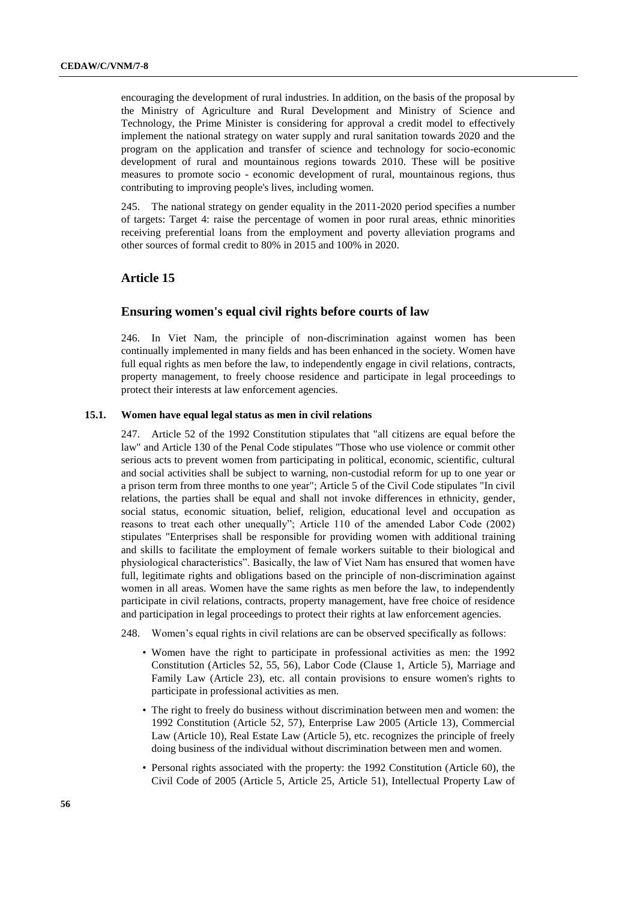encouraging the development of rural industries. In addition, on the basis of the proposal by the Ministry of Agriculture and Rural Development and Ministry of Science and Technology, the Prime Minister is considering for approval a credit model to effectively implement the national strategy on water supply and rural sanitation towards 2020 and the program on the application and transfer of science and technology for socio-economic development of rural and mountainous regions towards 2010. These will be positive measures to promote socio - economic development of rural, mountainous regions, thus contributing to improving people's lives, including women.

245. The national strategy on gender equality in the 2011-2020 period specifies a number of targets: Target 4: raise the percentage of women in poor rural areas, ethnic minorities receiving preferential loans from the employment and poverty alleviation programs and other sources of formal credit to 80% in 2015 and 100% in 2020.

## Article 15

### Ensuring women's equal civil rights before courts of law

246. In Viet Nam, the principle of non-discrimination against women has been continually implemented in many fields and has been enhanced in the society. Women have full equal rights as men before the law, to independently engage in civil relations, contracts, property management, to freely choose residence and participate in legal proceedings to protect their interests at law enforcement agencies.

#### 15.1. Women have equal legal status as men in civil relations

247. Article 52 of the 1992 Constitution stipulates that "all citizens are equal before the law" and Article 130 of the Penal Code stipulates "Those who use violence or commit other serious acts to prevent women from participating in political, economic, scientific, cultural and social activities shall be subject to warning, non-custodial reform for up to one year or a prison term from three months to one year"; Article 5 of the Civil Code stipulates "In civil relations, the parties shall be equal and shall not invoke differences in ethnicity, gender, social status, economic situation, belief, religion, educational level and occupation as reasons to treat each other unequally"; Article 110 of the amended Labor Code (2002) stipulates "Enterprises shall be responsible for providing women with additional training and skills to facilitate the employment of female workers suitable to their biological and physiological characteristics". Basically, the law of Viet Nam has ensured that women have full, legitimate rights and obligations based on the principle of non-discrimination against women in all areas. Women have the same rights as men before the law, to independently participate in civil relations, contracts, property management, have free choice of residence and participation in legal proceedings to protect their rights at law enforcement agencies.

248. Women's equal rights in civil relations are can be observed specifically as follows:

- Women have the right to participate in professional activities as men: the 1992 Constitution (Articles 52, 55, 56), Labor Code (Clause 1, Article 5), Marriage and Family Law (Article 23), etc. all contain provisions to ensure women's rights to participate in professional activities as men.
- The right to freely do business without discrimination between men and women: the 1992 Constitution (Article 52, 57), Enterprise Law 2005 (Article 13), Commercial Law (Article 10), Real Estate Law (Article 5), etc. recognizes the principle of freely doing business of the individual without discrimination between men and women.
- Personal rights associated with the property: the 1992 Constitution (Article 60), the Civil Code of 2005 (Article 5, Article 25, Article 51), Intellectual Property Law of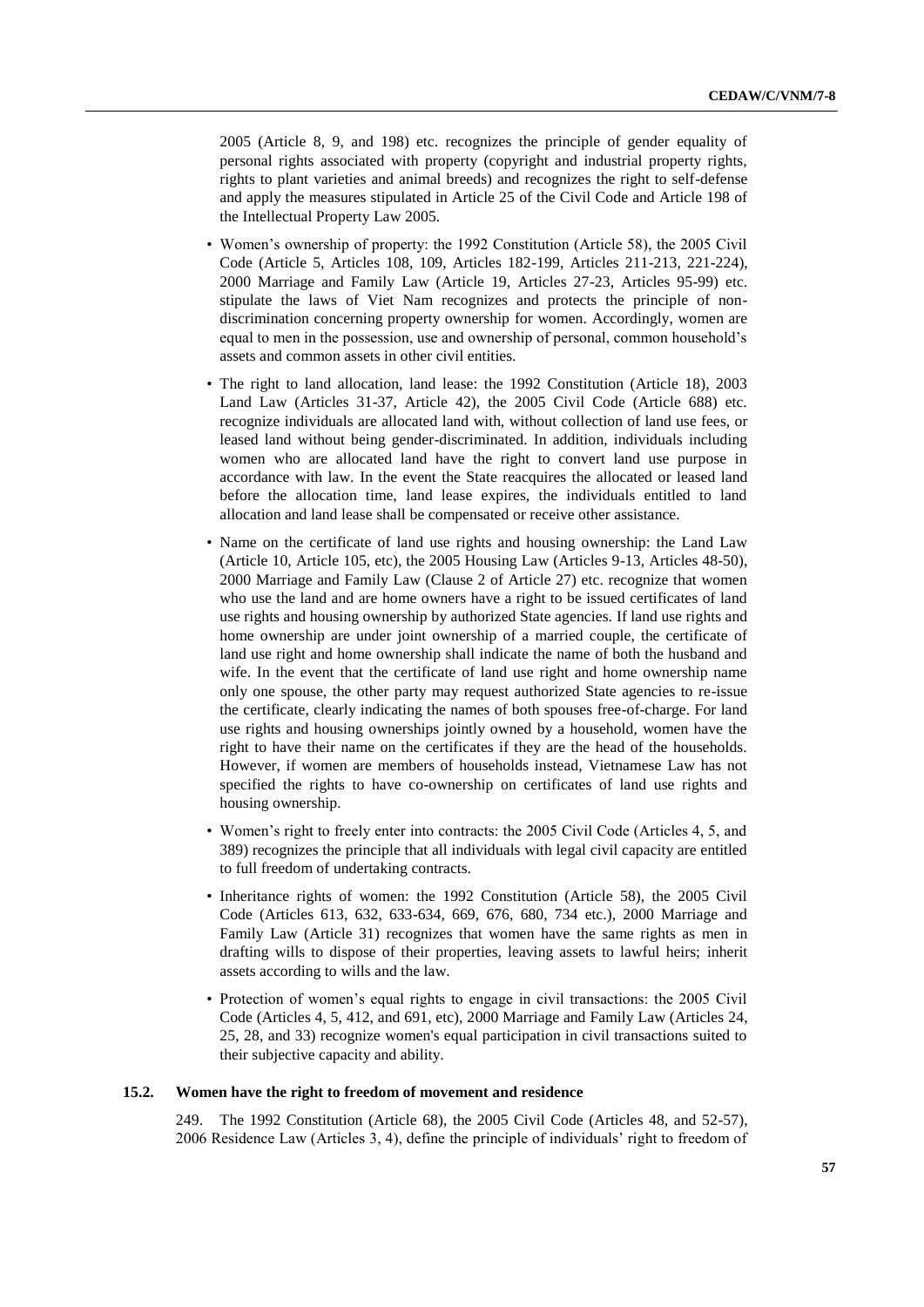2005 (Article 8, 9, and 198) etc. recognizes the principle of gender equality of personal rights associated with property (copyright and industrial property rights, rights to plant varieties and animal breeds) and recognizes the right to self-defense and apply the measures stipulated in Article 25 of the Civil Code and Article 198 of the Intellectual Property Law 2005.

- Women's ownership of property: the 1992 Constitution (Article 58), the 2005 Civil Code (Article 5, Articles 108, 109, Articles 182-199, Articles 211-213, 221-224), 2000 Marriage and Family Law (Article 19, Articles 27-23, Articles 95-99) etc. stipulate the laws of Viet Nam recognizes and protects the principle of non-discrimination concerning property ownership for women. Accordingly, women are equal to men in the possession, use and ownership of personal, common household's assets and common assets in other civil entities.
- The right to land allocation, land lease: the 1992 Constitution (Article 18), 2003 Land Law (Articles 31-37, Article 42), the 2005 Civil Code (Article 688) etc. recognize individuals are allocated land with, without collection of land use fees, or leased land without being gender-discriminated. In addition, individuals including women who are allocated land have the right to convert land use purpose in accordance with law. In the event the State reacquires the allocated or leased land before the allocation time, land lease expires, the individuals entitled to land allocation and land lease shall be compensated or receive other assistance.
- Name on the certificate of land use rights and housing ownership: the Land Law (Article 10, Article 105, etc), the 2005 Housing Law (Articles 9-13, Articles 48-50), 2000 Marriage and Family Law (Clause 2 of Article 27) etc. recognize that women who use the land and are home owners have a right to be issued certificates of land use rights and housing ownership by authorized State agencies. If land use rights and home ownership are under joint ownership of a married couple, the certificate of land use right and home ownership shall indicate the name of both the husband and wife. In the event that the certificate of land use right and home ownership name only one spouse, the other party may request authorized State agencies to re-issue the certificate, clearly indicating the names of both spouses free-of-charge. For land use rights and housing ownerships jointly owned by a household, women have the right to have their name on the certificates if they are the head of the households. However, if women are members of households instead, Vietnamese Law has not specified the rights to have co-ownership on certificates of land use rights and housing ownership.
- Women's right to freely enter into contracts: the 2005 Civil Code (Articles 4, 5, and 389) recognizes the principle that all individuals with legal civil capacity are entitled to full freedom of undertaking contracts.
- Inheritance rights of women: the 1992 Constitution (Article 58), the 2005 Civil Code (Articles 613, 632, 633-634, 669, 676, 680, 734 etc.), 2000 Marriage and Family Law (Article 31) recognizes that women have the same rights as men in drafting wills to dispose of their properties, leaving assets to lawful heirs; inherit assets according to wills and the law.
- Protection of women's equal rights to engage in civil transactions: the 2005 Civil Code (Articles 4, 5, 412, and 691, etc), 2000 Marriage and Family Law (Articles 24, 25, 28, and 33) recognize women's equal participation in civil transactions suited to their subjective capacity and ability.

### 15.2. Women have the right to freedom of movement and residence

249. The 1992 Constitution (Article 68), the 2005 Civil Code (Articles 48, and 52-57), 2006 Residence Law (Articles 3, 4), define the principle of individuals' right to freedom of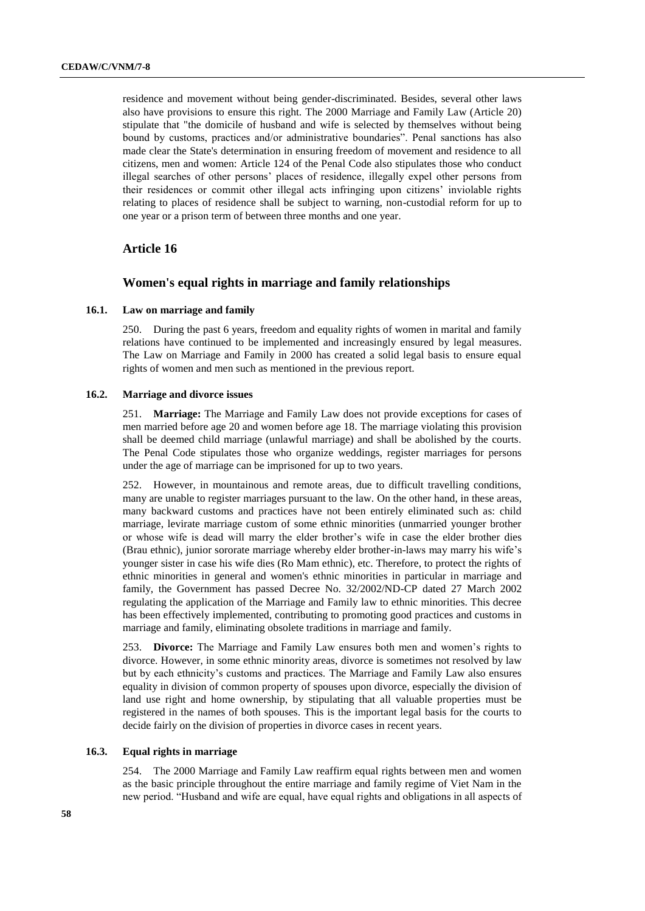residence and movement without being gender-discriminated. Besides, several other laws also have provisions to ensure this right. The 2000 Marriage and Family Law (Article 20) stipulate that "the domicile of husband and wife is selected by themselves without being bound by customs, practices and/or administrative boundaries". Penal sanctions has also made clear the State's determination in ensuring freedom of movement and residence to all citizens, men and women: Article 124 of the Penal Code also stipulates those who conduct illegal searches of other persons' places of residence, illegally expel other persons from their residences or commit other illegal acts infringing upon citizens' inviolable rights relating to places of residence shall be subject to warning, non-custodial reform for up to one year or a prison term of between three months and one year.

## Article 16

### Women's equal rights in marriage and family relationships

#### 16.1. Law on marriage and family

250. During the past 6 years, freedom and equality rights of women in marital and family relations have continued to be implemented and increasingly ensured by legal measures. The Law on Marriage and Family in 2000 has created a solid legal basis to ensure equal rights of women and men such as mentioned in the previous report.

#### 16.2. Marriage and divorce issues

251. **Marriage:** The Marriage and Family Law does not provide exceptions for cases of men married before age 20 and women before age 18. The marriage violating this provision shall be deemed child marriage (unlawful marriage) and shall be abolished by the courts. The Penal Code stipulates those who organize weddings, register marriages for persons under the age of marriage can be imprisoned for up to two years.

252. However, in mountainous and remote areas, due to difficult travelling conditions, many are unable to register marriages pursuant to the law. On the other hand, in these areas, many backward customs and practices have not been entirely eliminated such as: child marriage, levirate marriage custom of some ethnic minorities (unmarried younger brother or whose wife is dead will marry the elder brother's wife in case the elder brother dies (Brau ethnic), junior sororate marriage whereby elder brother-in-laws may marry his wife's younger sister in case his wife dies (Ro Mam ethnic), etc. Therefore, to protect the rights of ethnic minorities in general and women's ethnic minorities in particular in marriage and family, the Government has passed Decree No. 32/2002/ND-CP dated 27 March 2002 regulating the application of the Marriage and Family law to ethnic minorities. This decree has been effectively implemented, contributing to promoting good practices and customs in marriage and family, eliminating obsolete traditions in marriage and family.

253. **Divorce:** The Marriage and Family Law ensures both men and women's rights to divorce. However, in some ethnic minority areas, divorce is sometimes not resolved by law but by each ethnicity's customs and practices. The Marriage and Family Law also ensures equality in division of common property of spouses upon divorce, especially the division of land use right and home ownership, by stipulating that all valuable properties must be registered in the names of both spouses. This is the important legal basis for the courts to decide fairly on the division of properties in divorce cases in recent years.

#### 16.3. Equal rights in marriage

254. The 2000 Marriage and Family Law reaffirm equal rights between men and women as the basic principle throughout the entire marriage and family regime of Viet Nam in the new period. "Husband and wife are equal, have equal rights and obligations in all aspects of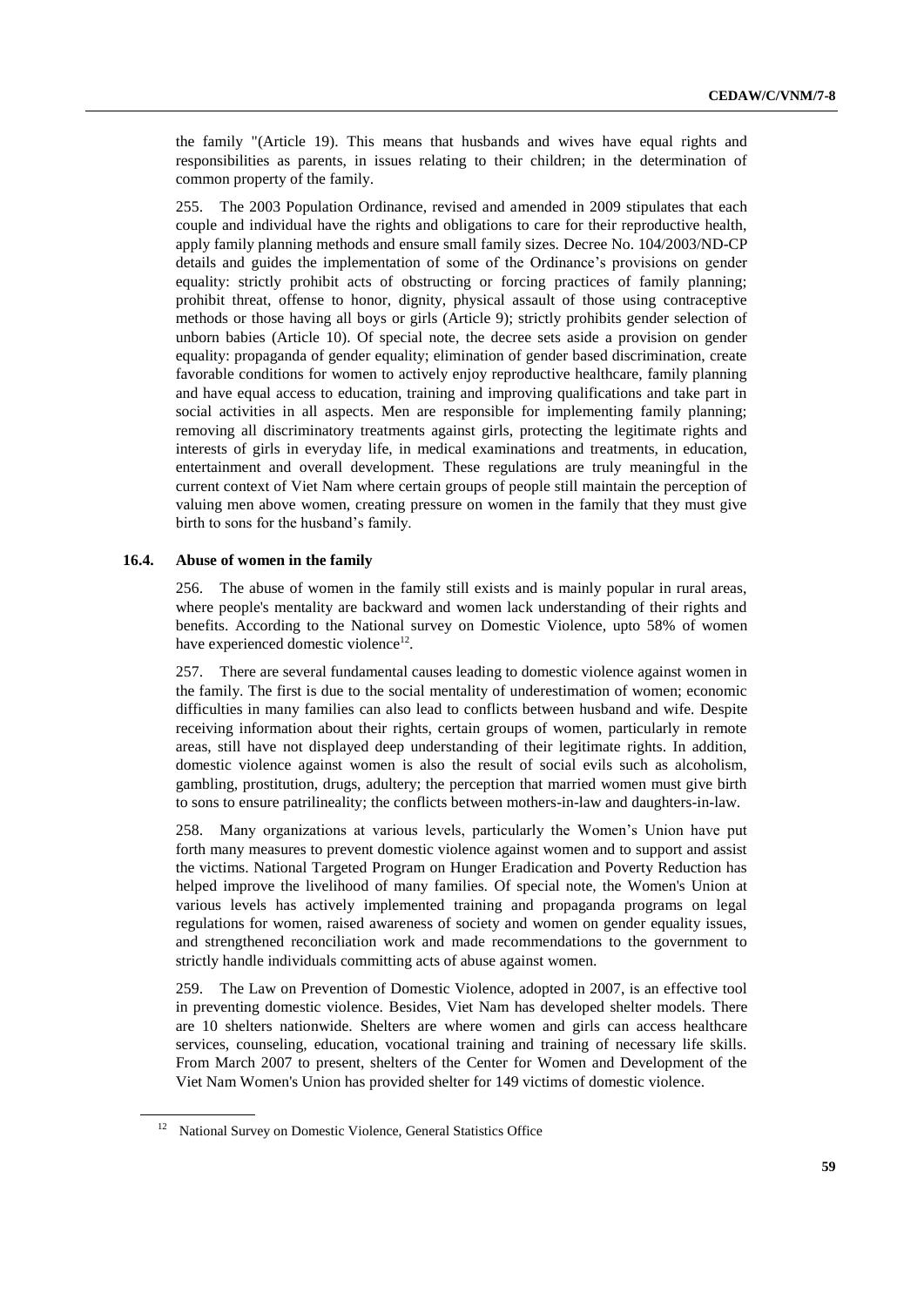the family "(Article 19). This means that husbands and wives have equal rights and responsibilities as parents, in issues relating to their children; in the determination of common property of the family.

255. The 2003 Population Ordinance, revised and amended in 2009 stipulates that each couple and individual have the rights and obligations to care for their reproductive health, apply family planning methods and ensure small family sizes. Decree No. 104/2003/ND-CP details and guides the implementation of some of the Ordinance's provisions on gender equality: strictly prohibit acts of obstructing or forcing practices of family planning; prohibit threat, offense to honor, dignity, physical assault of those using contraceptive methods or those having all boys or girls (Article 9); strictly prohibits gender selection of unborn babies (Article 10). Of special note, the decree sets aside a provision on gender equality: propaganda of gender equality; elimination of gender based discrimination, create favorable conditions for women to actively enjoy reproductive healthcare, family planning and have equal access to education, training and improving qualifications and take part in social activities in all aspects. Men are responsible for implementing family planning; removing all discriminatory treatments against girls, protecting the legitimate rights and interests of girls in everyday life, in medical examinations and treatments, in education, entertainment and overall development. These regulations are truly meaningful in the current context of Viet Nam where certain groups of people still maintain the perception of valuing men above women, creating pressure on women in the family that they must give birth to sons for the husband's family.

### 16.4. Abuse of women in the family

256. The abuse of women in the family still exists and is mainly popular in rural areas, where people's mentality are backward and women lack understanding of their rights and benefits. According to the National survey on Domestic Violence, upto 58% of women have experienced domestic violence[12].

257. There are several fundamental causes leading to domestic violence against women in the family. The first is due to the social mentality of underestimation of women; economic difficulties in many families can also lead to conflicts between husband and wife. Despite receiving information about their rights, certain groups of women, particularly in remote areas, still have not displayed deep understanding of their legitimate rights. In addition, domestic violence against women is also the result of social evils such as alcoholism, gambling, prostitution, drugs, adultery; the perception that married women must give birth to sons to ensure patrilineality; the conflicts between mothers-in-law and daughters-in-law.

258. Many organizations at various levels, particularly the Women's Union have put forth many measures to prevent domestic violence against women and to support and assist the victims. National Targeted Program on Hunger Eradication and Poverty Reduction has helped improve the livelihood of many families. Of special note, the Women's Union at various levels has actively implemented training and propaganda programs on legal regulations for women, raised awareness of society and women on gender equality issues, and strengthened reconciliation work and made recommendations to the government to strictly handle individuals committing acts of abuse against women.

259. The Law on Prevention of Domestic Violence, adopted in 2007, is an effective tool in preventing domestic violence. Besides, Viet Nam has developed shelter models. There are 10 shelters nationwide. Shelters are where women and girls can access healthcare services, counseling, education, vocational training and training of necessary life skills. From March 2007 to present, shelters of the Center for Women and Development of the Viet Nam Women's Union has provided shelter for 149 victims of domestic violence.

---

[12] National Survey on Domestic Violence, General Statistics Office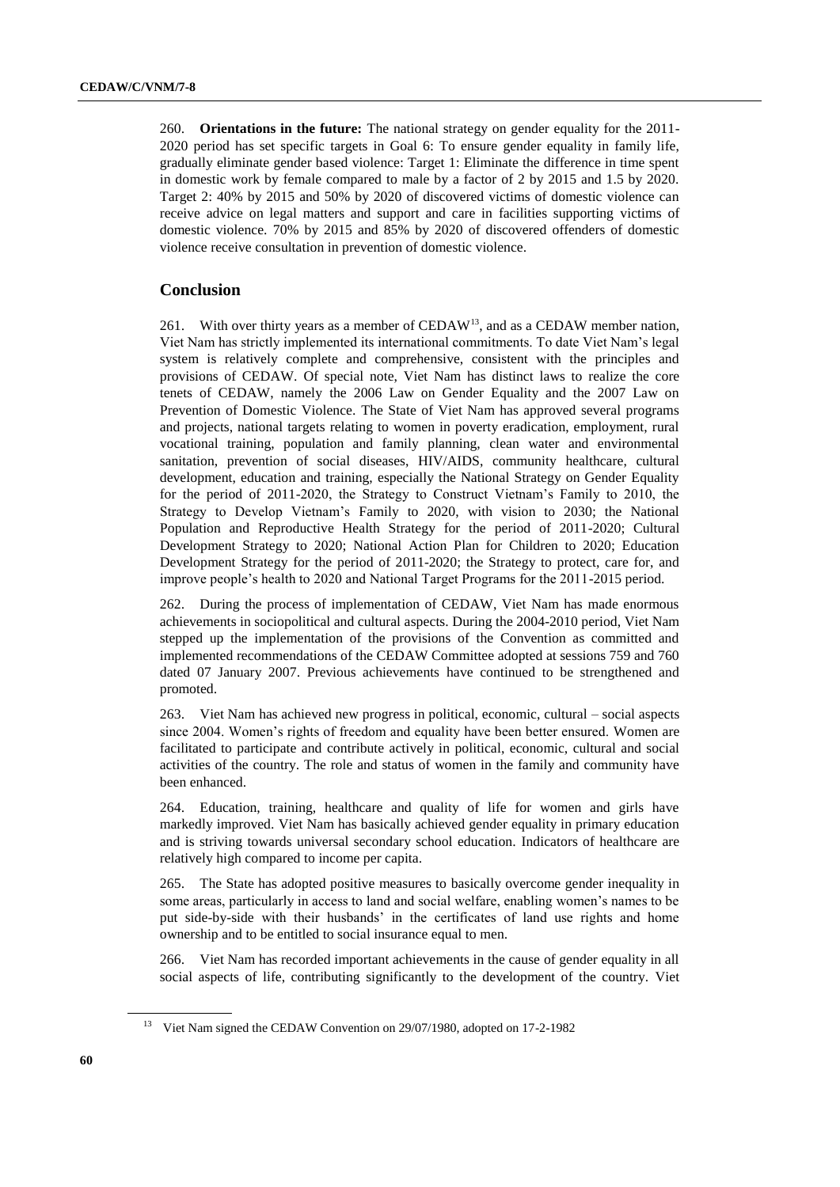260. **Orientations in the future:** The national strategy on gender equality for the 2011-2020 period has set specific targets in Goal 6: To ensure gender equality in family life, gradually eliminate gender based violence: Target 1: Eliminate the difference in time spent in domestic work by female compared to male by a factor of 2 by 2015 and 1.5 by 2020. Target 2: 40% by 2015 and 50% by 2020 of discovered victims of domestic violence can receive advice on legal matters and support and care in facilities supporting victims of domestic violence. 70% by 2015 and 85% by 2020 of discovered offenders of domestic violence receive consultation in prevention of domestic violence.

## Conclusion

261. With over thirty years as a member of CEDAW[13], and as a CEDAW member nation, Viet Nam has strictly implemented its international commitments. To date Viet Nam's legal system is relatively complete and comprehensive, consistent with the principles and provisions of CEDAW. Of special note, Viet Nam has distinct laws to realize the core tenets of CEDAW, namely the 2006 Law on Gender Equality and the 2007 Law on Prevention of Domestic Violence. The State of Viet Nam has approved several programs and projects, national targets relating to women in poverty eradication, employment, rural vocational training, population and family planning, clean water and environmental sanitation, prevention of social diseases, HIV/AIDS, community healthcare, cultural development, education and training, especially the National Strategy on Gender Equality for the period of 2011-2020, the Strategy to Construct Vietnam's Family to 2010, the Strategy to Develop Vietnam's Family to 2020, with vision to 2030; the National Population and Reproductive Health Strategy for the period of 2011-2020; Cultural Development Strategy to 2020; National Action Plan for Children to 2020; Education Development Strategy for the period of 2011-2020; the Strategy to protect, care for, and improve people's health to 2020 and National Target Programs for the 2011-2015 period.

262. During the process of implementation of CEDAW, Viet Nam has made enormous achievements in sociopolitical and cultural aspects. During the 2004-2010 period, Viet Nam stepped up the implementation of the provisions of the Convention as committed and implemented recommendations of the CEDAW Committee adopted at sessions 759 and 760 dated 07 January 2007. Previous achievements have continued to be strengthened and promoted.

263. Viet Nam has achieved new progress in political, economic, cultural – social aspects since 2004. Women's rights of freedom and equality have been better ensured. Women are facilitated to participate and contribute actively in political, economic, cultural and social activities of the country. The role and status of women in the family and community have been enhanced.

264. Education, training, healthcare and quality of life for women and girls have markedly improved. Viet Nam has basically achieved gender equality in primary education and is striving towards universal secondary school education. Indicators of healthcare are relatively high compared to income per capita.

265. The State has adopted positive measures to basically overcome gender inequality in some areas, particularly in access to land and social welfare, enabling women's names to be put side-by-side with their husbands' in the certificates of land use rights and home ownership and to be entitled to social insurance equal to men.

266. Viet Nam has recorded important achievements in the cause of gender equality in all social aspects of life, contributing significantly to the development of the country. Viet

[13] Viet Nam signed the CEDAW Convention on 29/07/1980, adopted on 17-2-1982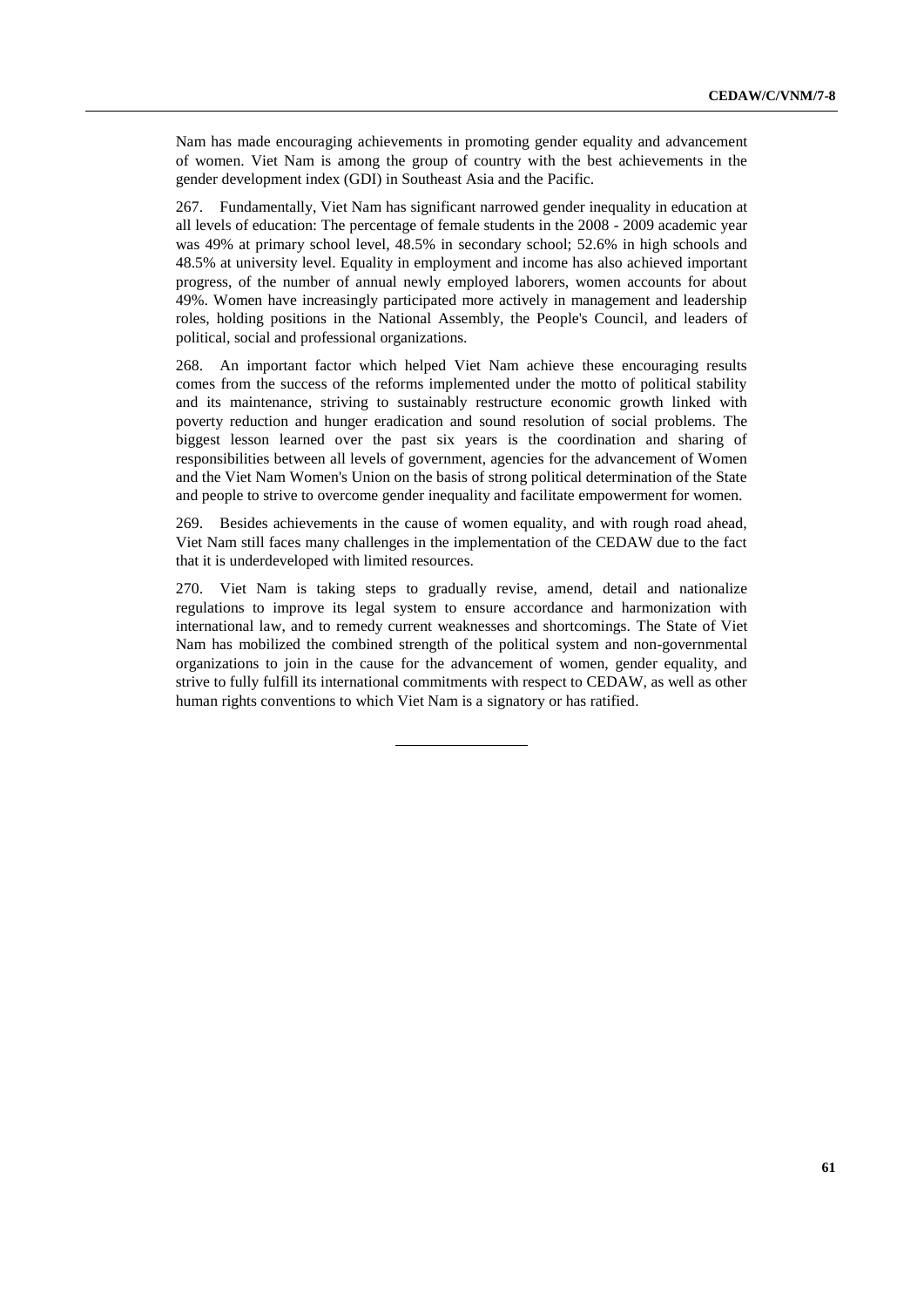Nam has made encouraging achievements in promoting gender equality and advancement of women. Viet Nam is among the group of country with the best achievements in the gender development index (GDI) in Southeast Asia and the Pacific.

267. Fundamentally, Viet Nam has significant narrowed gender inequality in education at all levels of education: The percentage of female students in the 2008 - 2009 academic year was 49% at primary school level, 48.5% in secondary school; 52.6% in high schools and 48.5% at university level. Equality in employment and income has also achieved important progress, of the number of annual newly employed laborers, women accounts for about 49%. Women have increasingly participated more actively in management and leadership roles, holding positions in the National Assembly, the People's Council, and leaders of political, social and professional organizations.

268. An important factor which helped Viet Nam achieve these encouraging results comes from the success of the reforms implemented under the motto of political stability and its maintenance, striving to sustainably restructure economic growth linked with poverty reduction and hunger eradication and sound resolution of social problems. The biggest lesson learned over the past six years is the coordination and sharing of responsibilities between all levels of government, agencies for the advancement of Women and the Viet Nam Women's Union on the basis of strong political determination of the State and people to strive to overcome gender inequality and facilitate empowerment for women.

269. Besides achievements in the cause of women equality, and with rough road ahead, Viet Nam still faces many challenges in the implementation of the CEDAW due to the fact that it is underdeveloped with limited resources.

270. Viet Nam is taking steps to gradually revise, amend, detail and nationalize regulations to improve its legal system to ensure accordance and harmonization with international law, and to remedy current weaknesses and shortcomings. The State of Viet Nam has mobilized the combined strength of the political system and non-governmental organizations to join in the cause for the advancement of women, gender equality, and strive to fully fulfill its international commitments with respect to CEDAW, as well as other human rights conventions to which Viet Nam is a signatory or has ratified.